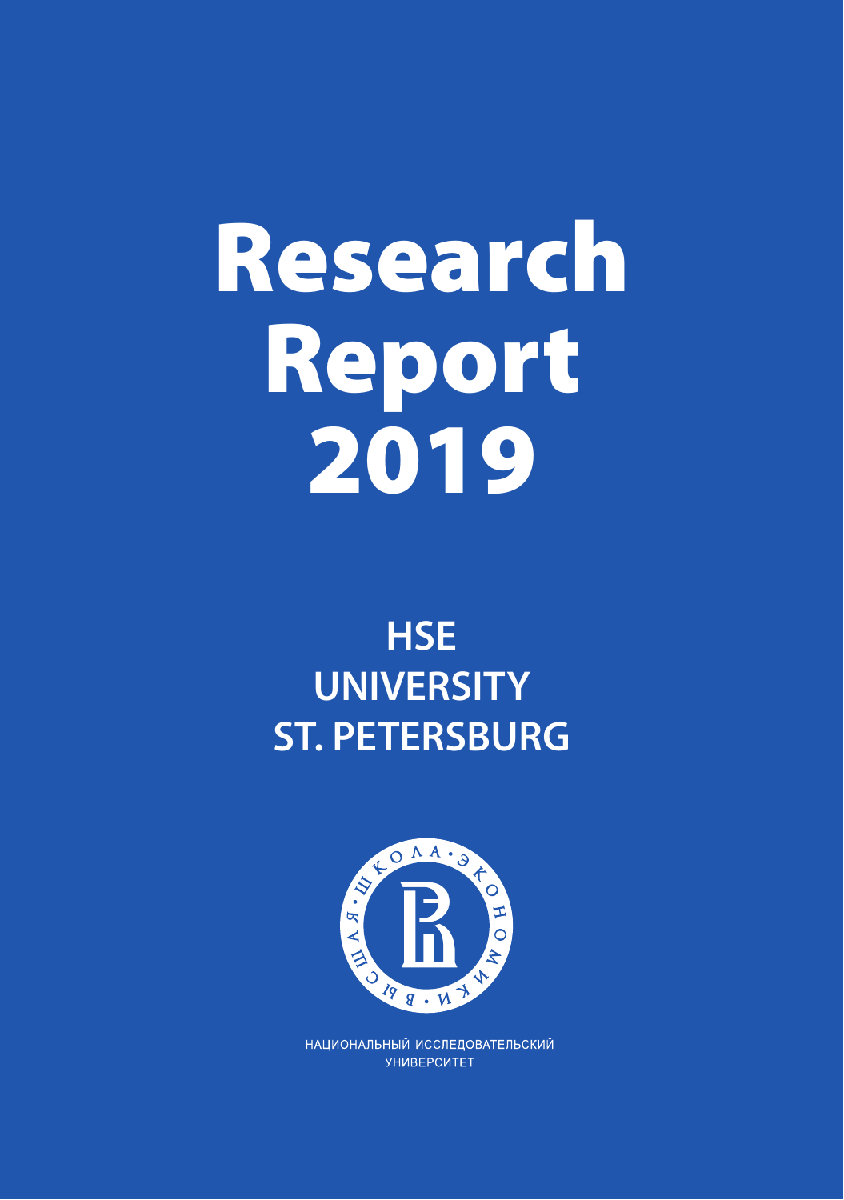# Research Report 2019

## HSE UNIVERSITY ST. PETERSBURG

НАЦИОНАЛЬНЫЙ ИССЛЕДОВАТЕЛЬСКИЙ УНИВЕРСИТЕТ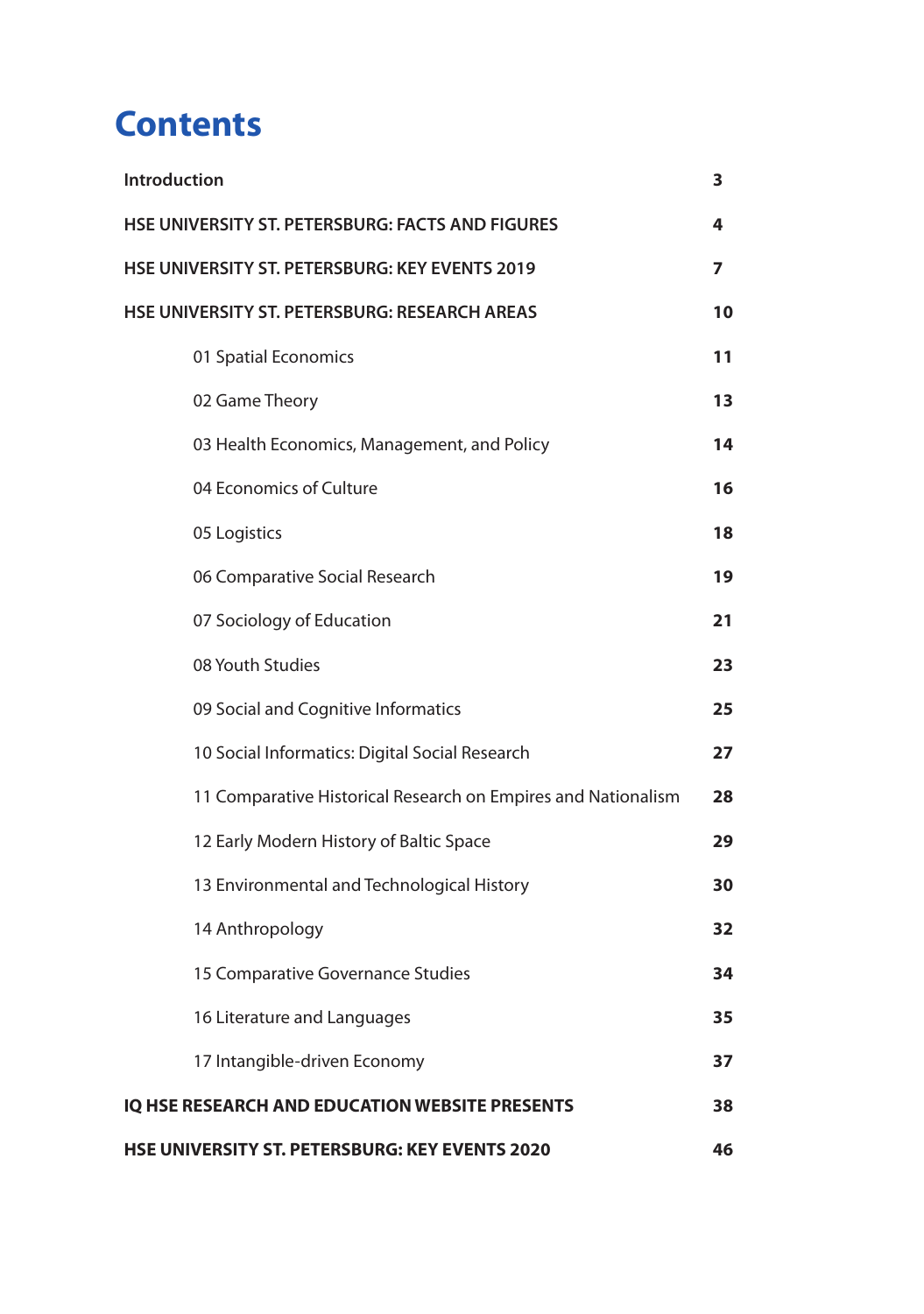# Contents

| | |
|---|---|
| **Introduction** | **3** |
| **HSE UNIVERSITY ST. PETERSBURG: FACTS AND FIGURES** | **4** |
| **HSE UNIVERSITY ST. PETERSBURG: KEY EVENTS 2019** | **7** |
| **HSE UNIVERSITY ST. PETERSBURG: RESEARCH AREAS** | **10** |
| 01 Spatial Economics | **11** |
| 02 Game Theory | **13** |
| 03 Health Economics, Management, and Policy | **14** |
| 04 Economics of Culture | **16** |
| 05 Logistics | **18** |
| 06 Comparative Social Research | **19** |
| 07 Sociology of Education | **21** |
| 08 Youth Studies | **23** |
| 09 Social and Cognitive Informatics | **25** |
| 10 Social Informatics: Digital Social Research | **27** |
| 11 Comparative Historical Research on Empires and Nationalism | **28** |
| 12 Early Modern History of Baltic Space | **29** |
| 13 Environmental and Technological History | **30** |
| 14 Anthropology | **32** |
| 15 Comparative Governance Studies | **34** |
| 16 Literature and Languages | **35** |
| 17 Intangible-driven Economy | **37** |
| **IQ HSE RESEARCH AND EDUCATION WEBSITE PRESENTS** | **38** |
| **HSE UNIVERSITY ST. PETERSBURG: KEY EVENTS 2020** | **46** |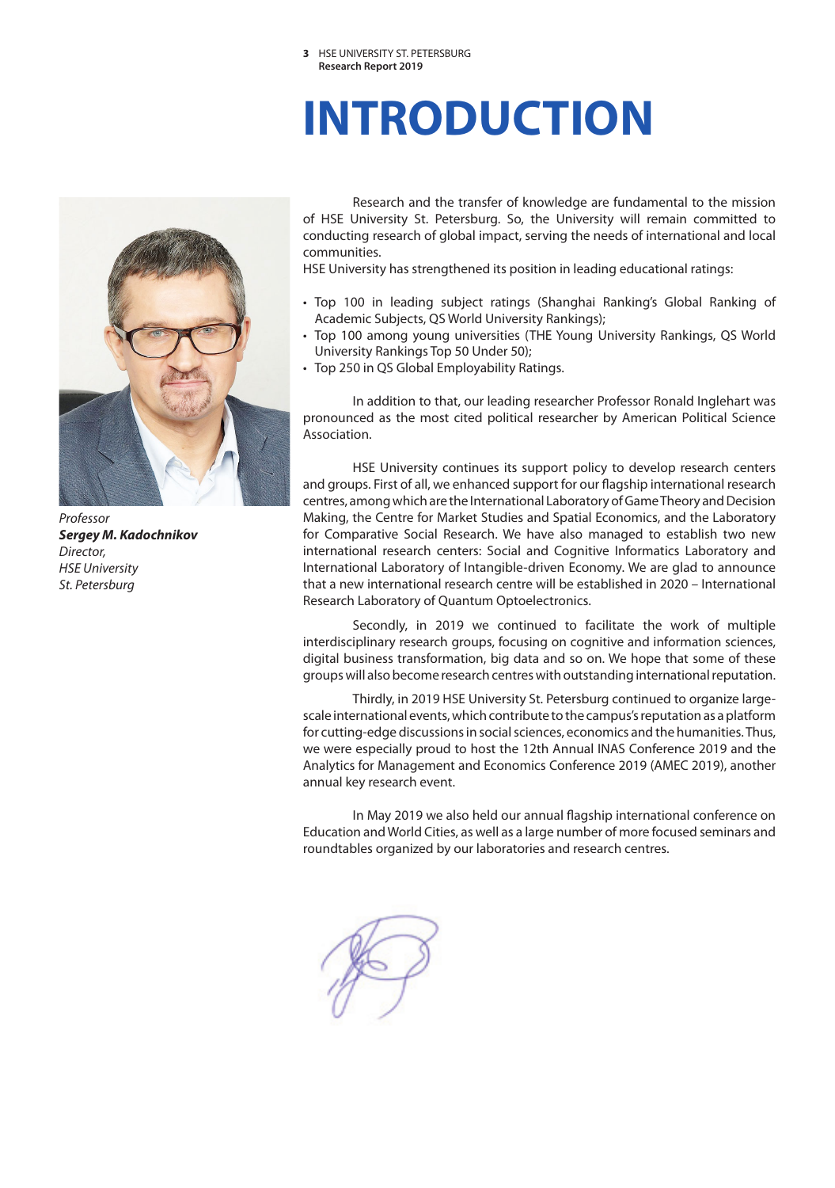# INTRODUCTION

*Professor*
***Sergey M. Kadochnikov***
*Director,*
*HSE University*
*St. Petersburg*

Research and the transfer of knowledge are fundamental to the mission of HSE University St. Petersburg. So, the University will remain committed to conducting research of global impact, serving the needs of international and local communities.
HSE University has strengthened its position in leading educational ratings:

- Top 100 in leading subject ratings (Shanghai Ranking's Global Ranking of Academic Subjects, QS World University Rankings);
- Top 100 among young universities (THE Young University Rankings, QS World University Rankings Top 50 Under 50);
- Top 250 in QS Global Employability Ratings.

In addition to that, our leading researcher Professor Ronald Inglehart was pronounced as the most cited political researcher by American Political Science Association.

HSE University continues its support policy to develop research centers and groups. First of all, we enhanced support for our flagship international research centres, among which are the International Laboratory of Game Theory and Decision Making, the Centre for Market Studies and Spatial Economics, and the Laboratory for Comparative Social Research. We have also managed to establish two new international research centers: Social and Cognitive Informatics Laboratory and International Laboratory of Intangible-driven Economy. We are glad to announce that a new international research centre will be established in 2020 – International Research Laboratory of Quantum Optoelectronics.

Secondly, in 2019 we continued to facilitate the work of multiple interdisciplinary research groups, focusing on cognitive and information sciences, digital business transformation, big data and so on. We hope that some of these groups will also become research centres with outstanding international reputation.

Thirdly, in 2019 HSE University St. Petersburg continued to organize large-scale international events, which contribute to the campus's reputation as a platform for cutting-edge discussions in social sciences, economics and the humanities. Thus, we were especially proud to host the 12th Annual INAS Conference 2019 and the Analytics for Management and Economics Conference 2019 (AMEC 2019), another annual key research event.

In May 2019 we also held our annual flagship international conference on Education and World Cities, as well as a large number of more focused seminars and roundtables organized by our laboratories and research centres.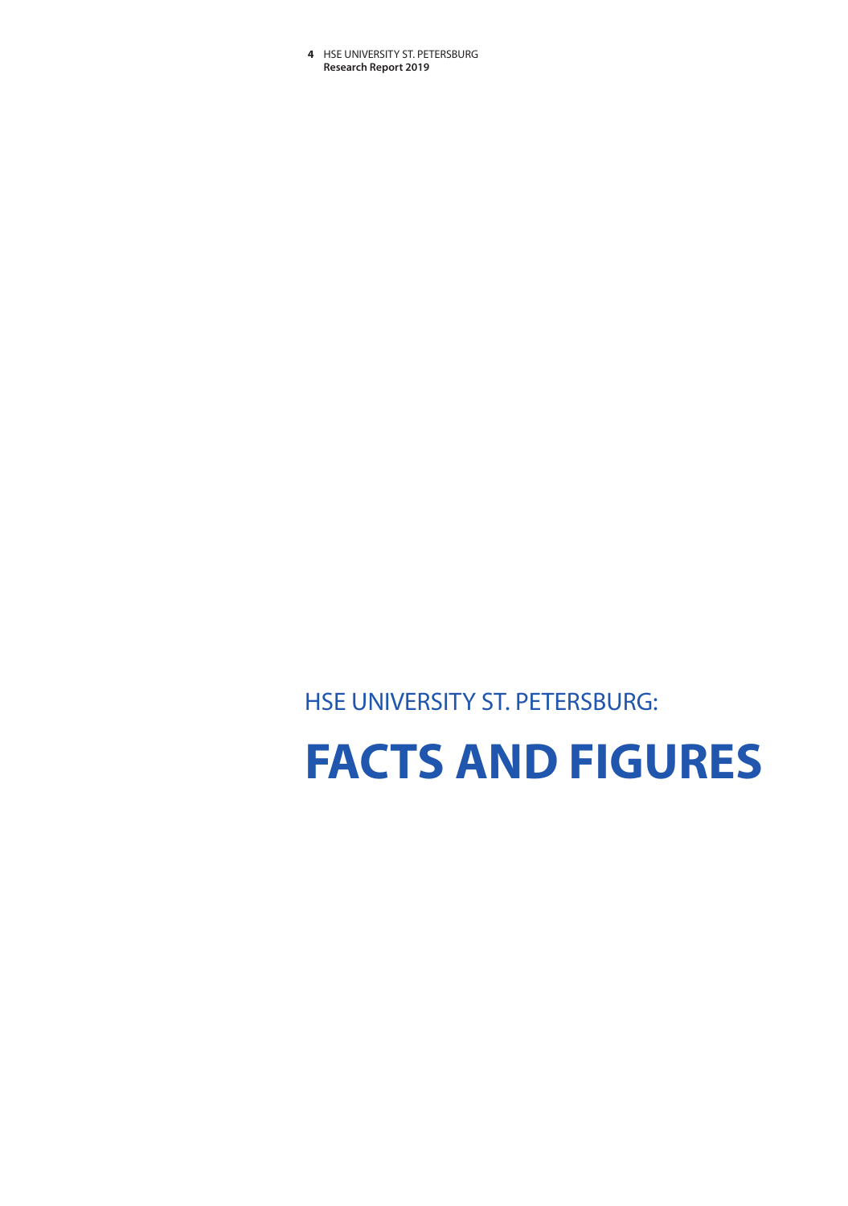## HSE UNIVERSITY ST. PETERSBURG:

# FACTS AND FIGURES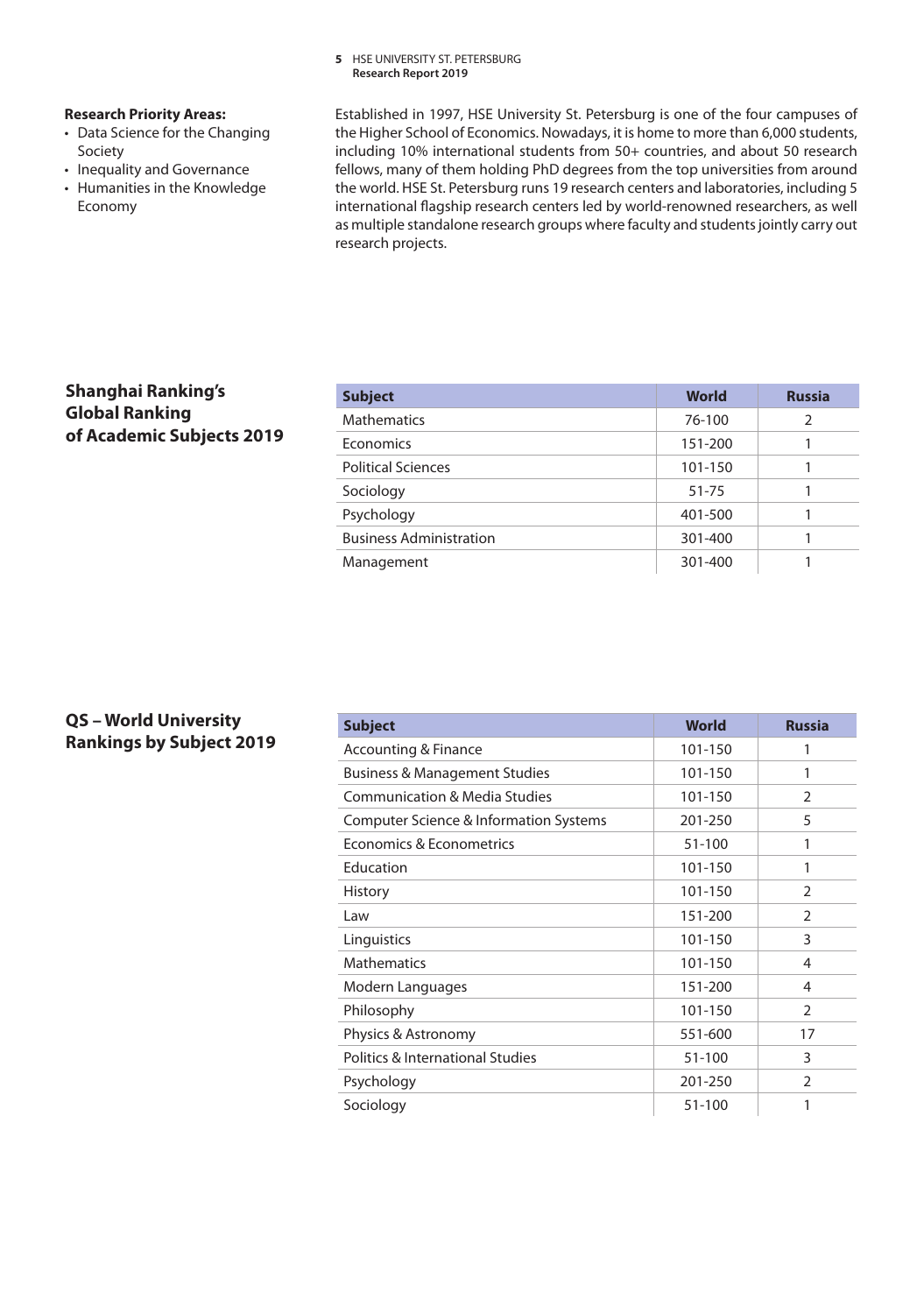**Research Priority Areas:**

- Data Science for the Changing Society
- Inequality and Governance
- Humanities in the Knowledge Economy

Established in 1997, HSE University St. Petersburg is one of the four campuses of the Higher School of Economics. Nowadays, it is home to more than 6,000 students, including 10% international students from 50+ countries, and about 50 research fellows, many of them holding PhD degrees from the top universities from around the world. HSE St. Petersburg runs 19 research centers and laboratories, including 5 international flagship research centers led by world-renowned researchers, as well as multiple standalone research groups where faculty and students jointly carry out research projects.

## Shanghai Ranking's Global Ranking of Academic Subjects 2019

| Subject | World | Russia |
|---|---|---|
| Mathematics | 76-100 | 2 |
| Economics | 151-200 | 1 |
| Political Sciences | 101-150 | 1 |
| Sociology | 51-75 | 1 |
| Psychology | 401-500 | 1 |
| Business Administration | 301-400 | 1 |
| Management | 301-400 | 1 |

## QS – World University Rankings by Subject 2019

| Subject | World | Russia |
|---|---|---|
| Accounting & Finance | 101-150 | 1 |
| Business & Management Studies | 101-150 | 1 |
| Communication & Media Studies | 101-150 | 2 |
| Computer Science & Information Systems | 201-250 | 5 |
| Economics & Econometrics | 51-100 | 1 |
| Education | 101-150 | 1 |
| History | 101-150 | 2 |
| Law | 151-200 | 2 |
| Linguistics | 101-150 | 3 |
| Mathematics | 101-150 | 4 |
| Modern Languages | 151-200 | 4 |
| Philosophy | 101-150 | 2 |
| Physics & Astronomy | 551-600 | 17 |
| Politics & International Studies | 51-100 | 3 |
| Psychology | 201-250 | 2 |
| Sociology | 51-100 | 1 |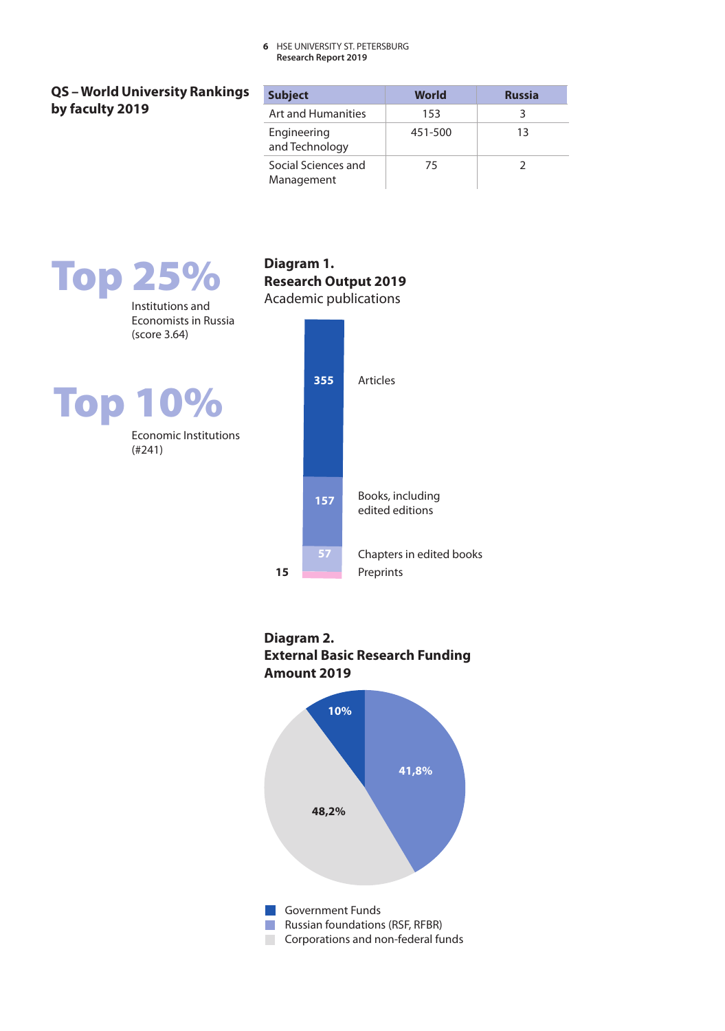## QS – World University Rankings by faculty 2019

| Subject | World | Russia |
|---|---|---|
| Art and Humanities | 153 | 3 |
| Engineering and Technology | 451-500 | 13 |
| Social Sciences and Management | 75 | 2 |

**Top 25%**

Institutions and Economists in Russia (score 3.64)

**Top 10%**

Economic Institutions (#241)

### Diagram 1. Research Output 2019

Academic publications

- 355 Articles
- 157 Books, including edited editions
- 57 Chapters in edited books
- 15 Preprints

### Diagram 2. External Basic Research Funding Amount 2019

- Government Funds: 10%
- Russian foundations (RSF, RFBR): 41,8%
- Corporations and non-federal funds: 48,2%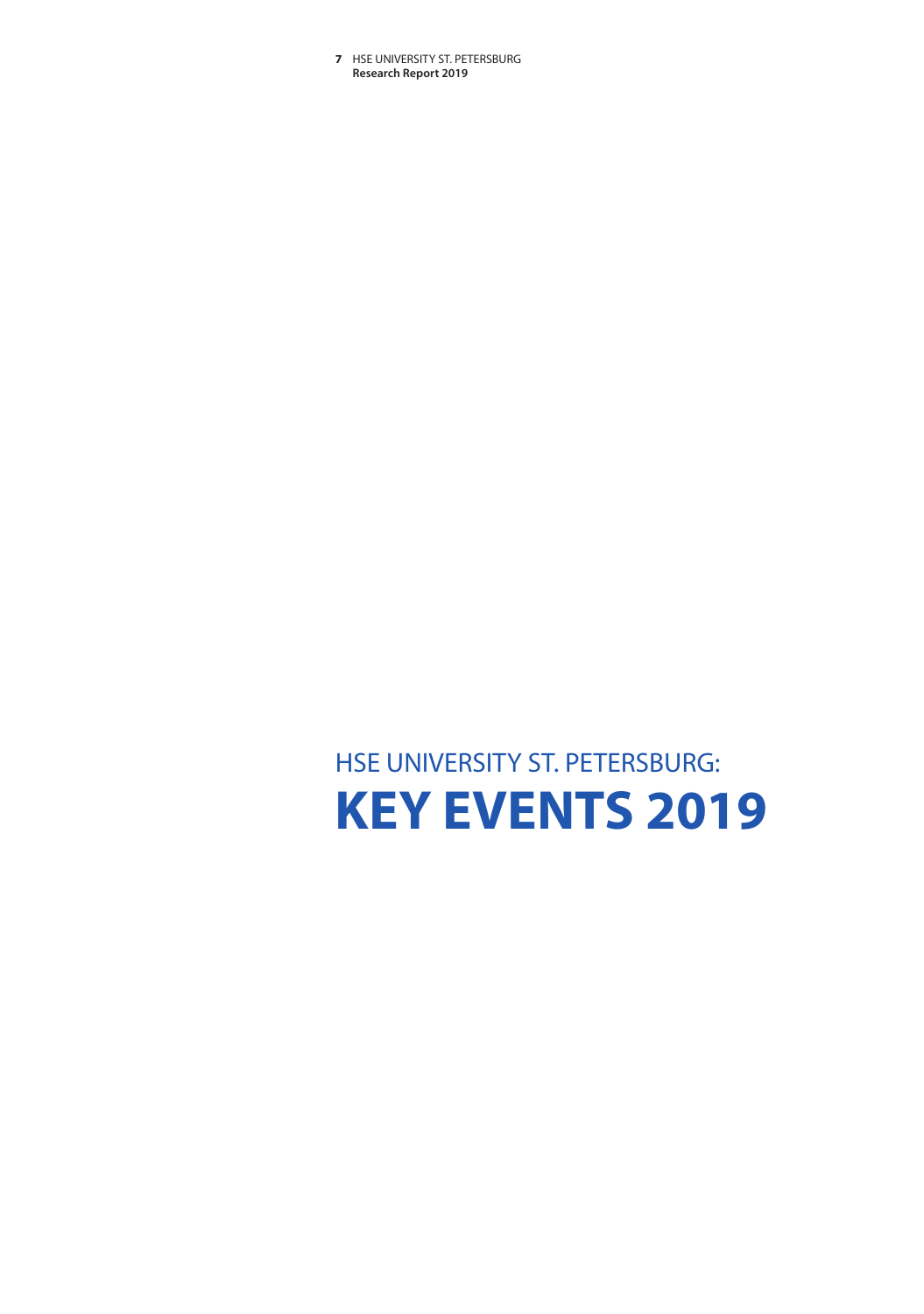HSE UNIVERSITY ST. PETERSBURG:

# KEY EVENTS 2019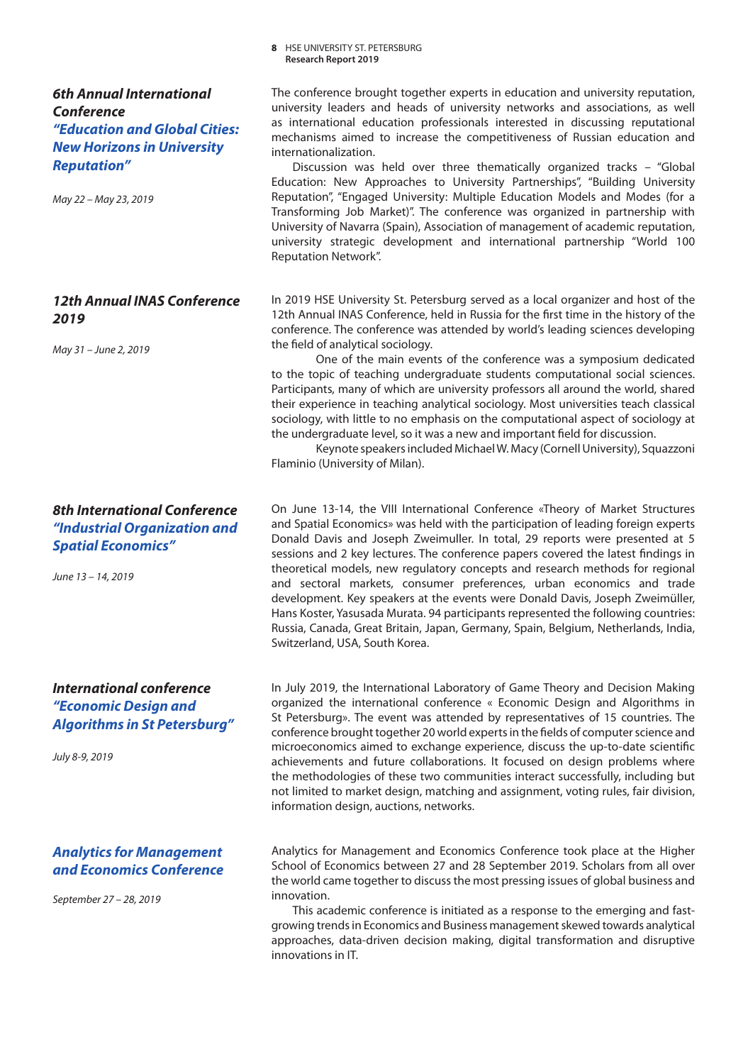### 6th Annual International Conference *"Education and Global Cities: New Horizons in University Reputation"*

*May 22 – May 23, 2019*

The conference brought together experts in education and university reputation, university leaders and heads of university networks and associations, as well as international education professionals interested in discussing reputational mechanisms aimed to increase the competitiveness of Russian education and internationalization.

Discussion was held over three thematically organized tracks – "Global Education: New Approaches to University Partnerships", "Building University Reputation", "Engaged University: Multiple Education Models and Modes (for a Transforming Job Market)". The conference was organized in partnership with University of Navarra (Spain), Association of management of academic reputation, university strategic development and international partnership "World 100 Reputation Network".

### 12th Annual INAS Conference 2019

*May 31 – June 2, 2019*

In 2019 HSE University St. Petersburg served as a local organizer and host of the 12th Annual INAS Conference, held in Russia for the first time in the history of the conference. The conference was attended by world's leading sciences developing the field of analytical sociology.

One of the main events of the conference was a symposium dedicated to the topic of teaching undergraduate students computational social sciences. Participants, many of which are university professors all around the world, shared their experience in teaching analytical sociology. Most universities teach classical sociology, with little to no emphasis on the computational aspect of sociology at the undergraduate level, so it was a new and important field for discussion.

Keynote speakers included Michael W. Macy (Cornell University), Squazzoni Flaminio (University of Milan).

### 8th International Conference *"Industrial Organization and Spatial Economics"*

*June 13 – 14, 2019*

On June 13-14, the VIII International Conference «Theory of Market Structures and Spatial Economics» was held with the participation of leading foreign experts Donald Davis and Joseph Zweimuller. In total, 29 reports were presented at 5 sessions and 2 key lectures. The conference papers covered the latest findings in theoretical models, new regulatory concepts and research methods for regional and sectoral markets, consumer preferences, urban economics and trade development. Key speakers at the events were Donald Davis, Joseph Zweimüller, Hans Koster, Yasusada Murata. 94 participants represented the following countries: Russia, Canada, Great Britain, Japan, Germany, Spain, Belgium, Netherlands, India, Switzerland, USA, South Korea.

### International conference *"Economic Design and Algorithms in St Petersburg"*

*July 8-9, 2019*

In July 2019, the International Laboratory of Game Theory and Decision Making organized the international conference « Economic Design and Algorithms in St Petersburg». The event was attended by representatives of 15 countries. The conference brought together 20 world experts in the fields of computer science and microeconomics aimed to exchange experience, discuss the up-to-date scientific achievements and future collaborations. It focused on design problems where the methodologies of these two communities interact successfully, including but not limited to market design, matching and assignment, voting rules, fair division, information design, auctions, networks.

### *Analytics for Management and Economics Conference*

*September 27 – 28, 2019*

Analytics for Management and Economics Conference took place at the Higher School of Economics between 27 and 28 September 2019. Scholars from all over the world came together to discuss the most pressing issues of global business and innovation.

This academic conference is initiated as a response to the emerging and fast-growing trends in Economics and Business management skewed towards analytical approaches, data-driven decision making, digital transformation and disruptive innovations in IT.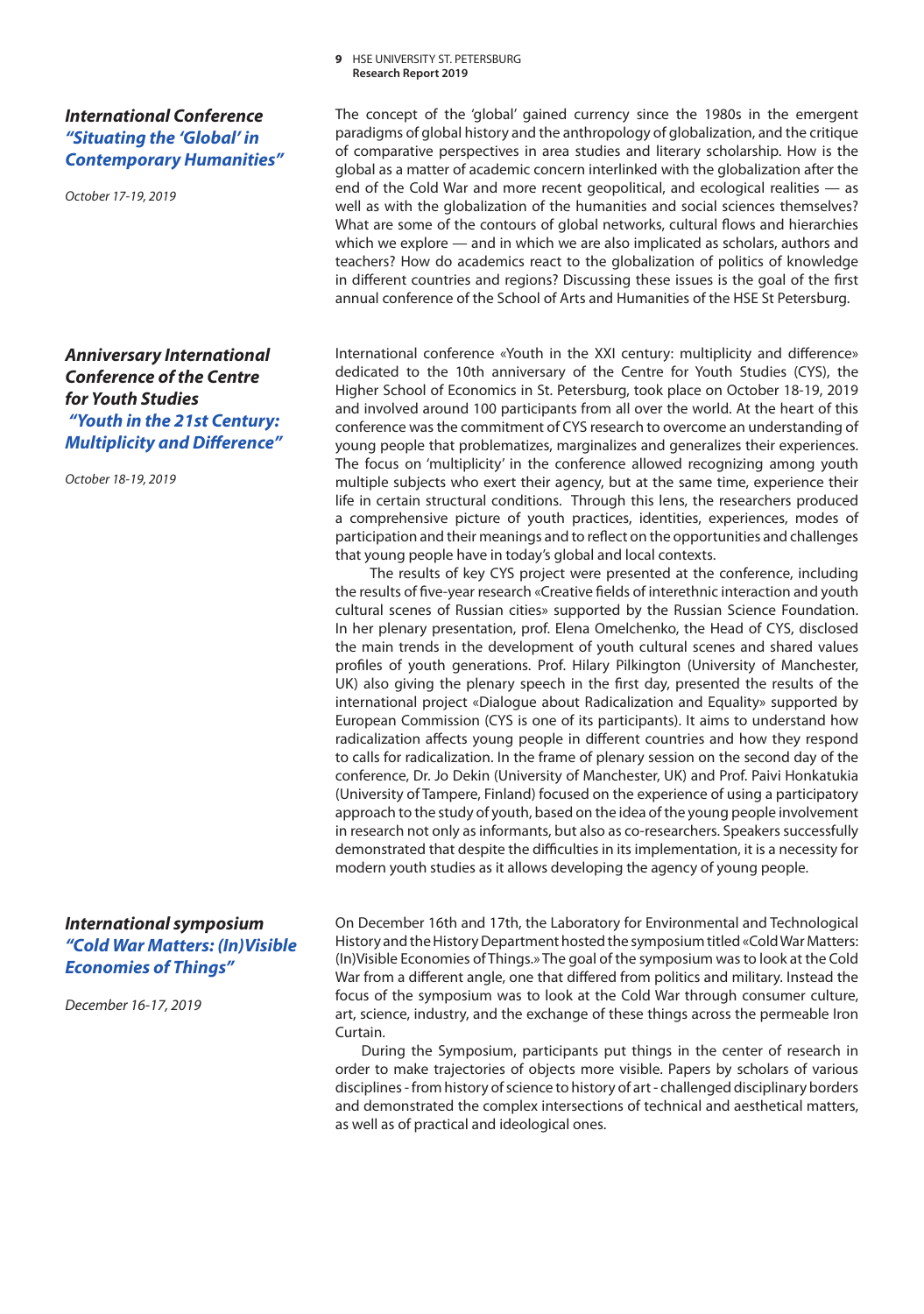## *International Conference "Situating the 'Global' in Contemporary Humanities"*

*October 17-19, 2019*

The concept of the 'global' gained currency since the 1980s in the emergent paradigms of global history and the anthropology of globalization, and the critique of comparative perspectives in area studies and literary scholarship. How is the global as a matter of academic concern interlinked with the globalization after the end of the Cold War and more recent geopolitical, and ecological realities — as well as with the globalization of the humanities and social sciences themselves? What are some of the contours of global networks, cultural flows and hierarchies which we explore — and in which we are also implicated as scholars, authors and teachers? How do academics react to the globalization of politics of knowledge in different countries and regions? Discussing these issues is the goal of the first annual conference of the School of Arts and Humanities of the HSE St Petersburg.

## *Anniversary International Conference of the Centre for Youth Studies "Youth in the 21st Century: Multiplicity and Difference"*

*October 18-19, 2019*

International conference «Youth in the XXI century: multiplicity and difference» dedicated to the 10th anniversary of the Centre for Youth Studies (CYS), the Higher School of Economics in St. Petersburg, took place on October 18-19, 2019 and involved around 100 participants from all over the world. At the heart of this conference was the commitment of CYS research to overcome an understanding of young people that problematizes, marginalizes and generalizes their experiences. The focus on 'multiplicity' in the conference allowed recognizing among youth multiple subjects who exert their agency, but at the same time, experience their life in certain structural conditions. Through this lens, the researchers produced a comprehensive picture of youth practices, identities, experiences, modes of participation and their meanings and to reflect on the opportunities and challenges that young people have in today's global and local contexts.

The results of key CYS project were presented at the conference, including the results of five-year research «Creative fields of interethnic interaction and youth cultural scenes of Russian cities» supported by the Russian Science Foundation. In her plenary presentation, prof. Elena Omelchenko, the Head of CYS, disclosed the main trends in the development of youth cultural scenes and shared values profiles of youth generations. Prof. Hilary Pilkington (University of Manchester, UK) also giving the plenary speech in the first day, presented the results of the international project «Dialogue about Radicalization and Equality» supported by European Commission (CYS is one of its participants). It aims to understand how radicalization affects young people in different countries and how they respond to calls for radicalization. In the frame of plenary session on the second day of the conference, Dr. Jo Dekin (University of Manchester, UK) and Prof. Paivi Honkatukia (University of Tampere, Finland) focused on the experience of using a participatory approach to the study of youth, based on the idea of the young people involvement in research not only as informants, but also as co-researchers. Speakers successfully demonstrated that despite the difficulties in its implementation, it is a necessity for modern youth studies as it allows developing the agency of young people.

## *International symposium "Cold War Matters: (In)Visible Economies of Things"*

*December 16-17, 2019*

On December 16th and 17th, the Laboratory for Environmental and Technological History and the History Department hosted the symposium titled «Cold War Matters: (In)Visible Economies of Things.» The goal of the symposium was to look at the Cold War from a different angle, one that differed from politics and military. Instead the focus of the symposium was to look at the Cold War through consumer culture, art, science, industry, and the exchange of these things across the permeable Iron Curtain.

During the Symposium, participants put things in the center of research in order to make trajectories of objects more visible. Papers by scholars of various disciplines - from history of science to history of art - challenged disciplinary borders and demonstrated the complex intersections of technical and aesthetical matters, as well as of practical and ideological ones.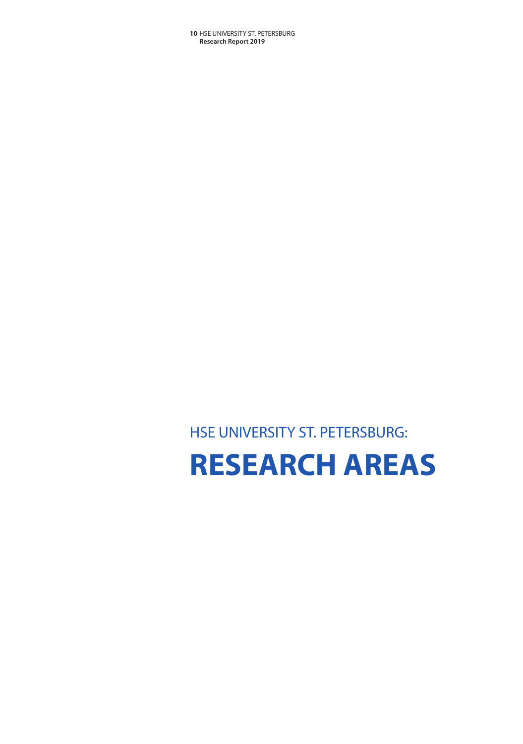HSE UNIVERSITY ST. PETERSBURG:

# RESEARCH AREAS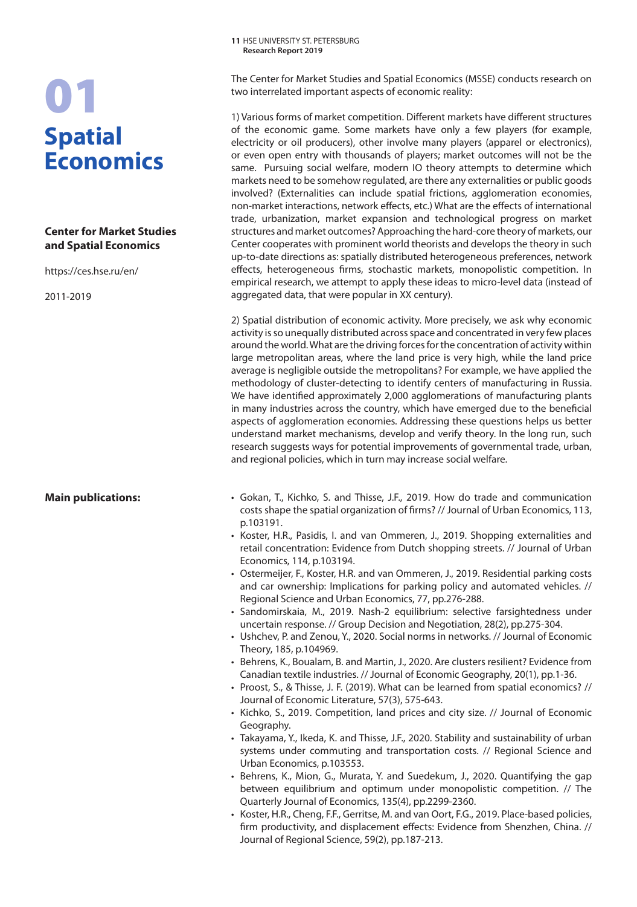# 01 Spatial Economics

**Center for Market Studies and Spatial Economics**

https://ces.hse.ru/en/

2011-2019

The Center for Market Studies and Spatial Economics (MSSE) conducts research on two interrelated important aspects of economic reality:

1) Various forms of market competition. Different markets have different structures of the economic game. Some markets have only a few players (for example, electricity or oil producers), other involve many players (apparel or electronics), or even open entry with thousands of players; market outcomes will not be the same. Pursuing social welfare, modern IO theory attempts to determine which markets need to be somehow regulated, are there any externalities or public goods involved? (Externalities can include spatial frictions, agglomeration economies, non-market interactions, network effects, etc.) What are the effects of international trade, urbanization, market expansion and technological progress on market structures and market outcomes? Approaching the hard-core theory of markets, our Center cooperates with prominent world theorists and develops the theory in such up-to-date directions as: spatially distributed heterogeneous preferences, network effects, heterogeneous firms, stochastic markets, monopolistic competition. In empirical research, we attempt to apply these ideas to micro-level data (instead of aggregated data, that were popular in XX century).

2) Spatial distribution of economic activity. More precisely, we ask why economic activity is so unequally distributed across space and concentrated in very few places around the world. What are the driving forces for the concentration of activity within large metropolitan areas, where the land price is very high, while the land price average is negligible outside the metropolitans? For example, we have applied the methodology of cluster-detecting to identify centers of manufacturing in Russia. We have identified approximately 2,000 agglomerations of manufacturing plants in many industries across the country, which have emerged due to the beneficial aspects of agglomeration economies. Addressing these questions helps us better understand market mechanisms, develop and verify theory. In the long run, such research suggests ways for potential improvements of governmental trade, urban, and regional policies, which in turn may increase social welfare.

**Main publications:**

- Gokan, T., Kichko, S. and Thisse, J.F., 2019. How do trade and communication costs shape the spatial organization of firms? // Journal of Urban Economics, 113, p.103191.
- Koster, H.R., Pasidis, I. and van Ommeren, J., 2019. Shopping externalities and retail concentration: Evidence from Dutch shopping streets. // Journal of Urban Economics, 114, p.103194.
- Ostermeijer, F., Koster, H.R. and van Ommeren, J., 2019. Residential parking costs and car ownership: Implications for parking policy and automated vehicles. // Regional Science and Urban Economics, 77, pp.276-288.
- Sandomirskaia, M., 2019. Nash-2 equilibrium: selective farsightedness under uncertain response. // Group Decision and Negotiation, 28(2), pp.275-304.
- Ushchev, P. and Zenou, Y., 2020. Social norms in networks. // Journal of Economic Theory, 185, p.104969.
- Behrens, K., Boualam, B. and Martin, J., 2020. Are clusters resilient? Evidence from Canadian textile industries. // Journal of Economic Geography, 20(1), pp.1-36.
- Proost, S., & Thisse, J. F. (2019). What can be learned from spatial economics? // Journal of Economic Literature, 57(3), 575-643.
- Kichko, S., 2019. Competition, land prices and city size. // Journal of Economic Geography.
- Takayama, Y., Ikeda, K. and Thisse, J.F., 2020. Stability and sustainability of urban systems under commuting and transportation costs. // Regional Science and Urban Economics, p.103553.
- Behrens, K., Mion, G., Murata, Y. and Suedekum, J., 2020. Quantifying the gap between equilibrium and optimum under monopolistic competition. // The Quarterly Journal of Economics, 135(4), pp.2299-2360.
- Koster, H.R., Cheng, F.F., Gerritse, M. and van Oort, F.G., 2019. Place-based policies, firm productivity, and displacement effects: Evidence from Shenzhen, China. // Journal of Regional Science, 59(2), pp.187-213.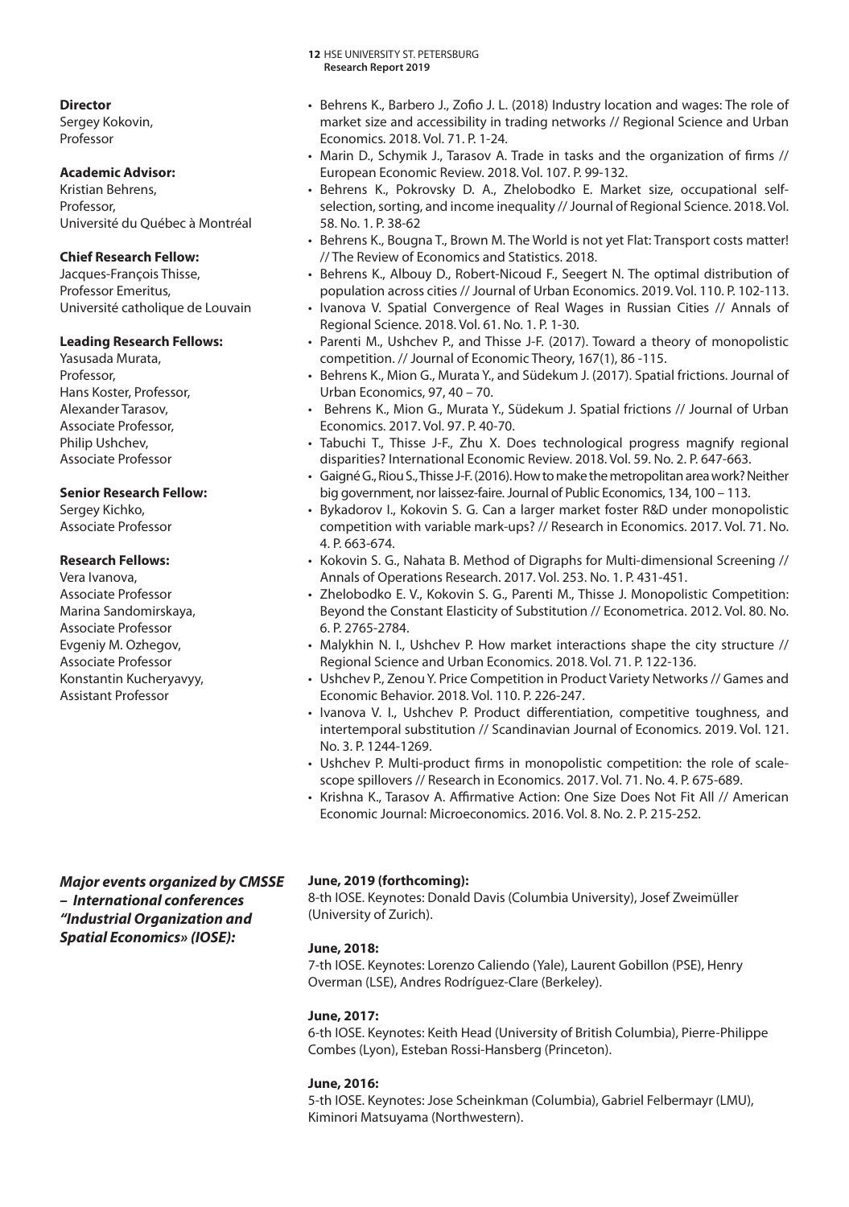**Director**
Sergey Kokovin,
Professor

**Academic Advisor:**
Kristian Behrens,
Professor,
Université du Québec à Montréal

**Chief Research Fellow:**
Jacques-François Thisse,
Professor Emeritus,
Université catholique de Louvain

**Leading Research Fellows:**
Yasusada Murata,
Professor,
Hans Koster, Professor,
Alexander Tarasov,
Associate Professor,
Philip Ushchev,
Associate Professor

**Senior Research Fellow:**
Sergey Kichko,
Associate Professor

**Research Fellows:**
Vera Ivanova,
Associate Professor
Marina Sandomirskaya,
Associate Professor
Evgeniy M. Ozhegov,
Associate Professor
Konstantin Kucheryavyy,
Assistant Professor

- Behrens K., Barbero J., Zofio J. L. (2018) Industry location and wages: The role of market size and accessibility in trading networks // Regional Science and Urban Economics. 2018. Vol. 71. P. 1-24.
- Marin D., Schymik J., Tarasov A. Trade in tasks and the organization of firms // European Economic Review. 2018. Vol. 107. P. 99-132.
- Behrens K., Pokrovsky D. A., Zhelobodko E. Market size, occupational self-selection, sorting, and income inequality // Journal of Regional Science. 2018. Vol. 58. No. 1. P. 38-62
- Behrens K., Bougna T., Brown M. The World is not yet Flat: Transport costs matter! // The Review of Economics and Statistics. 2018.
- Behrens K., Albouy D., Robert-Nicoud F., Seegert N. The optimal distribution of population across cities // Journal of Urban Economics. 2019. Vol. 110. P. 102-113.
- Ivanova V. Spatial Convergence of Real Wages in Russian Cities // Annals of Regional Science. 2018. Vol. 61. No. 1. P. 1-30.
- Parenti M., Ushchev P., and Thisse J-F. (2017). Toward a theory of monopolistic competition. // Journal of Economic Theory, 167(1), 86 -115.
- Behrens K., Mion G., Murata Y., and Südekum J. (2017). Spatial frictions. Journal of Urban Economics, 97, 40 – 70.
- Behrens K., Mion G., Murata Y., Südekum J. Spatial frictions // Journal of Urban Economics. 2017. Vol. 97. P. 40-70.
- Tabuchi T., Thisse J-F., Zhu X. Does technological progress magnify regional disparities? International Economic Review. 2018. Vol. 59. No. 2. P. 647-663.
- Gaigné G., Riou S., Thisse J-F. (2016). How to make the metropolitan area work? Neither big government, nor laissez-faire. Journal of Public Economics, 134, 100 – 113.
- Bykadorov I., Kokovin S. G. Can a larger market foster R&D under monopolistic competition with variable mark-ups? // Research in Economics. 2017. Vol. 71. No. 4. P. 663-674.
- Kokovin S. G., Nahata B. Method of Digraphs for Multi-dimensional Screening // Annals of Operations Research. 2017. Vol. 253. No. 1. P. 431-451.
- Zhelobodko E. V., Kokovin S. G., Parenti M., Thisse J. Monopolistic Competition: Beyond the Constant Elasticity of Substitution // Econometrica. 2012. Vol. 80. No. 6. P. 2765-2784.
- Malykhin N. I., Ushchev P. How market interactions shape the city structure // Regional Science and Urban Economics. 2018. Vol. 71. P. 122-136.
- Ushchev P., Zenou Y. Price Competition in Product Variety Networks // Games and Economic Behavior. 2018. Vol. 110. P. 226-247.
- Ivanova V. I., Ushchev P. Product differentiation, competitive toughness, and intertemporal substitution // Scandinavian Journal of Economics. 2019. Vol. 121. No. 3. P. 1244-1269.
- Ushchev P. Multi-product firms in monopolistic competition: the role of scale-scope spillovers // Research in Economics. 2017. Vol. 71. No. 4. P. 675-689.
- Krishna K., Tarasov A. Affirmative Action: One Size Does Not Fit All // American Economic Journal: Microeconomics. 2016. Vol. 8. No. 2. P. 215-252.

***Major events organized by CMSSE – International conferences "Industrial Organization and Spatial Economics» (IOSE):***

**June, 2019 (forthcoming):**
8-th IOSE. Keynotes: Donald Davis (Columbia University), Josef Zweimüller (University of Zurich).

**June, 2018:**
7-th IOSE. Keynotes: Lorenzo Caliendo (Yale), Laurent Gobillon (PSE), Henry Overman (LSE), Andres Rodríguez-Clare (Berkeley).

**June, 2017:**
6-th IOSE. Keynotes: Keith Head (University of British Columbia), Pierre-Philippe Combes (Lyon), Esteban Rossi-Hansberg (Princeton).

**June, 2016:**
5-th IOSE. Keynotes: Jose Scheinkman (Columbia), Gabriel Felbermayr (LMU), Kiminori Matsuyama (Northwestern).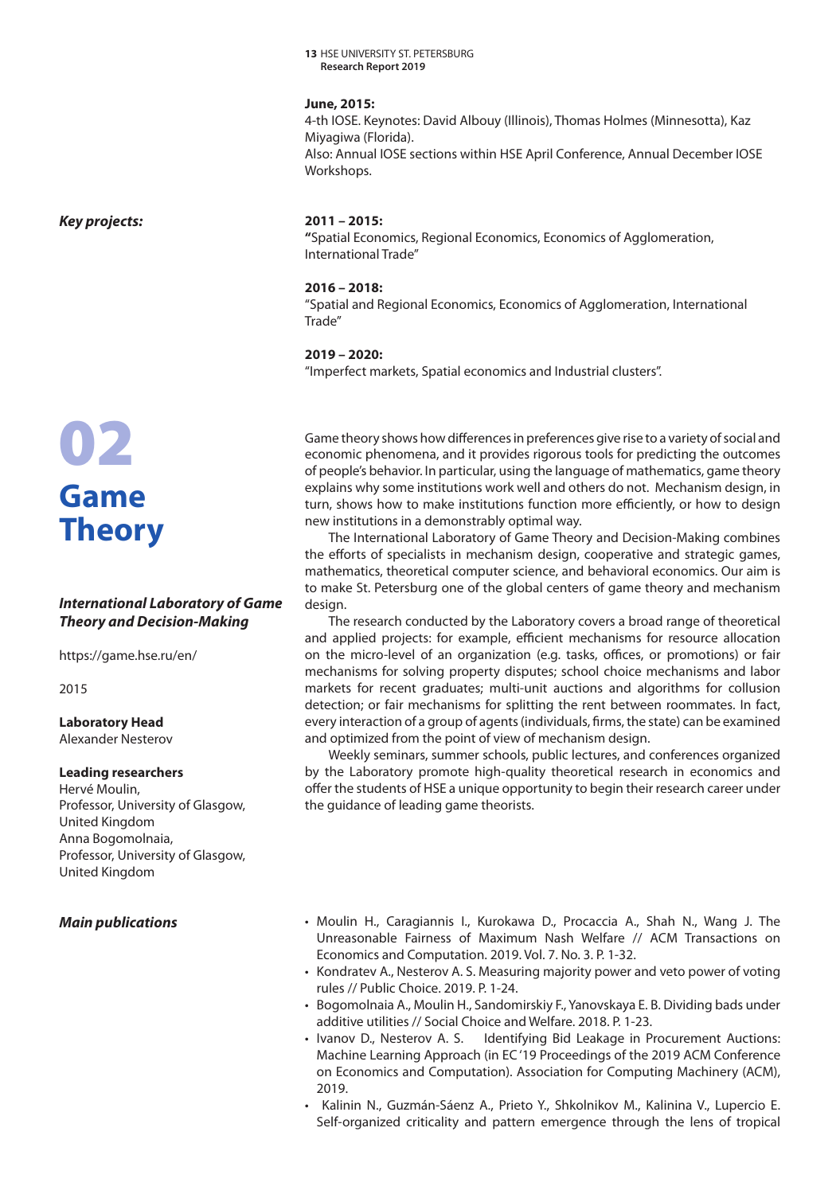**June, 2015:**
4-th IOSE. Keynotes: David Albouy (Illinois), Thomas Holmes (Minnesotta), Kaz Miyagiwa (Florida).
Also: Annual IOSE sections within HSE April Conference, Annual December IOSE Workshops.

***Key projects:***

**2011 – 2015:**
"Spatial Economics, Regional Economics, Economics of Agglomeration, International Trade"

**2016 – 2018:**
"Spatial and Regional Economics, Economics of Agglomeration, International Trade"

**2019 – 2020:**
"Imperfect markets, Spatial economics and Industrial clusters".

# 02 Game Theory

### *International Laboratory of Game Theory and Decision-Making*

https://game.hse.ru/en/

2015

**Laboratory Head**
Alexander Nesterov

**Leading researchers**
Hervé Moulin,
Professor, University of Glasgow, United Kingdom
Anna Bogomolnaia,
Professor, University of Glasgow, United Kingdom

Game theory shows how differences in preferences give rise to a variety of social and economic phenomena, and it provides rigorous tools for predicting the outcomes of people's behavior. In particular, using the language of mathematics, game theory explains why some institutions work well and others do not. Mechanism design, in turn, shows how to make institutions function more efficiently, or how to design new institutions in a demonstrably optimal way.

The International Laboratory of Game Theory and Decision-Making combines the efforts of specialists in mechanism design, cooperative and strategic games, mathematics, theoretical computer science, and behavioral economics. Our aim is to make St. Petersburg one of the global centers of game theory and mechanism design.

The research conducted by the Laboratory covers a broad range of theoretical and applied projects: for example, efficient mechanisms for resource allocation on the micro-level of an organization (e.g. tasks, offices, or promotions) or fair mechanisms for solving property disputes; school choice mechanisms and labor markets for recent graduates; multi-unit auctions and algorithms for collusion detection; or fair mechanisms for splitting the rent between roommates. In fact, every interaction of a group of agents (individuals, firms, the state) can be examined and optimized from the point of view of mechanism design.

Weekly seminars, summer schools, public lectures, and conferences organized by the Laboratory promote high-quality theoretical research in economics and offer the students of HSE a unique opportunity to begin their research career under the guidance of leading game theorists.

***Main publications***

- Moulin H., Caragiannis I., Kurokawa D., Procaccia A., Shah N., Wang J. The Unreasonable Fairness of Maximum Nash Welfare // ACM Transactions on Economics and Computation. 2019. Vol. 7. No. 3. P. 1-32.
- Kondratev A., Nesterov A. S. Measuring majority power and veto power of voting rules // Public Choice. 2019. P. 1-24.
- Bogomolnaia A., Moulin H., Sandomirskiy F., Yanovskaya E. B. Dividing bads under additive utilities // Social Choice and Welfare. 2018. P. 1-23.
- Ivanov D., Nesterov A. S. Identifying Bid Leakage in Procurement Auctions: Machine Learning Approach (in EC '19 Proceedings of the 2019 ACM Conference on Economics and Computation). Association for Computing Machinery (ACM), 2019.
- Kalinin N., Guzmán-Sáenz A., Prieto Y., Shkolnikov M., Kalinina V., Lupercio E. Self-organized criticality and pattern emergence through the lens of tropical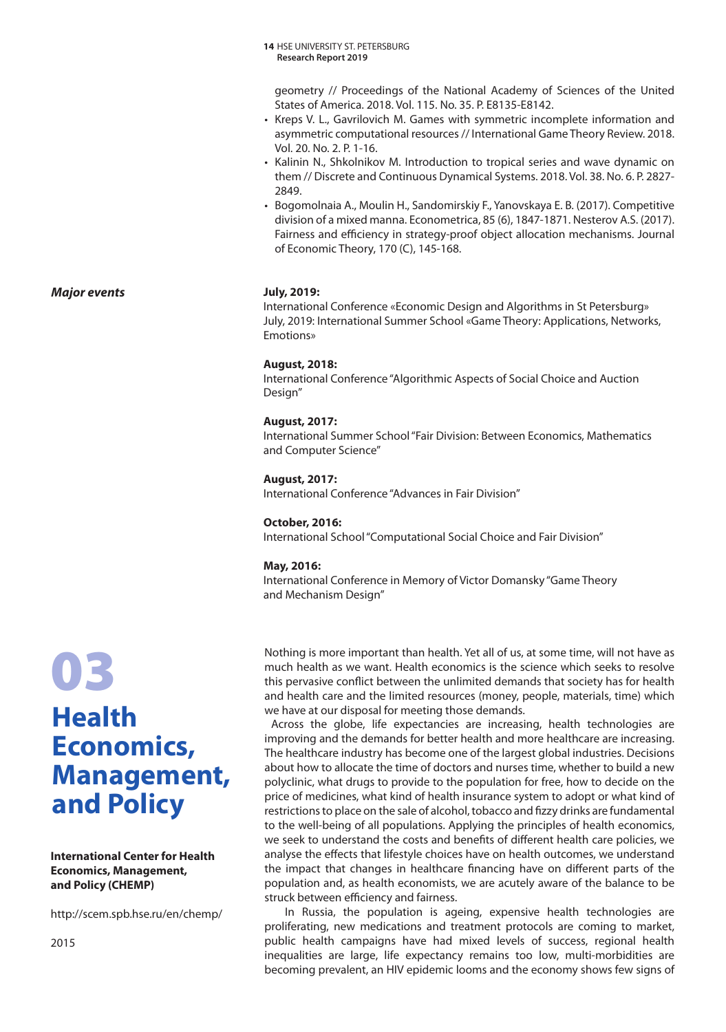geometry // Proceedings of the National Academy of Sciences of the United States of America. 2018. Vol. 115. No. 35. P. E8135-E8142.

- Kreps V. L., Gavrilovich M. Games with symmetric incomplete information and asymmetric computational resources // International Game Theory Review. 2018. Vol. 20. No. 2. P. 1-16.
- Kalinin N., Shkolnikov M. Introduction to tropical series and wave dynamic on them // Discrete and Continuous Dynamical Systems. 2018. Vol. 38. No. 6. P. 2827-2849.
- Bogomolnaia A., Moulin H., Sandomirskiy F., Yanovskaya E. B. (2017). Competitive division of a mixed manna. Econometrica, 85 (6), 1847-1871. Nesterov A.S. (2017). Fairness and efficiency in strategy-proof object allocation mechanisms. Journal of Economic Theory, 170 (C), 145-168.

***Major events***

**July, 2019:**
International Conference «Economic Design and Algorithms in St Petersburg»
July, 2019: International Summer School «Game Theory: Applications, Networks, Emotions»

**August, 2018:**
International Conference "Algorithmic Aspects of Social Choice and Auction Design"

**August, 2017:**
International Summer School "Fair Division: Between Economics, Mathematics and Computer Science"

**August, 2017:**
International Conference "Advances in Fair Division"

**October, 2016:**
International School "Computational Social Choice and Fair Division"

**May, 2016:**
International Conference in Memory of Victor Domansky "Game Theory and Mechanism Design"

# 03 Health Economics, Management, and Policy

**International Center for Health Economics, Management, and Policy (CHEMP)**

http://scem.spb.hse.ru/en/chemp/

2015

Nothing is more important than health. Yet all of us, at some time, will not have as much health as we want. Health economics is the science which seeks to resolve this pervasive conflict between the unlimited demands that society has for health and health care and the limited resources (money, people, materials, time) which we have at our disposal for meeting those demands.

Across the globe, life expectancies are increasing, health technologies are improving and the demands for better health and more healthcare are increasing. The healthcare industry has become one of the largest global industries. Decisions about how to allocate the time of doctors and nurses time, whether to build a new polyclinic, what drugs to provide to the population for free, how to decide on the price of medicines, what kind of health insurance system to adopt or what kind of restrictions to place on the sale of alcohol, tobacco and fizzy drinks are fundamental to the well-being of all populations. Applying the principles of health economics, we seek to understand the costs and benefits of different health care policies, we analyse the effects that lifestyle choices have on health outcomes, we understand the impact that changes in healthcare financing have on different parts of the population and, as health economists, we are acutely aware of the balance to be struck between efficiency and fairness.

In Russia, the population is ageing, expensive health technologies are proliferating, new medications and treatment protocols are coming to market, public health campaigns have had mixed levels of success, regional health inequalities are large, life expectancy remains too low, multi-morbidities are becoming prevalent, an HIV epidemic looms and the economy shows few signs of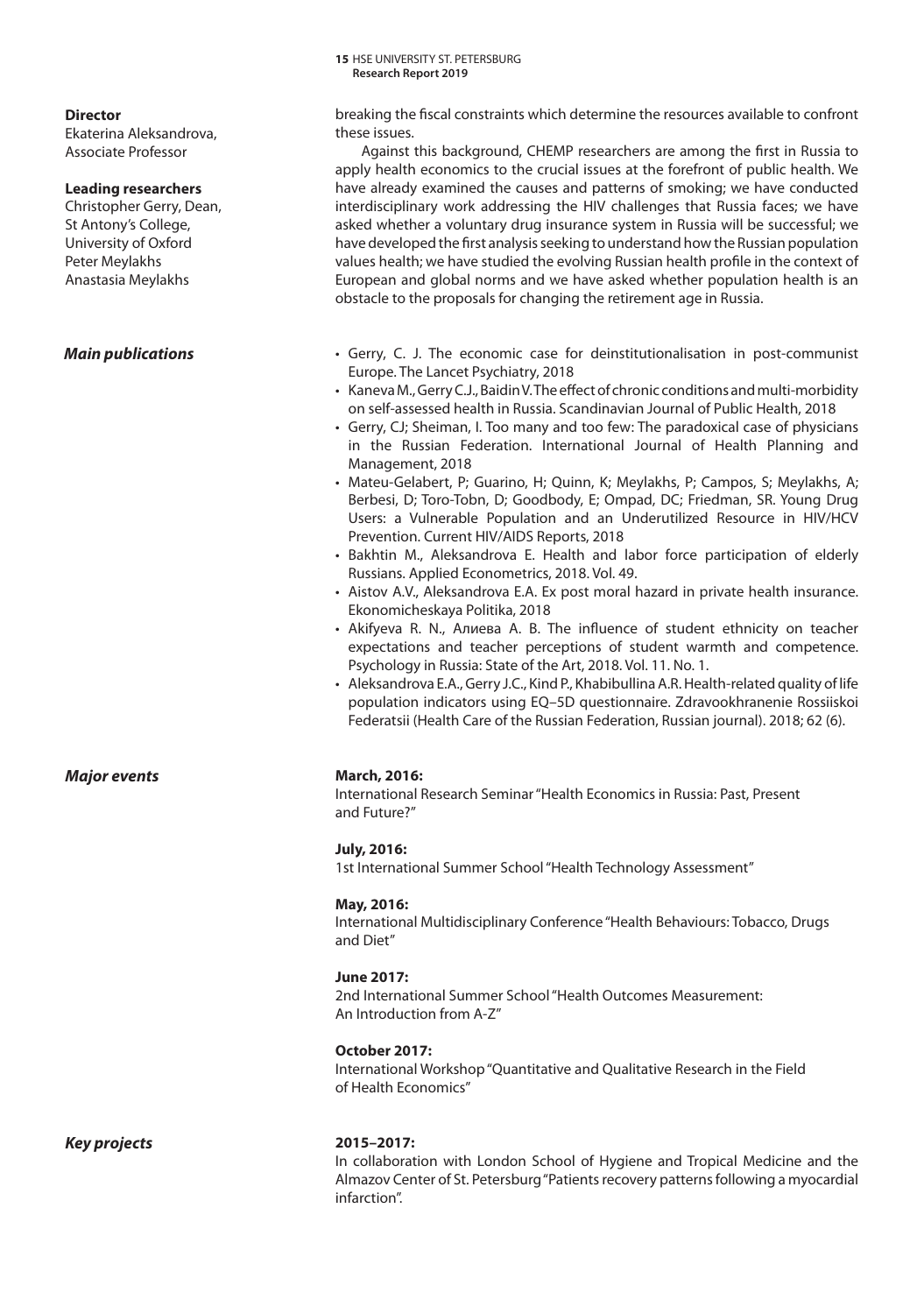**Director**
Ekaterina Aleksandrova, Associate Professor

**Leading researchers**
Christopher Gerry, Dean, St Antony's College, University of Oxford
Peter Meylakhs
Anastasia Meylakhs

breaking the fiscal constraints which determine the resources available to confront these issues.

Against this background, CHEMP researchers are among the first in Russia to apply health economics to the crucial issues at the forefront of public health. We have already examined the causes and patterns of smoking; we have conducted interdisciplinary work addressing the HIV challenges that Russia faces; we have asked whether a voluntary drug insurance system in Russia will be successful; we have developed the first analysis seeking to understand how the Russian population values health; we have studied the evolving Russian health profile in the context of European and global norms and we have asked whether population health is an obstacle to the proposals for changing the retirement age in Russia.

### *Main publications*

- Gerry, C. J. The economic case for deinstitutionalisation in post-communist Europe. The Lancet Psychiatry, 2018
- Kaneva M., Gerry C.J., Baidin V. The effect of chronic conditions and multi-morbidity on self-assessed health in Russia. Scandinavian Journal of Public Health, 2018
- Gerry, CJ; Sheiman, I. Too many and too few: The paradoxical case of physicians in the Russian Federation. International Journal of Health Planning and Management, 2018
- Mateu-Gelabert, P; Guarino, H; Quinn, K; Meylakhs, P; Campos, S; Meylakhs, A; Berbesi, D; Toro-Tobn, D; Goodbody, E; Ompad, DC; Friedman, SR. Young Drug Users: a Vulnerable Population and an Underutilized Resource in HIV/HCV Prevention. Current HIV/AIDS Reports, 2018
- Bakhtin M., Aleksandrova E. Health and labor force participation of elderly Russians. Applied Econometrics, 2018. Vol. 49.
- Aistov A.V., Aleksandrova E.A. Ex post moral hazard in private health insurance. Ekonomicheskaya Politika, 2018
- Akifyeva R. N., Алиева А. В. The influence of student ethnicity on teacher expectations and teacher perceptions of student warmth and competence. Psychology in Russia: State of the Art, 2018. Vol. 11. No. 1.
- Aleksandrova E.A., Gerry J.C., Kind P., Khabibullina A.R. Health-related quality of life population indicators using EQ–5D questionnaire. Zdravookhranenie Rossiiskoi Federatsii (Health Care of the Russian Federation, Russian journal). 2018; 62 (6).

### *Major events*

**March, 2016:**
International Research Seminar "Health Economics in Russia: Past, Present and Future?"

**July, 2016:**
1st International Summer School "Health Technology Assessment"

**May, 2016:**
International Multidisciplinary Conference "Health Behaviours: Tobacco, Drugs and Diet"

**June 2017:**
2nd International Summer School "Health Outcomes Measurement: An Introduction from A-Z"

**October 2017:**
International Workshop "Quantitative and Qualitative Research in the Field of Health Economics"

### *Key projects*

**2015–2017:**
In collaboration with London School of Hygiene and Tropical Medicine and the Almazov Center of St. Petersburg "Patients recovery patterns following a myocardial infarction".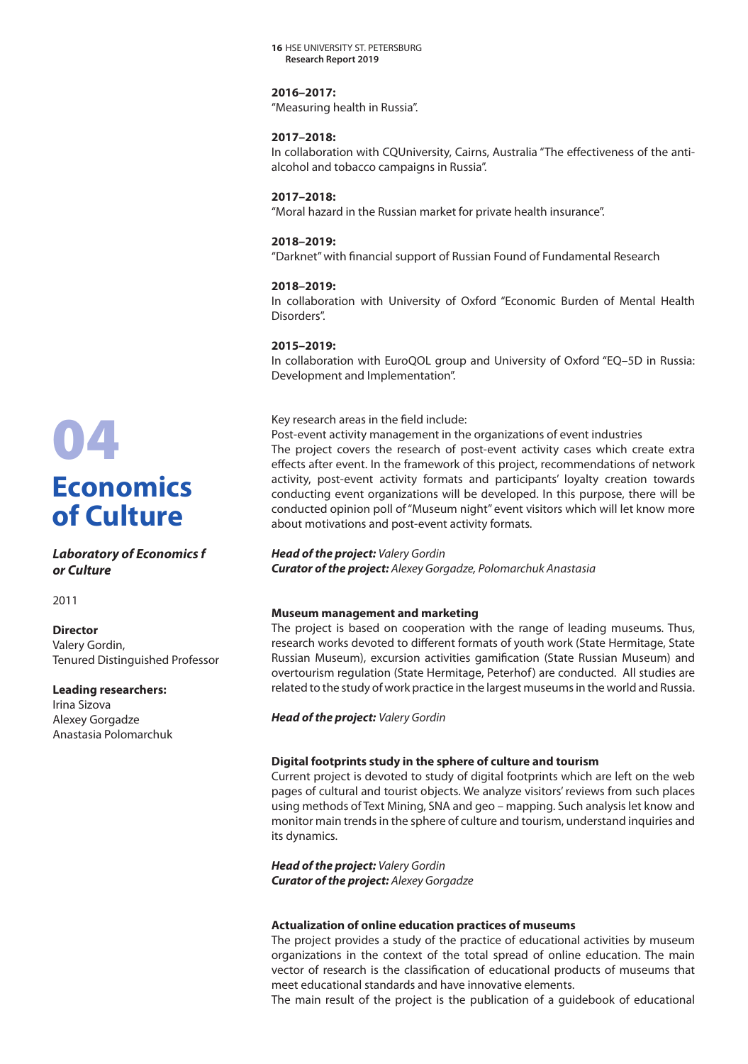**2016–2017:**
"Measuring health in Russia".

**2017–2018:**
In collaboration with CQUniversity, Cairns, Australia "The effectiveness of the anti-alcohol and tobacco campaigns in Russia".

**2017–2018:**
"Moral hazard in the Russian market for private health insurance".

**2018–2019:**
"Darknet" with financial support of Russian Found of Fundamental Research

**2018–2019:**
In collaboration with University of Oxford "Economic Burden of Mental Health Disorders".

**2015–2019:**
In collaboration with EuroQOL group and University of Oxford "EQ–5D in Russia: Development and Implementation".

# 04 Economics of Culture

***Laboratory of Economics f or Culture***

2011

**Director**
Valery Gordin,
Tenured Distinguished Professor

**Leading researchers:**
Irina Sizova
Alexey Gorgadze
Anastasia Polomarchuk

Key research areas in the field include:
Post-event activity management in the organizations of event industries
The project covers the research of post-event activity cases which create extra effects after event. In the framework of this project, recommendations of network activity, post-event activity formats and participants' loyalty creation towards conducting event organizations will be developed. In this purpose, there will be conducted opinion poll of "Museum night" event visitors which will let know more about motivations and post-event activity formats.

***Head of the project:*** *Valery Gordin*
***Curator of the project:*** *Alexey Gorgadze, Polomarchuk Anastasia*

**Museum management and marketing**
The project is based on cooperation with the range of leading museums. Thus, research works devoted to different formats of youth work (State Hermitage, State Russian Museum), excursion activities gamification (State Russian Museum) and overtourism regulation (State Hermitage, Peterhof) are conducted. All studies are related to the study of work practice in the largest museums in the world and Russia.

***Head of the project:*** *Valery Gordin*

**Digital footprints study in the sphere of culture and tourism**
Current project is devoted to study of digital footprints which are left on the web pages of cultural and tourist objects. We analyze visitors' reviews from such places using methods of Text Mining, SNA and geo – mapping. Such analysis let know and monitor main trends in the sphere of culture and tourism, understand inquiries and its dynamics.

***Head of the project:*** *Valery Gordin*
***Curator of the project:*** *Alexey Gorgadze*

**Actualization of online education practices of museums**
The project provides a study of the practice of educational activities by museum organizations in the context of the total spread of online education. The main vector of research is the classification of educational products of museums that meet educational standards and have innovative elements.
The main result of the project is the publication of a guidebook of educational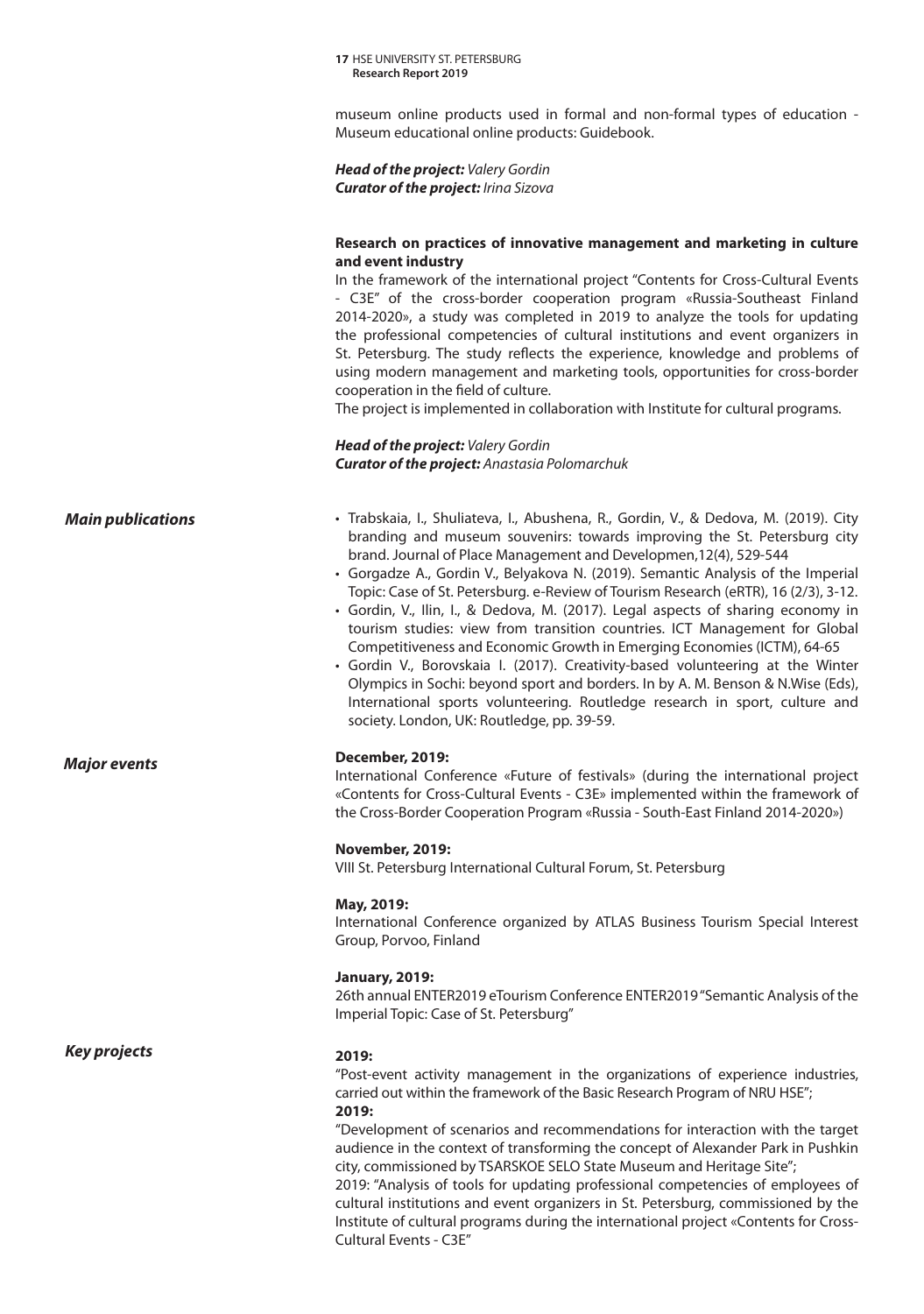museum online products used in formal and non-formal types of education - Museum educational online products: Guidebook.

***Head of the project:*** *Valery Gordin*
***Curator of the project:*** *Irina Sizova*

**Research on practices of innovative management and marketing in culture and event industry**

In the framework of the international project "Contents for Cross-Cultural Events - C3E" of the cross-border cooperation program «Russia-Southeast Finland 2014-2020», a study was completed in 2019 to analyze the tools for updating the professional competencies of cultural institutions and event organizers in St. Petersburg. The study reflects the experience, knowledge and problems of using modern management and marketing tools, opportunities for cross-border cooperation in the field of culture.
The project is implemented in collaboration with Institute for cultural programs.

***Head of the project:*** *Valery Gordin*
***Curator of the project:*** *Anastasia Polomarchuk*

## *Main publications*

- Trabskaia, I., Shuliateva, I., Abushena, R., Gordin, V., & Dedova, M. (2019). City branding and museum souvenirs: towards improving the St. Petersburg city brand. Journal of Place Management and Developmen,12(4), 529-544
- Gorgadze A., Gordin V., Belyakova N. (2019). Semantic Analysis of the Imperial Topic: Case of St. Petersburg. e-Review of Tourism Research (eRTR), 16 (2/3), 3-12.
- Gordin, V., Ilin, I., & Dedova, M. (2017). Legal aspects of sharing economy in tourism studies: view from transition countries. ICT Management for Global Competitiveness and Economic Growth in Emerging Economies (ICTM), 64-65
- Gordin V., Borovskaia I. (2017). Creativity-based volunteering at the Winter Olympics in Sochi: beyond sport and borders. In by A. M. Benson & N.Wise (Eds), International sports volunteering. Routledge research in sport, culture and society. London, UK: Routledge, pp. 39-59.

## *Major events*

**December, 2019:**
International Conference «Future of festivals» (during the international project «Contents for Cross-Cultural Events - C3E» implemented within the framework of the Cross-Border Cooperation Program «Russia - South-East Finland 2014-2020»)

**November, 2019:**
VIII St. Petersburg International Cultural Forum, St. Petersburg

**May, 2019:**
International Conference organized by ATLAS Business Tourism Special Interest Group, Porvoo, Finland

**January, 2019:**
26th annual ENTER2019 eTourism Conference ENTER2019 "Semantic Analysis of the Imperial Topic: Case of St. Petersburg"

## *Key projects*

**2019:**
"Post-event activity management in the organizations of experience industries, carried out within the framework of the Basic Research Program of NRU HSE";
**2019:**
"Development of scenarios and recommendations for interaction with the target audience in the context of transforming the concept of Alexander Park in Pushkin city, commissioned by TSARSKOE SELO State Museum and Heritage Site";
2019: "Analysis of tools for updating professional competencies of employees of cultural institutions and event organizers in St. Petersburg, commissioned by the Institute of cultural programs during the international project «Contents for Cross-Cultural Events - C3E"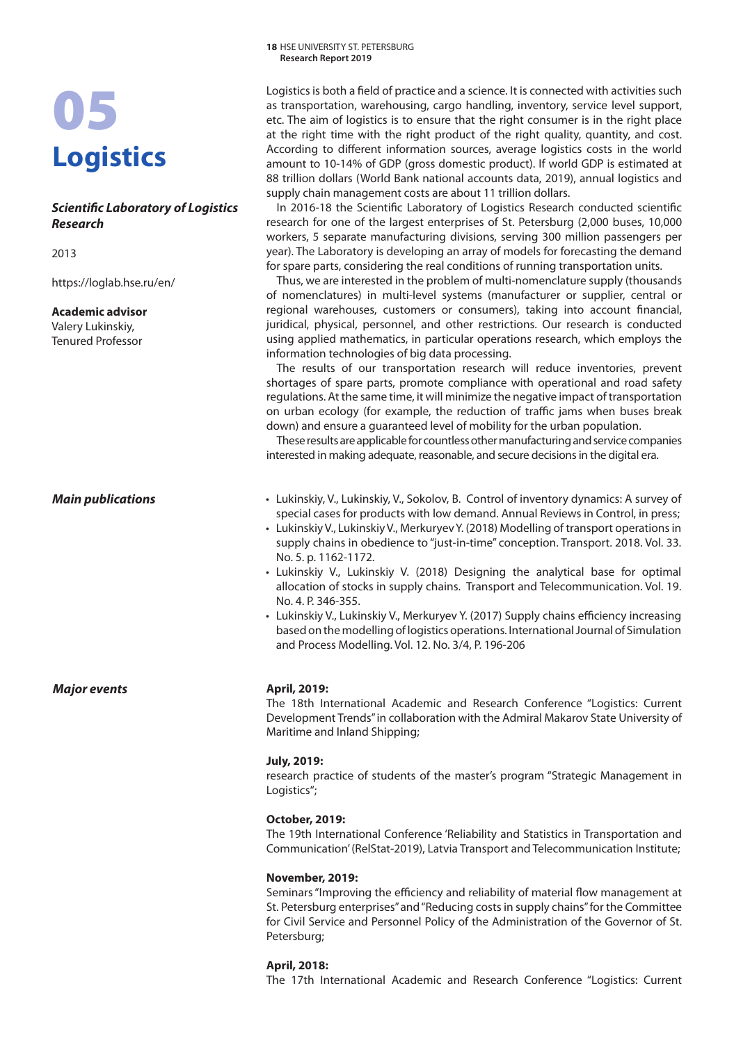# 05 Logistics

### *Scientific Laboratory of Logistics Research*

2013

https://loglab.hse.ru/en/

**Academic advisor**
Valery Lukinskiy,
Tenured Professor

Logistics is both a field of practice and a science. It is connected with activities such as transportation, warehousing, cargo handling, inventory, service level support, etc. The aim of logistics is to ensure that the right consumer is in the right place at the right time with the right product of the right quality, quantity, and cost. According to different information sources, average logistics costs in the world amount to 10-14% of GDP (gross domestic product). If world GDP is estimated at 88 trillion dollars (World Bank national accounts data, 2019), annual logistics and supply chain management costs are about 11 trillion dollars.

In 2016-18 the Scientific Laboratory of Logistics Research conducted scientific research for one of the largest enterprises of St. Petersburg (2,000 buses, 10,000 workers, 5 separate manufacturing divisions, serving 300 million passengers per year). The Laboratory is developing an array of models for forecasting the demand for spare parts, considering the real conditions of running transportation units.

Thus, we are interested in the problem of multi-nomenclature supply (thousands of nomenclatures) in multi-level systems (manufacturer or supplier, central or regional warehouses, customers or consumers), taking into account financial, juridical, physical, personnel, and other restrictions. Our research is conducted using applied mathematics, in particular operations research, which employs the information technologies of big data processing.

The results of our transportation research will reduce inventories, prevent shortages of spare parts, promote compliance with operational and road safety regulations. At the same time, it will minimize the negative impact of transportation on urban ecology (for example, the reduction of traffic jams when buses break down) and ensure a guaranteed level of mobility for the urban population.

These results are applicable for countless other manufacturing and service companies interested in making adequate, reasonable, and secure decisions in the digital era.

### *Main publications*

- Lukinskiy, V., Lukinskiy, V., Sokolov, B. Control of inventory dynamics: A survey of special cases for products with low demand. Annual Reviews in Control, in press;
- Lukinskiy V., Lukinskiy V., Merkuryev Y. (2018) Modelling of transport operations in supply chains in obedience to "just-in-time" conception. Transport. 2018. Vol. 33. No. 5. p. 1162-1172.
- Lukinskiy V., Lukinskiy V. (2018) Designing the analytical base for optimal allocation of stocks in supply chains. Transport and Telecommunication. Vol. 19. No. 4. P. 346-355.
- Lukinskiy V., Lukinskiy V., Merkuryev Y. (2017) Supply chains efficiency increasing based on the modelling of logistics operations. International Journal of Simulation and Process Modelling. Vol. 12. No. 3/4, P. 196-206

### *Major events*

**April, 2019:**
The 18th International Academic and Research Conference "Logistics: Current Development Trends" in collaboration with the Admiral Makarov State University of Maritime and Inland Shipping;

**July, 2019:**
research practice of students of the master's program "Strategic Management in Logistics";

**October, 2019:**
The 19th International Conference 'Reliability and Statistics in Transportation and Communication' (RelStat-2019), Latvia Transport and Telecommunication Institute;

**November, 2019:**
Seminars "Improving the efficiency and reliability of material flow management at St. Petersburg enterprises" and "Reducing costs in supply chains" for the Committee for Civil Service and Personnel Policy of the Administration of the Governor of St. Petersburg;

**April, 2018:**
The 17th International Academic and Research Conference "Logistics: Current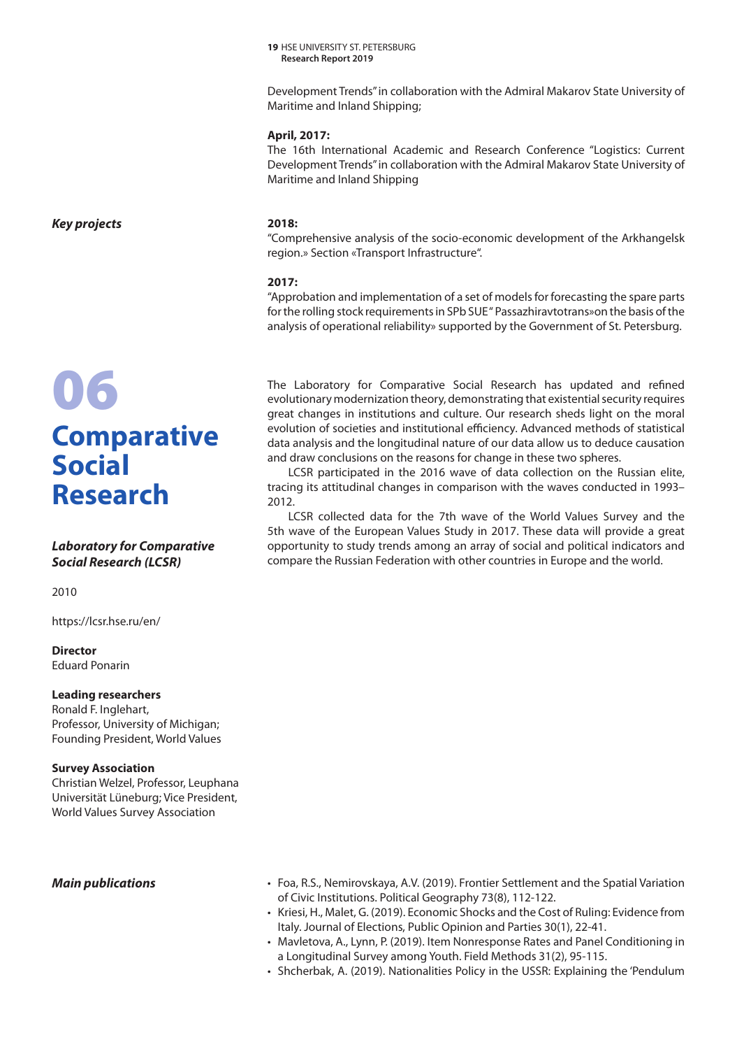Development Trends" in collaboration with the Admiral Makarov State University of Maritime and Inland Shipping;

**April, 2017:**
The 16th International Academic and Research Conference "Logistics: Current Development Trends" in collaboration with the Admiral Makarov State University of Maritime and Inland Shipping

***Key projects***

**2018:**
"Comprehensive analysis of the socio-economic development of the Arkhangelsk region.» Section «Transport Infrastructure".

**2017:**
"Approbation and implementation of a set of models for forecasting the spare parts for the rolling stock requirements in SPb SUE " Passazhiravtotrans»on the basis of the analysis of operational reliability» supported by the Government of St. Petersburg.

# 06 Comparative Social Research

***Laboratory for Comparative Social Research (LCSR)***

2010

https://lcsr.hse.ru/en/

**Director**
Eduard Ponarin

**Leading researchers**
Ronald F. Inglehart,
Professor, University of Michigan;
Founding President, World Values

**Survey Association**
Christian Welzel, Professor, Leuphana Universität Lüneburg; Vice President, World Values Survey Association

The Laboratory for Comparative Social Research has updated and refined evolutionary modernization theory, demonstrating that existential security requires great changes in institutions and culture. Our research sheds light on the moral evolution of societies and institutional efficiency. Advanced methods of statistical data analysis and the longitudinal nature of our data allow us to deduce causation and draw conclusions on the reasons for change in these two spheres.

LCSR participated in the 2016 wave of data collection on the Russian elite, tracing its attitudinal changes in comparison with the waves conducted in 1993–2012.

LCSR collected data for the 7th wave of the World Values Survey and the 5th wave of the European Values Study in 2017. These data will provide a great opportunity to study trends among an array of social and political indicators and compare the Russian Federation with other countries in Europe and the world.

***Main publications***

- Foa, R.S., Nemirovskaya, A.V. (2019). Frontier Settlement and the Spatial Variation of Civic Institutions. Political Geography 73(8), 112-122.
- Kriesi, H., Malet, G. (2019). Economic Shocks and the Cost of Ruling: Evidence from Italy. Journal of Elections, Public Opinion and Parties 30(1), 22-41.
- Mavletova, A., Lynn, P. (2019). Item Nonresponse Rates and Panel Conditioning in a Longitudinal Survey among Youth. Field Methods 31(2), 95-115.
- Shcherbak, A. (2019). Nationalities Policy in the USSR: Explaining the 'Pendulum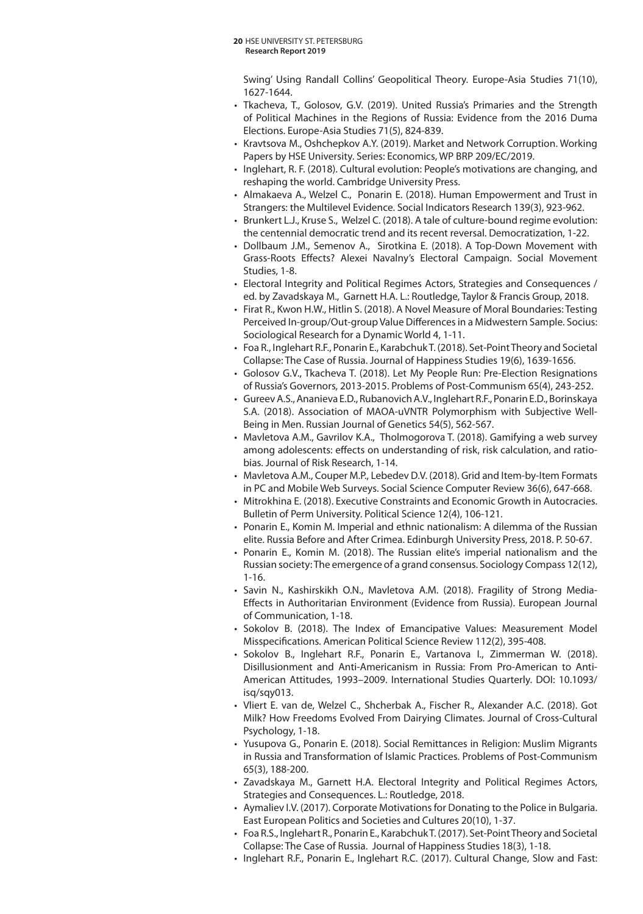Swing' Using Randall Collins' Geopolitical Theory. Europe-Asia Studies 71(10), 1627-1644.

- Tkacheva, T., Golosov, G.V. (2019). United Russia's Primaries and the Strength of Political Machines in the Regions of Russia: Evidence from the 2016 Duma Elections. Europe-Asia Studies 71(5), 824-839.
- Kravtsova M., Oshchepkov A.Y. (2019). Market and Network Corruption. Working Papers by HSE University. Series: Economics, WP BRP 209/EC/2019.
- Inglehart, R. F. (2018). Cultural evolution: People's motivations are changing, and reshaping the world. Cambridge University Press.
- Almakaeva A., Welzel C., Ponarin E. (2018). Human Empowerment and Trust in Strangers: the Multilevel Evidence. Social Indicators Research 139(3), 923-962.
- Brunkert L.J., Kruse S., Welzel C. (2018). A tale of culture-bound regime evolution: the centennial democratic trend and its recent reversal. Democratization, 1-22.
- Dollbaum J.M., Semenov A., Sirotkina E. (2018). A Top-Down Movement with Grass-Roots Effects? Alexei Navalny's Electoral Campaign. Social Movement Studies, 1-8.
- Electoral Integrity and Political Regimes Actors, Strategies and Consequences / ed. by Zavadskaya M., Garnett H.A. L.: Routledge, Taylor & Francis Group, 2018.
- Firat R., Kwon H.W., Hitlin S. (2018). A Novel Measure of Moral Boundaries: Testing Perceived In-group/Out-group Value Differences in a Midwestern Sample. Socius: Sociological Research for a Dynamic World 4, 1-11.
- Foa R., Inglehart R.F., Ponarin E., Karabchuk T. (2018). Set-Point Theory and Societal Collapse: The Case of Russia. Journal of Happiness Studies 19(6), 1639-1656.
- Golosov G.V., Tkacheva T. (2018). Let My People Run: Pre-Election Resignations of Russia's Governors, 2013-2015. Problems of Post-Communism 65(4), 243-252.
- Gureev A.S., Ananieva E.D., Rubanovich A.V., Inglehart R.F., Ponarin E.D., Borinskaya S.A. (2018). Association of MAOA-uVNTR Polymorphism with Subjective Well-Being in Men. Russian Journal of Genetics 54(5), 562-567.
- Mavletova A.M., Gavrilov K.A., Tholmogorova T. (2018). Gamifying a web survey among adolescents: effects on understanding of risk, risk calculation, and ratio-bias. Journal of Risk Research, 1-14.
- Mavletova A.M., Couper M.P., Lebedev D.V. (2018). Grid and Item-by-Item Formats in PC and Mobile Web Surveys. Social Science Computer Review 36(6), 647-668.
- Mitrokhina E. (2018). Executive Constraints and Economic Growth in Autocracies. Bulletin of Perm University. Political Science 12(4), 106-121.
- Ponarin E., Komin M. Imperial and ethnic nationalism: A dilemma of the Russian elite. Russia Before and After Crimea. Edinburgh University Press, 2018. P. 50-67.
- Ponarin E., Komin M. (2018). The Russian elite's imperial nationalism and the Russian society: The emergence of a grand consensus. Sociology Compass 12(12), 1-16.
- Savin N., Kashirskikh O.N., Mavletova A.M. (2018). Fragility of Strong Media-Effects in Authoritarian Environment (Evidence from Russia). European Journal of Communication, 1-18.
- Sokolov B. (2018). The Index of Emancipative Values: Measurement Model Misspecifications. American Political Science Review 112(2), 395-408.
- Sokolov B., Inglehart R.F., Ponarin E., Vartanova I., Zimmerman W. (2018). Disillusionment and Anti-Americanism in Russia: From Pro-American to Anti-American Attitudes, 1993–2009. International Studies Quarterly. DOI: 10.1093/isq/sqy013.
- Vliert E. van de, Welzel C., Shcherbak A., Fischer R., Alexander A.C. (2018). Got Milk? How Freedoms Evolved From Dairying Climates. Journal of Cross-Cultural Psychology, 1-18.
- Yusupova G., Ponarin E. (2018). Social Remittances in Religion: Muslim Migrants in Russia and Transformation of Islamic Practices. Problems of Post-Communism 65(3), 188-200.
- Zavadskaya M., Garnett H.A. Electoral Integrity and Political Regimes Actors, Strategies and Consequences. L.: Routledge, 2018.
- Aymaliev I.V. (2017). Corporate Motivations for Donating to the Police in Bulgaria. East European Politics and Societies and Cultures 20(10), 1-37.
- Foa R.S., Inglehart R., Ponarin E., Karabchuk T. (2017). Set-Point Theory and Societal Collapse: The Case of Russia. Journal of Happiness Studies 18(3), 1-18.
- Inglehart R.F., Ponarin E., Inglehart R.C. (2017). Cultural Change, Slow and Fast: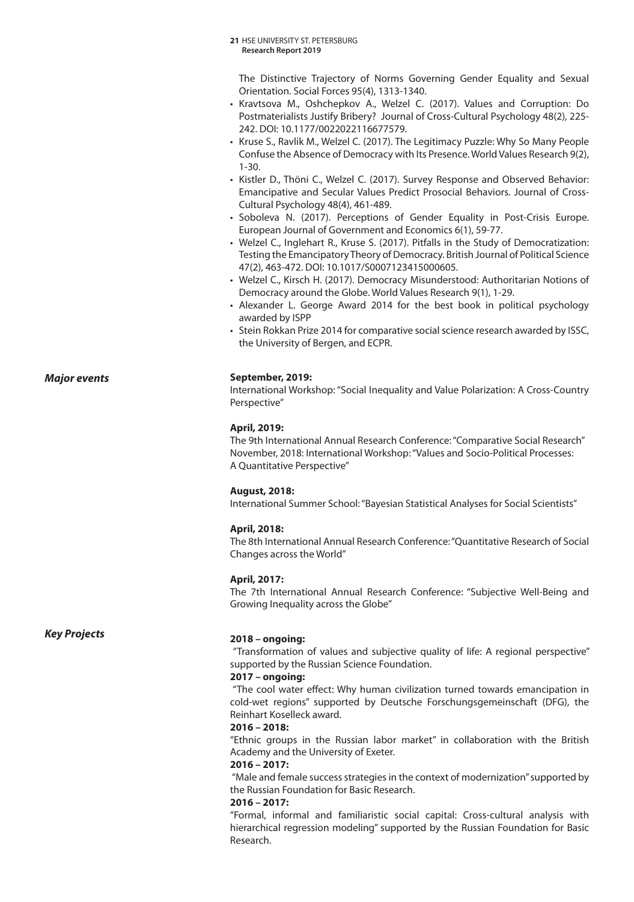The Distinctive Trajectory of Norms Governing Gender Equality and Sexual Orientation. Social Forces 95(4), 1313-1340.

- Kravtsova M., Oshchepkov A., Welzel C. (2017). Values and Corruption: Do Postmaterialists Justify Bribery? Journal of Cross-Cultural Psychology 48(2), 225-242. DOI: 10.1177/0022022116677579.
- Kruse S., Ravlik M., Welzel C. (2017). The Legitimacy Puzzle: Why So Many People Confuse the Absence of Democracy with Its Presence. World Values Research 9(2), 1-30.
- Kistler D., Thöni C., Welzel C. (2017). Survey Response and Observed Behavior: Emancipative and Secular Values Predict Prosocial Behaviors. Journal of Cross-Cultural Psychology 48(4), 461-489.
- Soboleva N. (2017). Perceptions of Gender Equality in Post-Crisis Europe. European Journal of Government and Economics 6(1), 59-77.
- Welzel C., Inglehart R., Kruse S. (2017). Pitfalls in the Study of Democratization: Testing the Emancipatory Theory of Democracy. British Journal of Political Science 47(2), 463-472. DOI: 10.1017/S0007123415000605.
- Welzel C., Kirsch H. (2017). Democracy Misunderstood: Authoritarian Notions of Democracy around the Globe. World Values Research 9(1), 1-29.
- Alexander L. George Award 2014 for the best book in political psychology awarded by ISPP
- Stein Rokkan Prize 2014 for comparative social science research awarded by ISSC, the University of Bergen, and ECPR.

***Major events***

**September, 2019:**
International Workshop: "Social Inequality and Value Polarization: A Cross-Country Perspective"

**April, 2019:**
The 9th International Annual Research Conference: "Comparative Social Research"
November, 2018: International Workshop: "Values and Socio-Political Processes: A Quantitative Perspective"

**August, 2018:**
International Summer School: "Bayesian Statistical Analyses for Social Scientists"

**April, 2018:**
The 8th International Annual Research Conference: "Quantitative Research of Social Changes across the World"

**April, 2017:**
The 7th International Annual Research Conference: "Subjective Well-Being and Growing Inequality across the Globe"

***Key Projects***

**2018 – ongoing:**
"Transformation of values and subjective quality of life: A regional perspective" supported by the Russian Science Foundation.

**2017 – ongoing:**
"The cool water effect: Why human civilization turned towards emancipation in cold-wet regions" supported by Deutsche Forschungsgemeinschaft (DFG), the Reinhart Koselleck award.

**2016 – 2018:**
"Ethnic groups in the Russian labor market" in collaboration with the British Academy and the University of Exeter.

**2016 – 2017:**
"Male and female success strategies in the context of modernization" supported by the Russian Foundation for Basic Research.

**2016 – 2017:**
"Formal, informal and familiaristic social capital: Cross-cultural analysis with hierarchical regression modeling" supported by the Russian Foundation for Basic Research.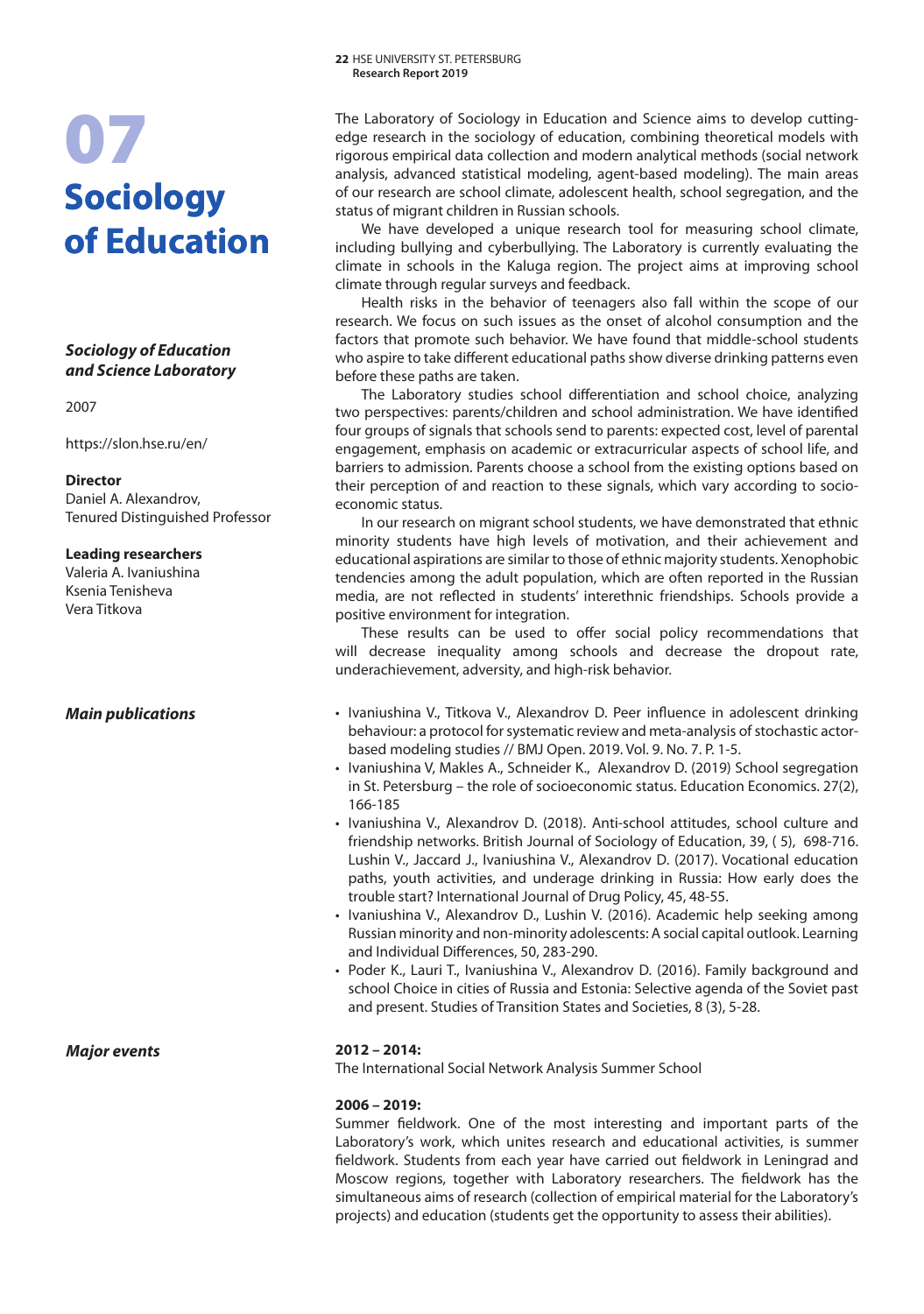# 07 Sociology of Education

***Sociology of Education and Science Laboratory***

2007

https://slon.hse.ru/en/

**Director**
Daniel A. Alexandrov,
Tenured Distinguished Professor

**Leading researchers**
Valeria A. Ivaniushina
Ksenia Tenisheva
Vera Titkova

The Laboratory of Sociology in Education and Science aims to develop cutting-edge research in the sociology of education, combining theoretical models with rigorous empirical data collection and modern analytical methods (social network analysis, advanced statistical modeling, agent-based modeling). The main areas of our research are school climate, adolescent health, school segregation, and the status of migrant children in Russian schools.

We have developed a unique research tool for measuring school climate, including bullying and cyberbullying. The Laboratory is currently evaluating the climate in schools in the Kaluga region. The project aims at improving school climate through regular surveys and feedback.

Health risks in the behavior of teenagers also fall within the scope of our research. We focus on such issues as the onset of alcohol consumption and the factors that promote such behavior. We have found that middle-school students who aspire to take different educational paths show diverse drinking patterns even before these paths are taken.

The Laboratory studies school differentiation and school choice, analyzing two perspectives: parents/children and school administration. We have identified four groups of signals that schools send to parents: expected cost, level of parental engagement, emphasis on academic or extracurricular aspects of school life, and barriers to admission. Parents choose a school from the existing options based on their perception of and reaction to these signals, which vary according to socio-economic status.

In our research on migrant school students, we have demonstrated that ethnic minority students have high levels of motivation, and their achievement and educational aspirations are similar to those of ethnic majority students. Xenophobic tendencies among the adult population, which are often reported in the Russian media, are not reflected in students' interethnic friendships. Schools provide a positive environment for integration.

These results can be used to offer social policy recommendations that will decrease inequality among schools and decrease the dropout rate, underachievement, adversity, and high-risk behavior.

***Main publications***

- Ivaniushina V., Titkova V., Alexandrov D. Peer influence in adolescent drinking behaviour: a protocol for systematic review and meta-analysis of stochastic actor-based modeling studies // BMJ Open. 2019. Vol. 9. No. 7. P. 1-5.
- Ivaniushina V, Makles A., Schneider K., Alexandrov D. (2019) School segregation in St. Petersburg – the role of socioeconomic status. Education Economics. 27(2), 166-185
- Ivaniushina V., Alexandrov D. (2018). Anti-school attitudes, school culture and friendship networks. British Journal of Sociology of Education, 39, ( 5), 698-716. Lushin V., Jaccard J., Ivaniushina V., Alexandrov D. (2017). Vocational education paths, youth activities, and underage drinking in Russia: How early does the trouble start? International Journal of Drug Policy, 45, 48-55.
- Ivaniushina V., Alexandrov D., Lushin V. (2016). Academic help seeking among Russian minority and non-minority adolescents: A social capital outlook. Learning and Individual Differences, 50, 283-290.
- Poder K., Lauri T., Ivaniushina V., Alexandrov D. (2016). Family background and school Choice in cities of Russia and Estonia: Selective agenda of the Soviet past and present. Studies of Transition States and Societies, 8 (3), 5-28.

***Major events***

**2012 – 2014:**
The International Social Network Analysis Summer School

**2006 – 2019:**
Summer fieldwork. One of the most interesting and important parts of the Laboratory's work, which unites research and educational activities, is summer fieldwork. Students from each year have carried out fieldwork in Leningrad and Moscow regions, together with Laboratory researchers. The fieldwork has the simultaneous aims of research (collection of empirical material for the Laboratory's projects) and education (students get the opportunity to assess their abilities).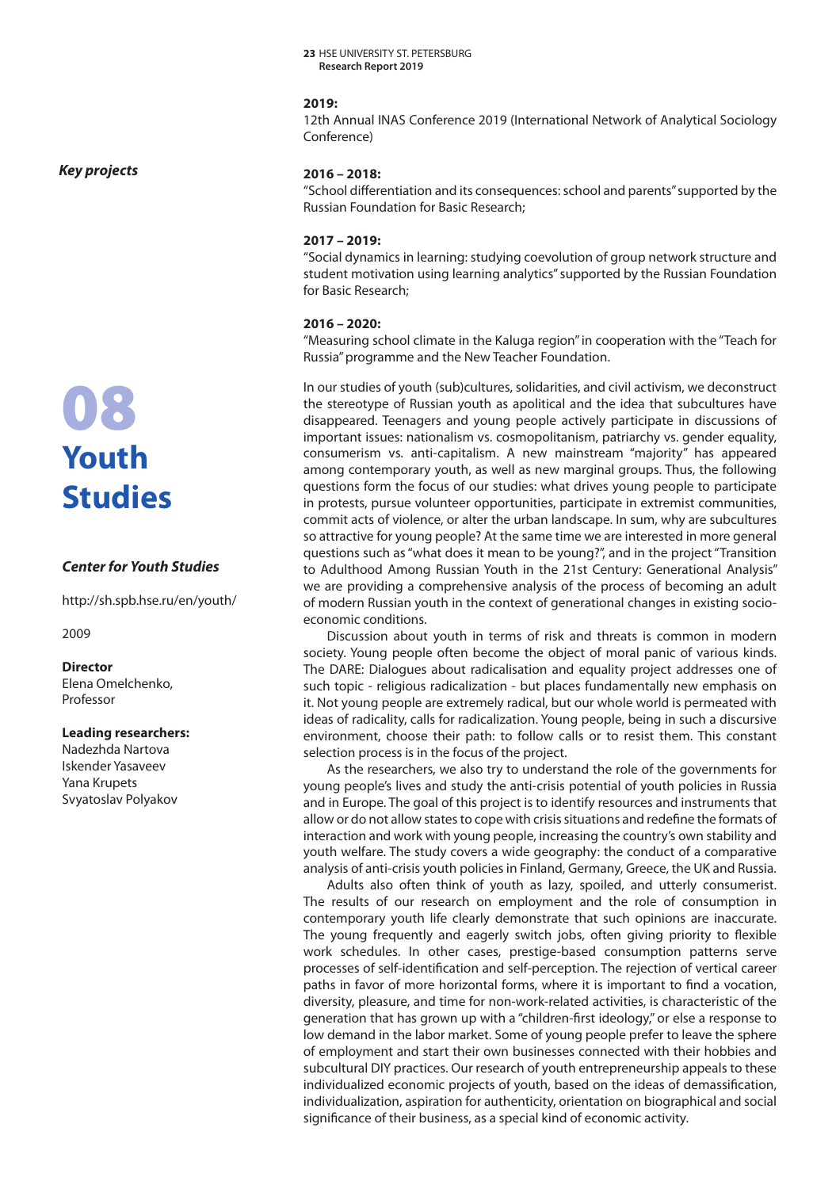**2019:**
12th Annual INAS Conference 2019 (International Network of Analytical Sociology Conference)

*Key projects*

**2016 – 2018:**
"School differentiation and its consequences: school and parents" supported by the Russian Foundation for Basic Research;

**2017 – 2019:**
"Social dynamics in learning: studying coevolution of group network structure and student motivation using learning analytics" supported by the Russian Foundation for Basic Research;

**2016 – 2020:**
"Measuring school climate in the Kaluga region" in cooperation with the "Teach for Russia" programme and the New Teacher Foundation.

# 08 Youth Studies

### *Center for Youth Studies*

http://sh.spb.hse.ru/en/youth/

2009

**Director**
Elena Omelchenko, Professor

**Leading researchers:**
Nadezhda Nartova
Iskender Yasaveev
Yana Krupets
Svyatoslav Polyakov

In our studies of youth (sub)cultures, solidarities, and civil activism, we deconstruct the stereotype of Russian youth as apolitical and the idea that subcultures have disappeared. Teenagers and young people actively participate in discussions of important issues: nationalism vs. cosmopolitanism, patriarchy vs. gender equality, consumerism vs. anti-capitalism. A new mainstream "majority" has appeared among contemporary youth, as well as new marginal groups. Thus, the following questions form the focus of our studies: what drives young people to participate in protests, pursue volunteer opportunities, participate in extremist communities, commit acts of violence, or alter the urban landscape. In sum, why are subcultures so attractive for young people? At the same time we are interested in more general questions such as "what does it mean to be young?", and in the project "Transition to Adulthood Among Russian Youth in the 21st Century: Generational Analysis" we are providing a comprehensive analysis of the process of becoming an adult of modern Russian youth in the context of generational changes in existing socio-economic conditions.

Discussion about youth in terms of risk and threats is common in modern society. Young people often become the object of moral panic of various kinds. The DARE: Dialogues about radicalisation and equality project addresses one of such topic - religious radicalization - but places fundamentally new emphasis on it. Not young people are extremely radical, but our whole world is permeated with ideas of radicality, calls for radicalization. Young people, being in such a discursive environment, choose their path: to follow calls or to resist them. This constant selection process is in the focus of the project.

As the researchers, we also try to understand the role of the governments for young people's lives and study the anti-crisis potential of youth policies in Russia and in Europe. The goal of this project is to identify resources and instruments that allow or do not allow states to cope with crisis situations and redefine the formats of interaction and work with young people, increasing the country's own stability and youth welfare. The study covers a wide geography: the conduct of a comparative analysis of anti-crisis youth policies in Finland, Germany, Greece, the UK and Russia.

Adults also often think of youth as lazy, spoiled, and utterly consumerist. The results of our research on employment and the role of consumption in contemporary youth life clearly demonstrate that such opinions are inaccurate. The young frequently and eagerly switch jobs, often giving priority to flexible work schedules. In other cases, prestige-based consumption patterns serve processes of self-identification and self-perception. The rejection of vertical career paths in favor of more horizontal forms, where it is important to find a vocation, diversity, pleasure, and time for non-work-related activities, is characteristic of the generation that has grown up with a "children-first ideology," or else a response to low demand in the labor market. Some of young people prefer to leave the sphere of employment and start their own businesses connected with their hobbies and subcultural DIY practices. Our research of youth entrepreneurship appeals to these individualized economic projects of youth, based on the ideas of demassification, individualization, aspiration for authenticity, orientation on biographical and social significance of their business, as a special kind of economic activity.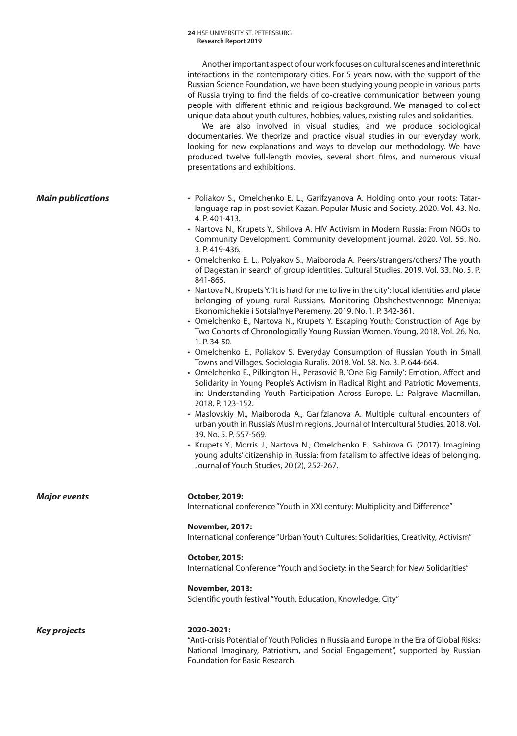Another important aspect of our work focuses on cultural scenes and interethnic interactions in the contemporary cities. For 5 years now, with the support of the Russian Science Foundation, we have been studying young people in various parts of Russia trying to find the fields of co-creative communication between young people with different ethnic and religious background. We managed to collect unique data about youth cultures, hobbies, values, existing rules and solidarities.

We are also involved in visual studies, and we produce sociological documentaries. We theorize and practice visual studies in our everyday work, looking for new explanations and ways to develop our methodology. We have produced twelve full-length movies, several short films, and numerous visual presentations and exhibitions.

### *Main publications*

- Poliakov S., Omelchenko E. L., Garifzyanova A. Holding onto your roots: Tatar-language rap in post-soviet Kazan. Popular Music and Society. 2020. Vol. 43. No. 4. P. 401-413.
- Nartova N., Krupets Y., Shilova A. HIV Activism in Modern Russia: From NGOs to Community Development. Community development journal. 2020. Vol. 55. No. 3. P. 419-436.
- Omelchenko E. L., Polyakov S., Maiboroda A. Peers/strangers/others? The youth of Dagestan in search of group identities. Cultural Studies. 2019. Vol. 33. No. 5. P. 841-865.
- Nartova N., Krupets Y. 'It is hard for me to live in the city': local identities and place belonging of young rural Russians. Monitoring Obshchestvennogo Mneniya: Ekonomichekie i Sotsial'nye Peremeny. 2019. No. 1. P. 342-361.
- Omelchenko E., Nartova N., Krupets Y. Escaping Youth: Construction of Age by Two Cohorts of Chronologically Young Russian Women. Young, 2018. Vol. 26. No. 1. P. 34-50.
- Omelchenko E., Poliakov S. Everyday Consumption of Russian Youth in Small Towns and Villages. Sociologia Ruralis. 2018. Vol. 58. No. 3. P. 644-664.
- Omelchenko E., Pilkington H., Perasović B. 'One Big Family': Emotion, Affect and Solidarity in Young People's Activism in Radical Right and Patriotic Movements, in: Understanding Youth Participation Across Europe. L.: Palgrave Macmillan, 2018. P. 123-152.
- Maslovskiy M., Maiboroda A., Garifzianova A. Multiple cultural encounters of urban youth in Russia's Muslim regions. Journal of Intercultural Studies. 2018. Vol. 39. No. 5. P. 557-569.
- Krupets Y., Morris J., Nartova N., Omelchenko E., Sabirova G. (2017). Imagining young adults' citizenship in Russia: from fatalism to affective ideas of belonging. Journal of Youth Studies, 20 (2), 252-267.

### *Major events*

**October, 2019:**
International conference "Youth in XXI century: Multiplicity and Difference"

**November, 2017:**
International conference "Urban Youth Cultures: Solidarities, Creativity, Activism"

**October, 2015:**
International Conference "Youth and Society: in the Search for New Solidarities"

**November, 2013:**
Scientific youth festival "Youth, Education, Knowledge, City"

### *Key projects*

**2020-2021:**
"Anti-crisis Potential of Youth Policies in Russia and Europe in the Era of Global Risks: National Imaginary, Patriotism, and Social Engagement", supported by Russian Foundation for Basic Research.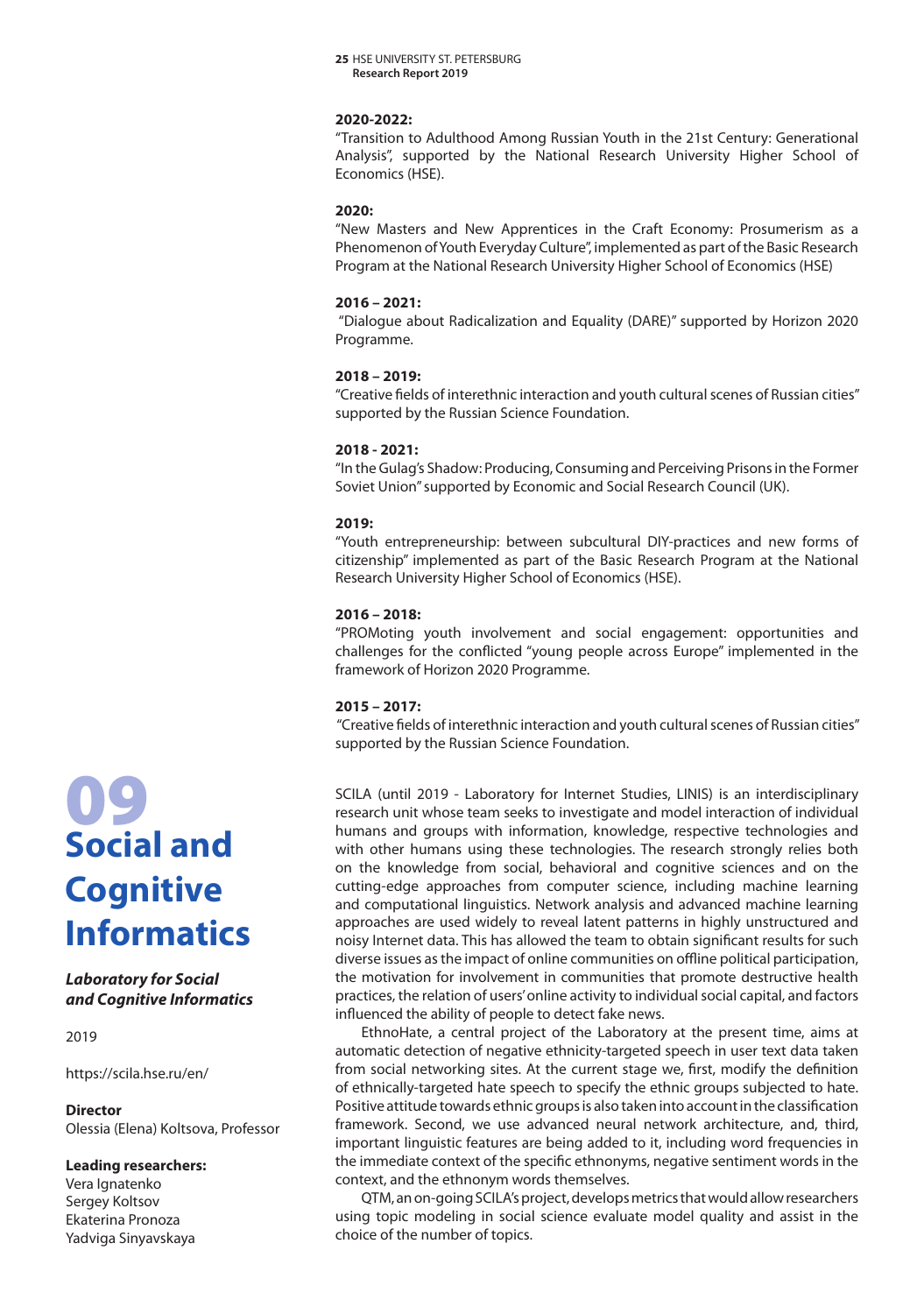**2020-2022:**
"Transition to Adulthood Among Russian Youth in the 21st Century: Generational Analysis", supported by the National Research University Higher School of Economics (HSE).

**2020:**
"New Masters and New Apprentices in the Craft Economy: Prosumerism as a Phenomenon of Youth Everyday Culture", implemented as part of the Basic Research Program at the National Research University Higher School of Economics (HSE)

**2016 – 2021:**
"Dialogue about Radicalization and Equality (DARE)" supported by Horizon 2020 Programme.

**2018 – 2019:**
"Creative fields of interethnic interaction and youth cultural scenes of Russian cities" supported by the Russian Science Foundation.

**2018 - 2021:**
"In the Gulag's Shadow: Producing, Consuming and Perceiving Prisons in the Former Soviet Union" supported by Economic and Social Research Council (UK).

**2019:**
"Youth entrepreneurship: between subcultural DIY-practices and new forms of citizenship" implemented as part of the Basic Research Program at the National Research University Higher School of Economics (HSE).

**2016 – 2018:**
"PROMoting youth involvement and social engagement: opportunities and challenges for the conflicted "young people across Europe" implemented in the framework of Horizon 2020 Programme.

**2015 – 2017:**
"Creative fields of interethnic interaction and youth cultural scenes of Russian cities" supported by the Russian Science Foundation.

# 09 Social and Cognitive Informatics

***Laboratory for Social and Cognitive Informatics***

2019

https://scila.hse.ru/en/

**Director**
Olessia (Elena) Koltsova, Professor

**Leading researchers:**
Vera Ignatenko
Sergey Koltsov
Ekaterina Pronoza
Yadviga Sinyavskaya

SCILA (until 2019 - Laboratory for Internet Studies, LINIS) is an interdisciplinary research unit whose team seeks to investigate and model interaction of individual humans and groups with information, knowledge, respective technologies and with other humans using these technologies. The research strongly relies both on the knowledge from social, behavioral and cognitive sciences and on the cutting-edge approaches from computer science, including machine learning and computational linguistics. Network analysis and advanced machine learning approaches are used widely to reveal latent patterns in highly unstructured and noisy Internet data. This has allowed the team to obtain significant results for such diverse issues as the impact of online communities on offline political participation, the motivation for involvement in communities that promote destructive health practices, the relation of users' online activity to individual social capital, and factors influenced the ability of people to detect fake news.

EthnoHate, a central project of the Laboratory at the present time, aims at automatic detection of negative ethnicity-targeted speech in user text data taken from social networking sites. At the current stage we, first, modify the definition of ethnically-targeted hate speech to specify the ethnic groups subjected to hate. Positive attitude towards ethnic groups is also taken into account in the classification framework. Second, we use advanced neural network architecture, and, third, important linguistic features are being added to it, including word frequencies in the immediate context of the specific ethnonyms, negative sentiment words in the context, and the ethnonym words themselves.

QTM, an on-going SCILA's project, develops metrics that would allow researchers using topic modeling in social science evaluate model quality and assist in the choice of the number of topics.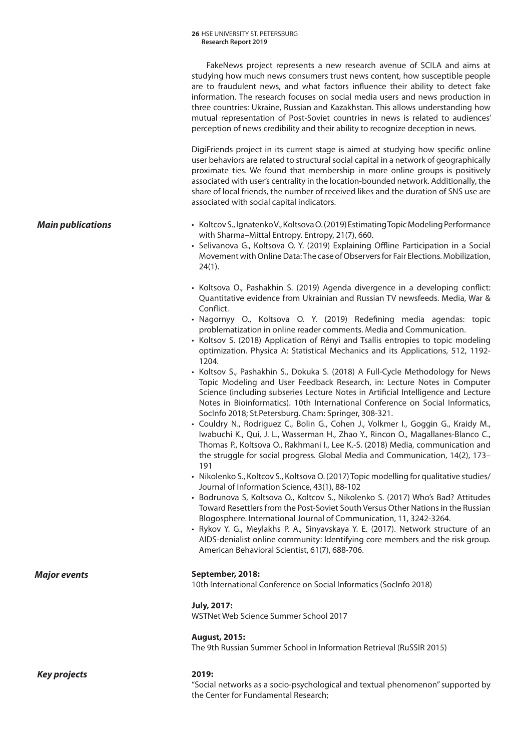FakeNews project represents a new research avenue of SCILA and aims at studying how much news consumers trust news content, how susceptible people are to fraudulent news, and what factors influence their ability to detect fake information. The research focuses on social media users and news production in three countries: Ukraine, Russian and Kazakhstan. This allows understanding how mutual representation of Post-Soviet countries in news is related to audiences' perception of news credibility and their ability to recognize deception in news.

DigiFriends project in its current stage is aimed at studying how specific online user behaviors are related to structural social capital in a network of geographically proximate ties. We found that membership in more online groups is positively associated with user's centrality in the location-bounded network. Additionally, the share of local friends, the number of received likes and the duration of SNS use are associated with social capital indicators.

### *Main publications*

- Koltcov S., Ignatenko V., Koltsova O. (2019) Estimating Topic Modeling Performance with Sharma–Mittal Entropy. Entropy, 21(7), 660.
- Selivanova G., Koltsova O. Y. (2019) Explaining Offline Participation in a Social Movement with Online Data: The case of Observers for Fair Elections. Mobilization, 24(1).
- Koltsova O., Pashakhin S. (2019) Agenda divergence in a developing conflict: Quantitative evidence from Ukrainian and Russian TV newsfeeds. Media, War & Conflict.
- Nagornyy O., Koltsova O. Y. (2019) Redefining media agendas: topic problematization in online reader comments. Media and Communication.
- Koltsov S. (2018) Application of Rényi and Tsallis entropies to topic modeling optimization. Physica A: Statistical Mechanics and its Applications, 512, 1192-1204.
- Koltsov S., Pashakhin S., Dokuka S. (2018) A Full-Cycle Methodology for News Topic Modeling and User Feedback Research, in: Lecture Notes in Computer Science (including subseries Lecture Notes in Artificial Intelligence and Lecture Notes in Bioinformatics). 10th International Conference on Social Informatics, SocInfo 2018; St.Petersburg. Cham: Springer, 308-321.
- Couldry N., Rodriguez C., Bolin G., Cohen J., Volkmer I., Goggin G., Kraidy M., Iwabuchi K., Qui, J. L., Wasserman H., Zhao Y., Rincon O., Magallanes-Blanco C., Thomas P., Koltsova O., Rakhmani I., Lee K.-S. (2018) Media, communication and the struggle for social progress. Global Media and Communication, 14(2), 173–191
- Nikolenko S., Koltcov S., Koltsova O. (2017) Topic modelling for qualitative studies/ Journal of Information Science, 43(1), 88-102
- Bodrunova S, Koltsova O., Koltcov S., Nikolenko S. (2017) Who's Bad? Attitudes Toward Resettlers from the Post-Soviet South Versus Other Nations in the Russian Blogosphere. International Journal of Communication, 11, 3242-3264.
- Rykov Y. G., Meylakhs P. A., Sinyavskaya Y. E. (2017). Network structure of an AIDS-denialist online community: Identifying core members and the risk group. American Behavioral Scientist, 61(7), 688-706.

### *Major events*

**September, 2018:**
10th International Conference on Social Informatics (SocInfo 2018)

**July, 2017:**
WSTNet Web Science Summer School 2017

**August, 2015:**
The 9th Russian Summer School in Information Retrieval (RuSSIR 2015)

### *Key projects*

**2019:**
"Social networks as a socio-psychological and textual phenomenon" supported by the Center for Fundamental Research;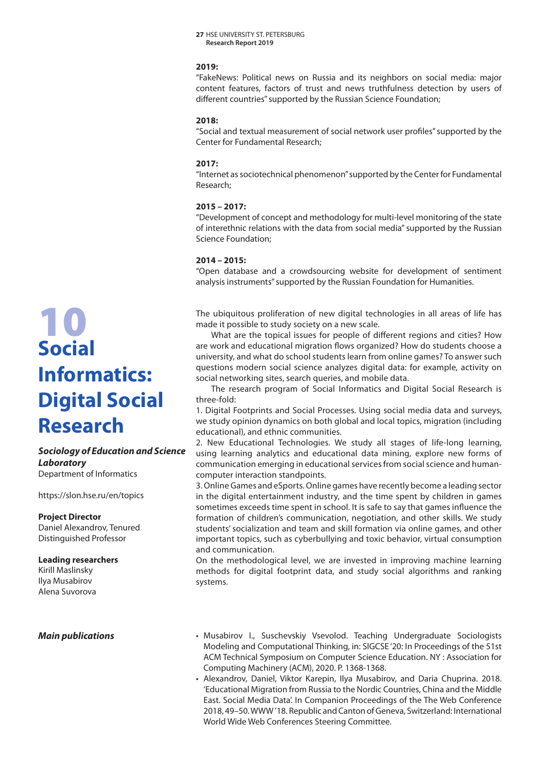**2019:**
"FakeNews: Political news on Russia and its neighbors on social media: major content features, factors of trust and news truthfulness detection by users of different countries" supported by the Russian Science Foundation;

**2018:**
"Social and textual measurement of social network user profiles" supported by the Center for Fundamental Research;

**2017:**
"Internet as sociotechnical phenomenon" supported by the Center for Fundamental Research;

**2015 – 2017:**
"Development of concept and methodology for multi-level monitoring of the state of interethnic relations with the data from social media" supported by the Russian Science Foundation;

**2014 – 2015:**
"Open database and a crowdsourcing website for development of sentiment analysis instruments" supported by the Russian Foundation for Humanities.

# 10 Social Informatics: Digital Social Research

***Sociology of Education and Science Laboratory***
Department of Informatics

https://slon.hse.ru/en/topics

**Project Director**
Daniel Alexandrov, Tenured Distinguished Professor

**Leading researchers**
Kirill Maslinsky
Ilya Musabirov
Alena Suvorova

The ubiquitous proliferation of new digital technologies in all areas of life has made it possible to study society on a new scale.

What are the topical issues for people of different regions and cities? How are work and educational migration flows organized? How do students choose a university, and what do school students learn from online games? To answer such questions modern social science analyzes digital data: for example, activity on social networking sites, search queries, and mobile data.

The research program of Social Informatics and Digital Social Research is three-fold:

1. Digital Footprints and Social Processes. Using social media data and surveys, we study opinion dynamics on both global and local topics, migration (including educational), and ethnic communities.
2. New Educational Technologies. We study all stages of life-long learning, using learning analytics and educational data mining, explore new forms of communication emerging in educational services from social science and human-computer interaction standpoints.
3. Online Games and eSports. Online games have recently become a leading sector in the digital entertainment industry, and the time spent by children in games sometimes exceeds time spent in school. It is safe to say that games influence the formation of children's communication, negotiation, and other skills. We study students' socialization and team and skill formation via online games, and other important topics, such as cyberbullying and toxic behavior, virtual consumption and communication.

On the methodological level, we are invested in improving machine learning methods for digital footprint data, and study social algorithms and ranking systems.

***Main publications***

- Musabirov I., Suschevskiy Vsevolod. Teaching Undergraduate Sociologists Modeling and Computational Thinking, in: SIGCSE '20: In Proceedings of the 51st ACM Technical Symposium on Computer Science Education. NY : Association for Computing Machinery (ACM), 2020. P. 1368-1368.
- Alexandrov, Daniel, Viktor Karepin, Ilya Musabirov, and Daria Chuprina. 2018. 'Educational Migration from Russia to the Nordic Countries, China and the Middle East. Social Media Data'. In Companion Proceedings of the The Web Conference 2018, 49–50. WWW '18. Republic and Canton of Geneva, Switzerland: International World Wide Web Conferences Steering Committee.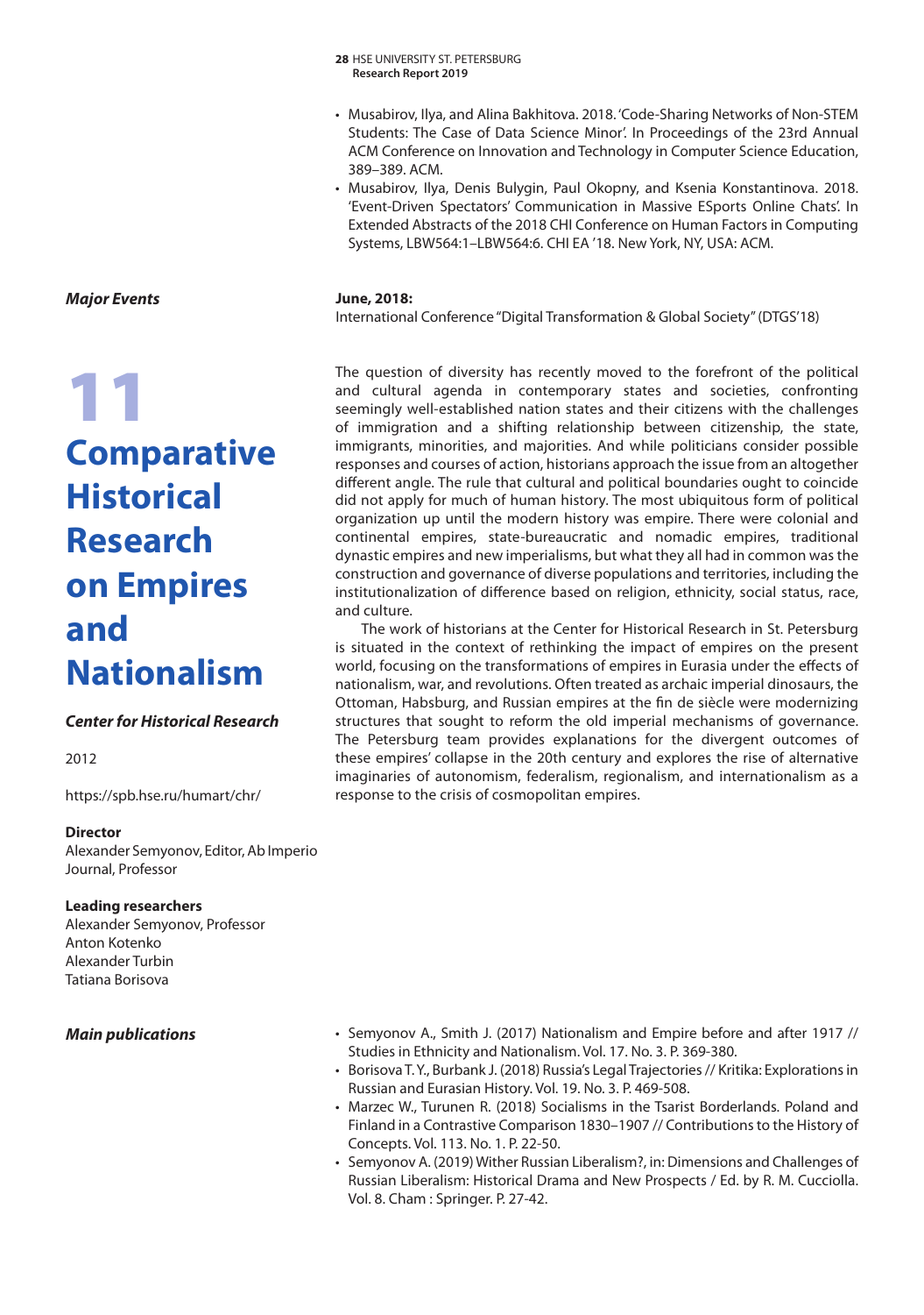- Musabirov, Ilya, and Alina Bakhitova. 2018. 'Code-Sharing Networks of Non-STEM Students: The Case of Data Science Minor'. In Proceedings of the 23rd Annual ACM Conference on Innovation and Technology in Computer Science Education, 389–389. ACM.
- Musabirov, Ilya, Denis Bulygin, Paul Okopny, and Ksenia Konstantinova. 2018. 'Event-Driven Spectators' Communication in Massive ESports Online Chats'. In Extended Abstracts of the 2018 CHI Conference on Human Factors in Computing Systems, LBW564:1–LBW564:6. CHI EA '18. New York, NY, USA: ACM.

***Major Events***

**June, 2018:**
International Conference "Digital Transformation & Global Society" (DTGS'18)

# 11 Comparative Historical Research on Empires and Nationalism

***Center for Historical Research***

2012

https://spb.hse.ru/humart/chr/

**Director**
Alexander Semyonov, Editor, Ab Imperio Journal, Professor

**Leading researchers**
Alexander Semyonov, Professor
Anton Kotenko
Alexander Turbin
Tatiana Borisova

The question of diversity has recently moved to the forefront of the political and cultural agenda in contemporary states and societies, confronting seemingly well-established nation states and their citizens with the challenges of immigration and a shifting relationship between citizenship, the state, immigrants, minorities, and majorities. And while politicians consider possible responses and courses of action, historians approach the issue from an altogether different angle. The rule that cultural and political boundaries ought to coincide did not apply for much of human history. The most ubiquitous form of political organization up until the modern history was empire. There were colonial and continental empires, state-bureaucratic and nomadic empires, traditional dynastic empires and new imperialisms, but what they all had in common was the construction and governance of diverse populations and territories, including the institutionalization of difference based on religion, ethnicity, social status, race, and culture.

The work of historians at the Center for Historical Research in St. Petersburg is situated in the context of rethinking the impact of empires on the present world, focusing on the transformations of empires in Eurasia under the effects of nationalism, war, and revolutions. Often treated as archaic imperial dinosaurs, the Ottoman, Habsburg, and Russian empires at the fin de siècle were modernizing structures that sought to reform the old imperial mechanisms of governance. The Petersburg team provides explanations for the divergent outcomes of these empires' collapse in the 20th century and explores the rise of alternative imaginaries of autonomism, federalism, regionalism, and internationalism as a response to the crisis of cosmopolitan empires.

***Main publications***

- Semyonov A., Smith J. (2017) Nationalism and Empire before and after 1917 // Studies in Ethnicity and Nationalism. Vol. 17. No. 3. P. 369-380.
- Borisova T. Y., Burbank J. (2018) Russia's Legal Trajectories // Kritika: Explorations in Russian and Eurasian History. Vol. 19. No. 3. P. 469-508.
- Marzec W., Turunen R. (2018) Socialisms in the Tsarist Borderlands. Poland and Finland in a Contrastive Comparison 1830–1907 // Contributions to the History of Concepts. Vol. 113. No. 1. P. 22-50.
- Semyonov A. (2019) Wither Russian Liberalism?, in: Dimensions and Challenges of Russian Liberalism: Historical Drama and New Prospects / Ed. by R. M. Cucciolla. Vol. 8. Cham : Springer. P. 27-42.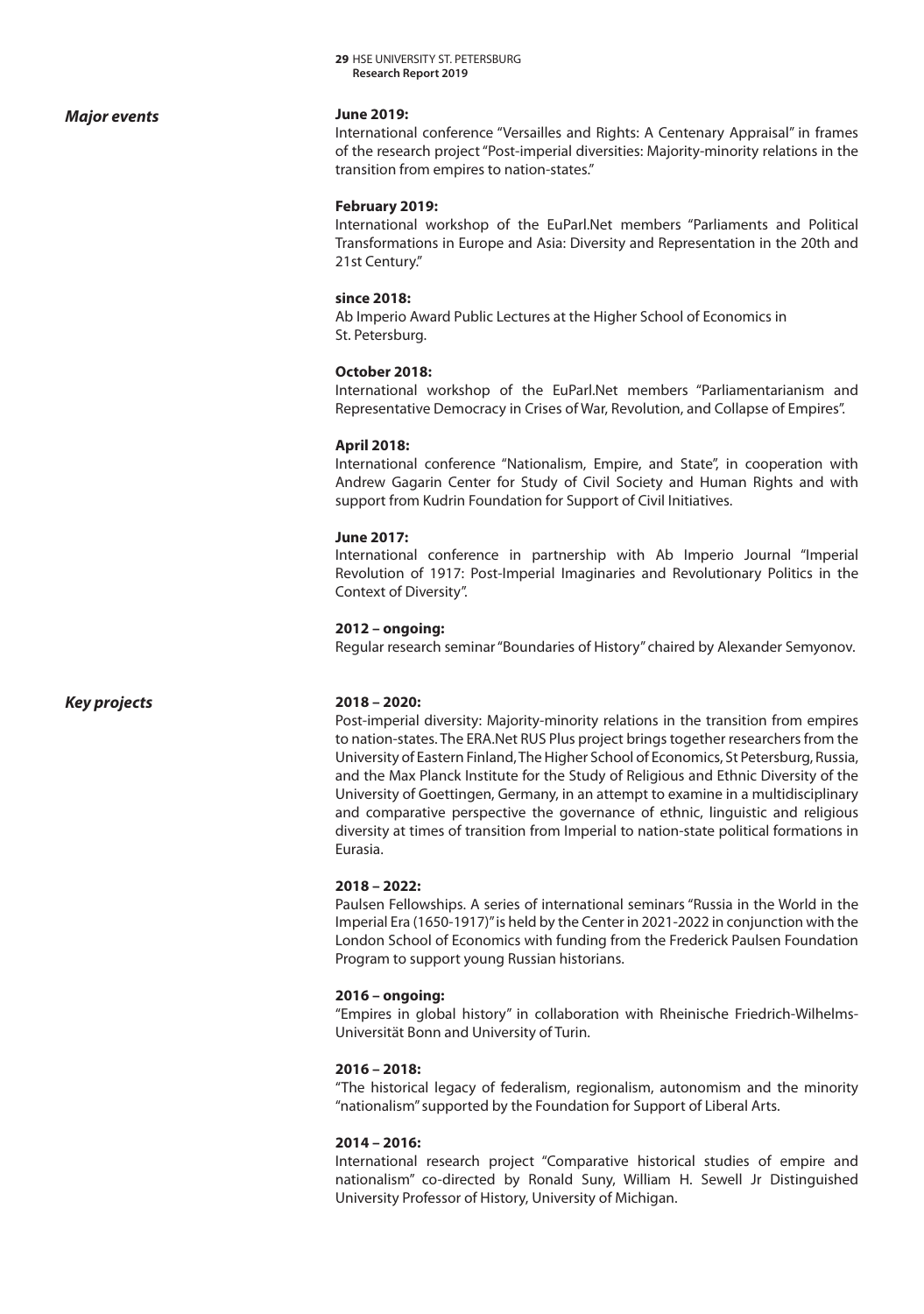### *Major events*

**June 2019:**
International conference "Versailles and Rights: A Centenary Appraisal" in frames of the research project "Post-imperial diversities: Majority-minority relations in the transition from empires to nation-states."

**February 2019:**
International workshop of the EuParl.Net members "Parliaments and Political Transformations in Europe and Asia: Diversity and Representation in the 20th and 21st Century."

**since 2018:**
Ab Imperio Award Public Lectures at the Higher School of Economics in St. Petersburg.

**October 2018:**
International workshop of the EuParl.Net members "Parliamentarianism and Representative Democracy in Crises of War, Revolution, and Collapse of Empires".

**April 2018:**
International conference "Nationalism, Empire, and State", in cooperation with Andrew Gagarin Center for Study of Civil Society and Human Rights and with support from Kudrin Foundation for Support of Civil Initiatives.

**June 2017:**
International conference in partnership with Ab Imperio Journal "Imperial Revolution of 1917: Post-Imperial Imaginaries and Revolutionary Politics in the Context of Diversity".

**2012 – ongoing:**
Regular research seminar "Boundaries of History" chaired by Alexander Semyonov.

### *Key projects*

**2018 – 2020:**
Post-imperial diversity: Majority-minority relations in the transition from empires to nation-states. The ERA.Net RUS Plus project brings together researchers from the University of Eastern Finland, The Higher School of Economics, St Petersburg, Russia, and the Max Planck Institute for the Study of Religious and Ethnic Diversity of the University of Goettingen, Germany, in an attempt to examine in a multidisciplinary and comparative perspective the governance of ethnic, linguistic and religious diversity at times of transition from Imperial to nation-state political formations in Eurasia.

**2018 – 2022:**
Paulsen Fellowships. A series of international seminars "Russia in the World in the Imperial Era (1650-1917)" is held by the Center in 2021-2022 in conjunction with the London School of Economics with funding from the Frederick Paulsen Foundation Program to support young Russian historians.

**2016 – ongoing:**
"Empires in global history" in collaboration with Rheinische Friedrich-Wilhelms-Universität Bonn and University of Turin.

**2016 – 2018:**
"The historical legacy of federalism, regionalism, autonomism and the minority "nationalism" supported by the Foundation for Support of Liberal Arts.

**2014 – 2016:**
International research project "Comparative historical studies of empire and nationalism" co-directed by Ronald Suny, William H. Sewell Jr Distinguished University Professor of History, University of Michigan.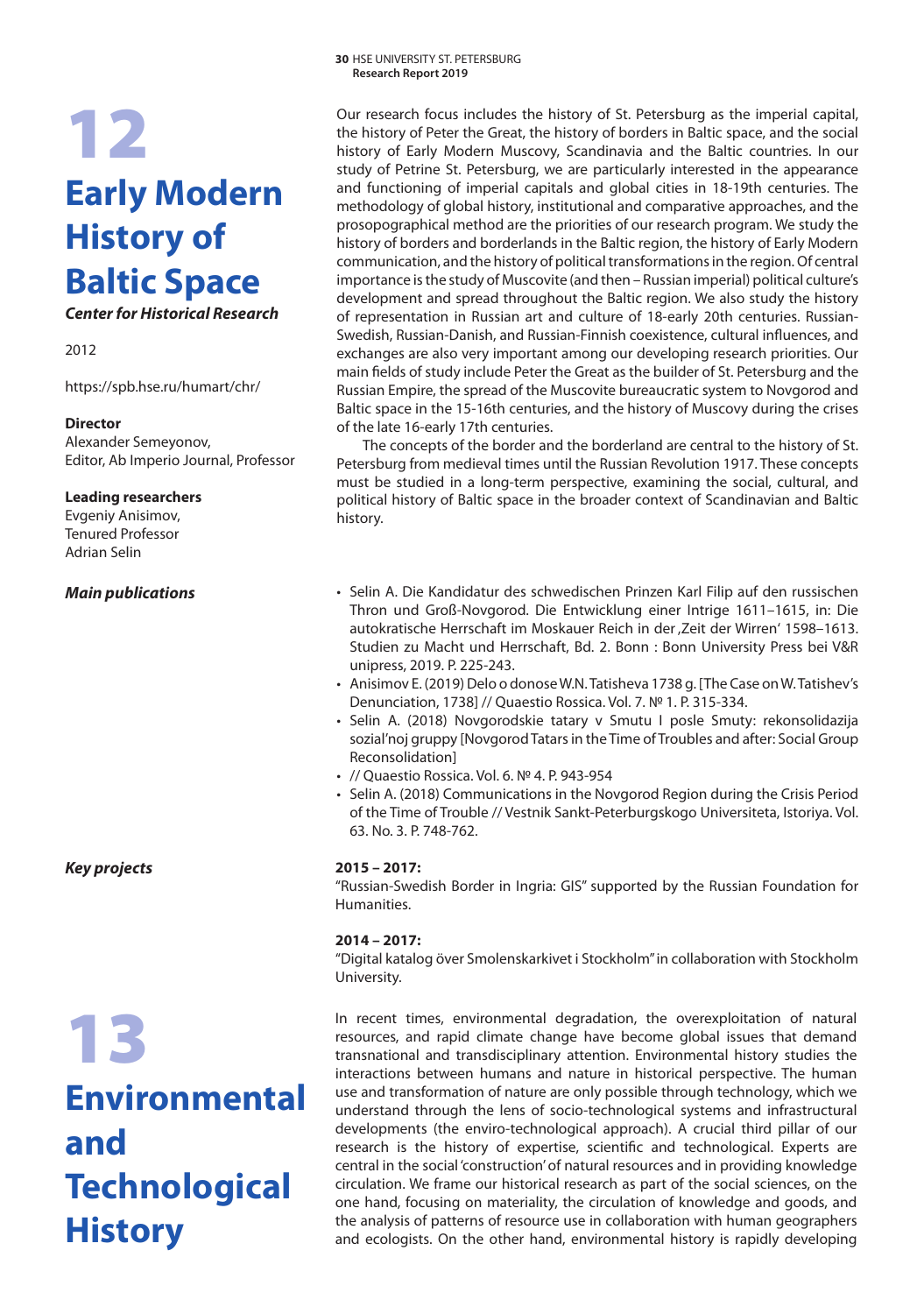# 12

# Early Modern History of Baltic Space

***Center for Historical Research***

2012

https://spb.hse.ru/humart/chr/

**Director**
Alexander Semeyonov,
Editor, Ab Imperio Journal, Professor

**Leading researchers**
Evgeniy Anisimov,
Tenured Professor
Adrian Selin

Our research focus includes the history of St. Petersburg as the imperial capital, the history of Peter the Great, the history of borders in Baltic space, and the social history of Early Modern Muscovy, Scandinavia and the Baltic countries. In our study of Petrine St. Petersburg, we are particularly interested in the appearance and functioning of imperial capitals and global cities in 18-19th centuries. The methodology of global history, institutional and comparative approaches, and the prosopographical method are the priorities of our research program. We study the history of borders and borderlands in the Baltic region, the history of Early Modern communication, and the history of political transformations in the region. Of central importance is the study of Muscovite (and then – Russian imperial) political culture's development and spread throughout the Baltic region. We also study the history of representation in Russian art and culture of 18-early 20th centuries. Russian-Swedish, Russian-Danish, and Russian-Finnish coexistence, cultural influences, and exchanges are also very important among our developing research priorities. Our main fields of study include Peter the Great as the builder of St. Petersburg and the Russian Empire, the spread of the Muscovite bureaucratic system to Novgorod and Baltic space in the 15-16th centuries, and the history of Muscovy during the crises of the late 16-early 17th centuries.

The concepts of the border and the borderland are central to the history of St. Petersburg from medieval times until the Russian Revolution 1917. These concepts must be studied in a long-term perspective, examining the social, cultural, and political history of Baltic space in the broader context of Scandinavian and Baltic history.

***Main publications***

- Selin A. Die Kandidatur des schwedischen Prinzen Karl Filip auf den russischen Thron und Groß-Novgorod. Die Entwicklung einer Intrige 1611–1615, in: Die autokratische Herrschaft im Moskauer Reich in der ‚Zeit der Wirren' 1598–1613. Studien zu Macht und Herrschaft, Bd. 2. Bonn : Bonn University Press bei V&R unipress, 2019. P. 225-243.
- Anisimov E. (2019) Delo o donose W.N. Tatisheva 1738 g. [The Case on W. Tatishev's Denunciation, 1738] // Quaestio Rossica. Vol. 7. № 1. P. 315-334.
- Selin A. (2018) Novgorodskie tatary v Smutu I posle Smuty: rekonsolidazija sozial'noj gruppy [Novgorod Tatars in the Time of Troubles and after: Social Group Reconsolidation]
- // Quaestio Rossica. Vol. 6. № 4. P. 943-954
- Selin A. (2018) Communications in the Novgorod Region during the Crisis Period of the Time of Trouble // Vestnik Sankt-Peterburgskogo Universiteta, Istoriya. Vol. 63. No. 3. P. 748-762.

***Key projects***

**2015 – 2017:**
"Russian-Swedish Border in Ingria: GIS" supported by the Russian Foundation for Humanities.

**2014 – 2017:**
"Digital katalog över Smolenskarkivet i Stockholm" in collaboration with Stockholm University.

# 13

# Environmental and Technological History

In recent times, environmental degradation, the overexploitation of natural resources, and rapid climate change have become global issues that demand transnational and transdisciplinary attention. Environmental history studies the interactions between humans and nature in historical perspective. The human use and transformation of nature are only possible through technology, which we understand through the lens of socio-technological systems and infrastructural developments (the enviro-technological approach). A crucial third pillar of our research is the history of expertise, scientific and technological. Experts are central in the social 'construction' of natural resources and in providing knowledge circulation. We frame our historical research as part of the social sciences, on the one hand, focusing on materiality, the circulation of knowledge and goods, and the analysis of patterns of resource use in collaboration with human geographers and ecologists. On the other hand, environmental history is rapidly developing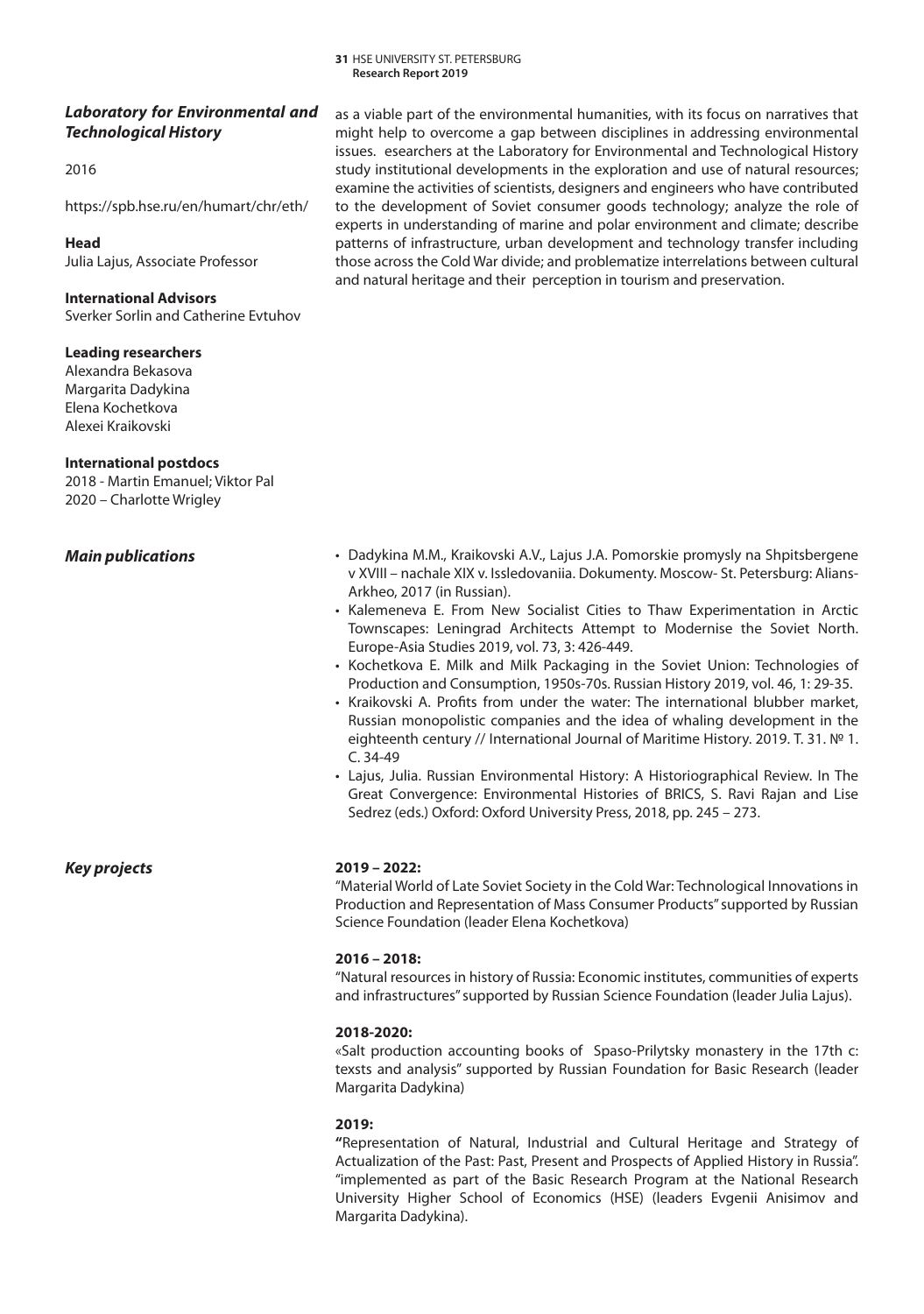## *Laboratory for Environmental and Technological History*

2016

https://spb.hse.ru/en/humart/chr/eth/

**Head**
Julia Lajus, Associate Professor

**International Advisors**
Sverker Sorlin and Catherine Evtuhov

**Leading researchers**
Alexandra Bekasova
Margarita Dadykina
Elena Kochetkova
Alexei Kraikovski

**International postdocs**
2018 - Martin Emanuel; Viktor Pal
2020 – Charlotte Wrigley

as a viable part of the environmental humanities, with its focus on narratives that might help to overcome a gap between disciplines in addressing environmental issues. esearchers at the Laboratory for Environmental and Technological History study institutional developments in the exploration and use of natural resources; examine the activities of scientists, designers and engineers who have contributed to the development of Soviet consumer goods technology; analyze the role of experts in understanding of marine and polar environment and climate; describe patterns of infrastructure, urban development and technology transfer including those across the Cold War divide; and problematize interrelations between cultural and natural heritage and their perception in tourism and preservation.

### *Main publications*

- Dadykina M.M., Kraikovski A.V., Lajus J.A. Pomorskie promysly na Shpitsbergene v XVIII – nachale XIX v. Issledovaniia. Dokumenty. Moscow- St. Petersburg: Alians-Arkheo, 2017 (in Russian).
- Kalemeneva E. From New Socialist Cities to Thaw Experimentation in Arctic Townscapes: Leningrad Architects Attempt to Modernise the Soviet North. Europe-Asia Studies 2019, vol. 73, 3: 426-449.
- Kochetkova E. Milk and Milk Packaging in the Soviet Union: Technologies of Production and Consumption, 1950s-70s. Russian History 2019, vol. 46, 1: 29-35.
- Kraikovski A. Profits from under the water: The international blubber market, Russian monopolistic companies and the idea of whaling development in the eighteenth century // International Journal of Maritime History. 2019. T. 31. № 1. C. 34-49
- Lajus, Julia. Russian Environmental History: A Historiographical Review. In The Great Convergence: Environmental Histories of BRICS, S. Ravi Rajan and Lise Sedrez (eds.) Oxford: Oxford University Press, 2018, pp. 245 – 273.

### *Key projects*

**2019 – 2022:**
"Material World of Late Soviet Society in the Cold War: Technological Innovations in Production and Representation of Mass Consumer Products" supported by Russian Science Foundation (leader Elena Kochetkova)

**2016 – 2018:**
"Natural resources in history of Russia: Economic institutes, communities of experts and infrastructures" supported by Russian Science Foundation (leader Julia Lajus).

**2018-2020:**
«Salt production accounting books of Spaso-Prilytsky monastery in the 17th c: texsts and analysis" supported by Russian Foundation for Basic Research (leader Margarita Dadykina)

**2019:**
**"**Representation of Natural, Industrial and Cultural Heritage and Strategy of Actualization of the Past: Past, Present and Prospects of Applied History in Russia". "implemented as part of the Basic Research Program at the National Research University Higher School of Economics (HSE) (leaders Evgenii Anisimov and Margarita Dadykina).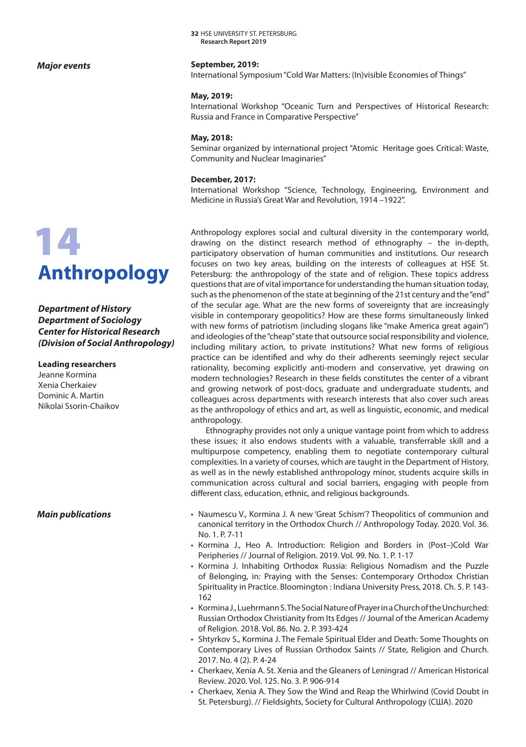*Major events*

**September, 2019:**
International Symposium "Cold War Matters: (In)visible Economies of Things"

**May, 2019:**
International Workshop "Oceanic Turn and Perspectives of Historical Research: Russia and France in Comparative Perspective"

**May, 2018:**
Seminar organized by international project "Atomic Heritage goes Critical: Waste, Community and Nuclear Imaginaries"

**December, 2017:**
International Workshop "Science, Technology, Engineering, Environment and Medicine in Russia's Great War and Revolution, 1914 –1922".

# 14 Anthropology

***Department of History***
***Department of Sociology***
***Center for Historical Research (Division of Social Anthropology)***

**Leading researchers**
Jeanne Kormina
Xenia Cherkaiev
Dominic A. Martin
Nikolai Ssorin-Chaikov

Anthropology explores social and cultural diversity in the contemporary world, drawing on the distinct research method of ethnography – the in-depth, participatory observation of human communities and institutions. Our research focuses on two key areas, building on the interests of colleagues at HSE St. Petersburg: the anthropology of the state and of religion. These topics address questions that are of vital importance for understanding the human situation today, such as the phenomenon of the state at beginning of the 21st century and the "end" of the secular age. What are the new forms of sovereignty that are increasingly visible in contemporary geopolitics? How are these forms simultaneously linked with new forms of patriotism (including slogans like "make America great again") and ideologies of the "cheap" state that outsource social responsibility and violence, including military action, to private institutions? What new forms of religious practice can be identified and why do their adherents seemingly reject secular rationality, becoming explicitly anti-modern and conservative, yet drawing on modern technologies? Research in these fields constitutes the center of a vibrant and growing network of post-docs, graduate and undergraduate students, and colleagues across departments with research interests that also cover such areas as the anthropology of ethics and art, as well as linguistic, economic, and medical anthropology.

Ethnography provides not only a unique vantage point from which to address these issues; it also endows students with a valuable, transferrable skill and a multipurpose competency, enabling them to negotiate contemporary cultural complexities. In a variety of courses, which are taught in the Department of History, as well as in the newly established anthropology minor, students acquire skills in communication across cultural and social barriers, engaging with people from different class, education, ethnic, and religious backgrounds.

*Main publications*

- Naumescu V., Kormina J. A new 'Great Schism'? Theopolitics of communion and canonical territory in the Orthodox Church // Anthropology Today. 2020. Vol. 36. No. 1. P. 7-11
- Kormina J., Heo A. Introduction: Religion and Borders in (Post–)Cold War Peripheries // Journal of Religion. 2019. Vol. 99. No. 1. P. 1-17
- Kormina J. Inhabiting Orthodox Russia: Religious Nomadism and the Puzzle of Belonging, in: Praying with the Senses: Contemporary Orthodox Christian Spirituality in Practice. Bloomington : Indiana University Press, 2018. Ch. 5. P. 143-162
- Kormina J., Luehrmann S. The Social Nature of Prayer in a Church of the Unchurched: Russian Orthodox Christianity from Its Edges // Journal of the American Academy of Religion. 2018. Vol. 86. No. 2. P. 393-424
- Shtyrkov S., Kormina J. The Female Spiritual Elder and Death: Some Thoughts on Contemporary Lives of Russian Orthodox Saints // State, Religion and Church. 2017. No. 4 (2). P. 4-24
- Cherkaev, Xenia A. St. Xenia and the Gleaners of Leningrad // American Historical Review. 2020. Vol. 125. No. 3. P. 906-914
- Cherkaev, Xenia A. They Sow the Wind and Reap the Whirlwind (Covid Doubt in St. Petersburg). // Fieldsights, Society for Cultural Anthropology (США). 2020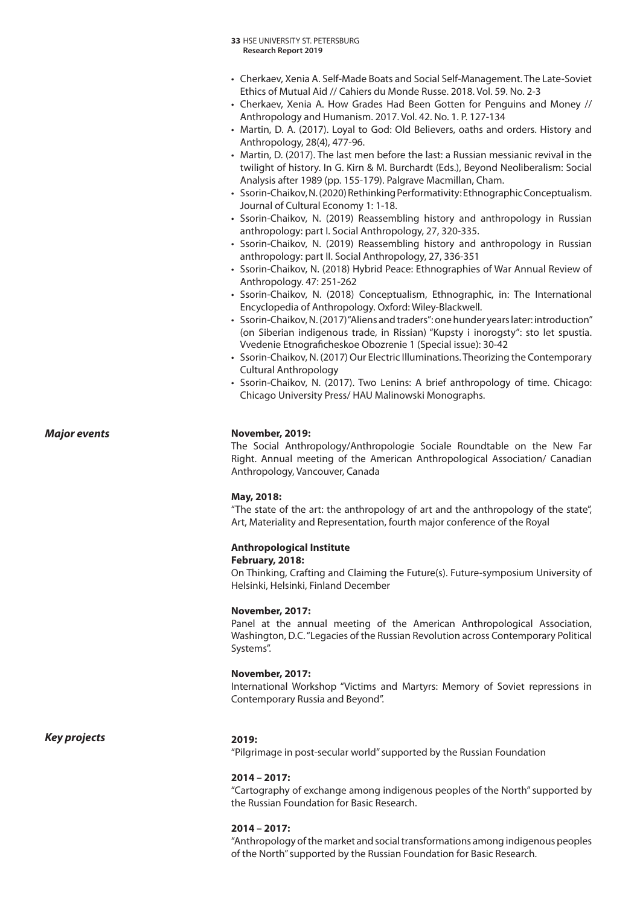- Cherkaev, Xenia A. Self-Made Boats and Social Self-Management. The Late-Soviet Ethics of Mutual Aid // Cahiers du Monde Russe. 2018. Vol. 59. No. 2-3
- Cherkaev, Xenia A. How Grades Had Been Gotten for Penguins and Money // Anthropology and Humanism. 2017. Vol. 42. No. 1. P. 127-134
- Martin, D. A. (2017). Loyal to God: Old Believers, oaths and orders. History and Anthropology, 28(4), 477-96.
- Martin, D. (2017). The last men before the last: a Russian messianic revival in the twilight of history. In G. Kirn & M. Burchardt (Eds.), Beyond Neoliberalism: Social Analysis after 1989 (pp. 155-179). Palgrave Macmillan, Cham.
- Ssorin-Chaikov, N. (2020) Rethinking Performativity: Ethnographic Conceptualism. Journal of Cultural Economy 1: 1-18.
- Ssorin-Chaikov, N. (2019) Reassembling history and anthropology in Russian anthropology: part I. Social Anthropology, 27, 320-335.
- Ssorin-Chaikov, N. (2019) Reassembling history and anthropology in Russian anthropology: part II. Social Anthropology, 27, 336-351
- Ssorin-Chaikov, N. (2018) Hybrid Peace: Ethnographies of War Annual Review of Anthropology. 47: 251-262
- Ssorin-Chaikov, N. (2018) Conceptualism, Ethnographic, in: The International Encyclopedia of Anthropology. Oxford: Wiley-Blackwell.
- Ssorin-Chaikov, N. (2017) "Aliens and traders": one hunder years later: introduction" (on Siberian indigenous trade, in Rissian) "Kupsty i inorogsty": sto let spustia. Vvedenie Etnograficheskoe Obozrenie 1 (Special issue): 30-42
- Ssorin-Chaikov, N. (2017) Our Electric Illuminations. Theorizing the Contemporary Cultural Anthropology
- Ssorin-Chaikov, N. (2017). Two Lenins: A brief anthropology of time. Chicago: Chicago University Press/ HAU Malinowski Monographs.

## *Major events*

**November, 2019:**
The Social Anthropology/Anthropologie Sociale Roundtable on the New Far Right. Annual meeting of the American Anthropological Association/ Canadian Anthropology, Vancouver, Canada

**May, 2018:**
"The state of the art: the anthropology of art and the anthropology of the state", Art, Materiality and Representation, fourth major conference of the Royal

**Anthropological Institute**

**February, 2018:**
On Thinking, Crafting and Claiming the Future(s). Future-symposium University of Helsinki, Helsinki, Finland December

**November, 2017:**
Panel at the annual meeting of the American Anthropological Association, Washington, D.C. "Legacies of the Russian Revolution across Contemporary Political Systems".

**November, 2017:**
International Workshop "Victims and Martyrs: Memory of Soviet repressions in Contemporary Russia and Beyond".

## *Key projects*

**2019:**
"Pilgrimage in post-secular world" supported by the Russian Foundation

**2014 – 2017:**
"Cartography of exchange among indigenous peoples of the North" supported by the Russian Foundation for Basic Research.

**2014 – 2017:**
"Anthropology of the market and social transformations among indigenous peoples of the North" supported by the Russian Foundation for Basic Research.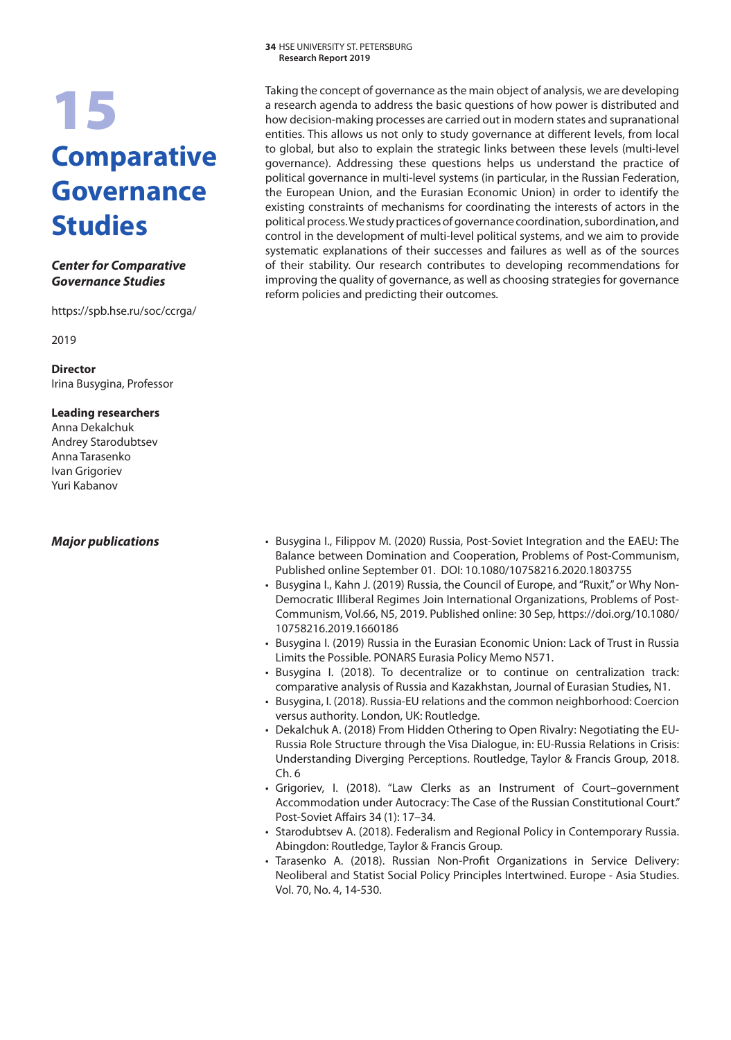# 15

# Comparative Governance Studies

***Center for Comparative Governance Studies***

https://spb.hse.ru/soc/ccrga/

2019

**Director**
Irina Busygina, Professor

**Leading researchers**
Anna Dekalchuk
Andrey Starodubtsev
Anna Tarasenko
Ivan Grigoriev
Yuri Kabanov

Taking the concept of governance as the main object of analysis, we are developing a research agenda to address the basic questions of how power is distributed and how decision-making processes are carried out in modern states and supranational entities. This allows us not only to study governance at different levels, from local to global, but also to explain the strategic links between these levels (multi-level governance). Addressing these questions helps us understand the practice of political governance in multi-level systems (in particular, in the Russian Federation, the European Union, and the Eurasian Economic Union) in order to identify the existing constraints of mechanisms for coordinating the interests of actors in the political process. We study practices of governance coordination, subordination, and control in the development of multi-level political systems, and we aim to provide systematic explanations of their successes and failures as well as of the sources of their stability. Our research contributes to developing recommendations for improving the quality of governance, as well as choosing strategies for governance reform policies and predicting their outcomes.

***Major publications***

- Busygina I., Filippov M. (2020) Russia, Post-Soviet Integration and the EAEU: The Balance between Domination and Cooperation, Problems of Post-Communism, Published online September 01. DOI: 10.1080/10758216.2020.1803755
- Busygina I., Kahn J. (2019) Russia, the Council of Europe, and "Ruxit," or Why Non-Democratic Illiberal Regimes Join International Organizations, Problems of Post-Communism, Vol.66, N5, 2019. Published online: 30 Sep, https://doi.org/10.1080/10758216.2019.1660186
- Busygina I. (2019) Russia in the Eurasian Economic Union: Lack of Trust in Russia Limits the Possible. PONARS Eurasia Policy Memo N571.
- Busygina I. (2018). To decentralize or to continue on centralization track: comparative analysis of Russia and Kazakhstan, Journal of Eurasian Studies, N1.
- Busygina, I. (2018). Russia-EU relations and the common neighborhood: Coercion versus authority. London, UK: Routledge.
- Dekalchuk A. (2018) From Hidden Othering to Open Rivalry: Negotiating the EU-Russia Role Structure through the Visa Dialogue, in: EU-Russia Relations in Crisis: Understanding Diverging Perceptions. Routledge, Taylor & Francis Group, 2018. Ch. 6
- Grigoriev, I. (2018). "Law Clerks as an Instrument of Court–government Accommodation under Autocracy: The Case of the Russian Constitutional Court." Post-Soviet Affairs 34 (1): 17–34.
- Starodubtsev A. (2018). Federalism and Regional Policy in Contemporary Russia. Abingdon: Routledge, Taylor & Francis Group.
- Tarasenko A. (2018). Russian Non-Profit Organizations in Service Delivery: Neoliberal and Statist Social Policy Principles Intertwined. Europe - Asia Studies. Vol. 70, No. 4, 14-530.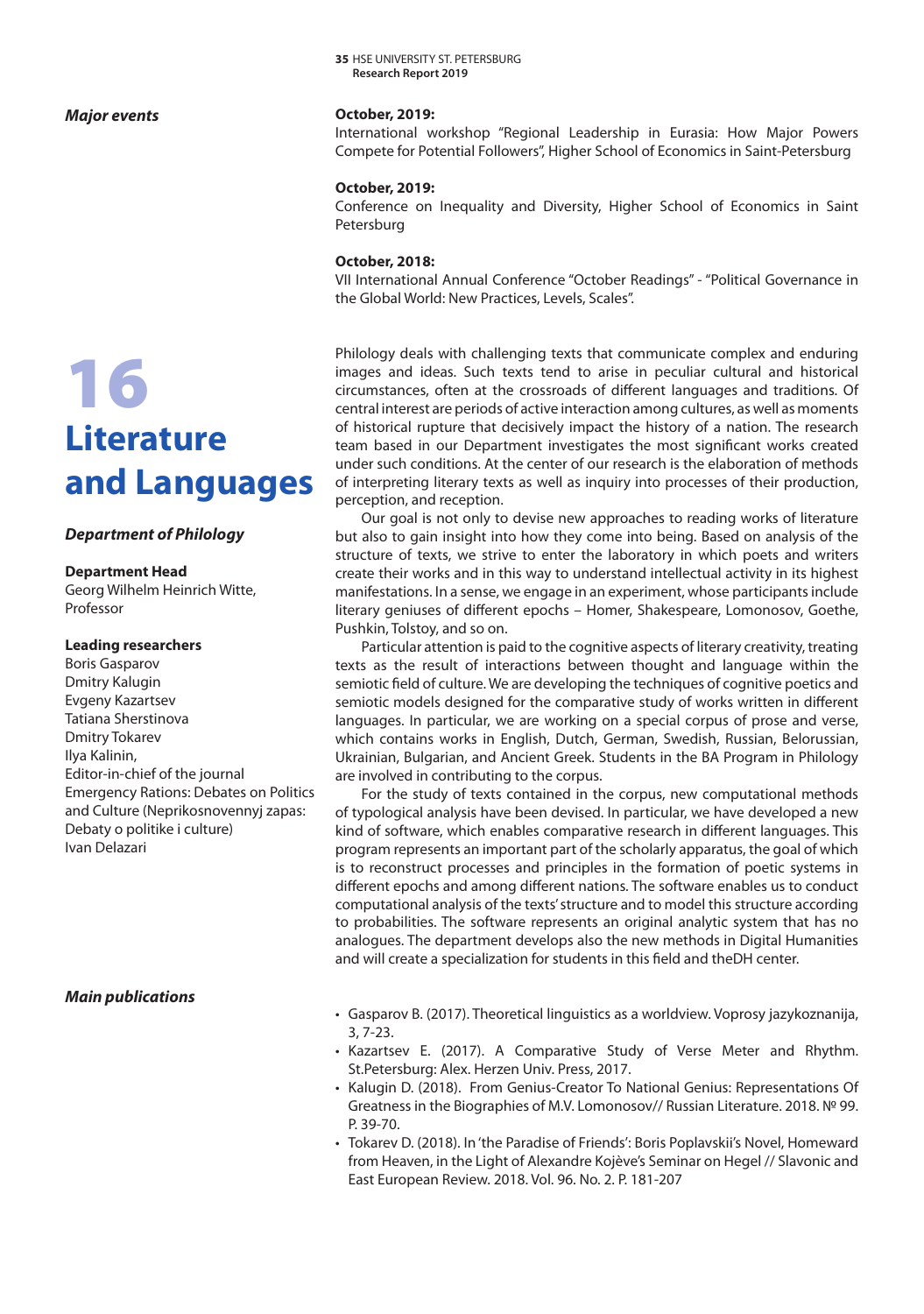*Major events*

**October, 2019:**
International workshop "Regional Leadership in Eurasia: How Major Powers Compete for Potential Followers", Higher School of Economics in Saint-Petersburg

**October, 2019:**
Conference on Inequality and Diversity, Higher School of Economics in Saint Petersburg

**October, 2018:**
VII International Annual Conference "October Readings" - "Political Governance in the Global World: New Practices, Levels, Scales".

# 16 Literature and Languages

***Department of Philology***

**Department Head**
Georg Wilhelm Heinrich Witte, Professor

**Leading researchers**
Boris Gasparov
Dmitry Kalugin
Evgeny Kazartsev
Tatiana Sherstinova
Dmitry Tokarev
Ilya Kalinin,
Editor-in-chief of the journal Emergency Rations: Debates on Politics and Culture (Neprikosnovennyj zapas: Debaty o politike i culture)
Ivan Delazari

Philology deals with challenging texts that communicate complex and enduring images and ideas. Such texts tend to arise in peculiar cultural and historical circumstances, often at the crossroads of different languages and traditions. Of central interest are periods of active interaction among cultures, as well as moments of historical rupture that decisively impact the history of a nation. The research team based in our Department investigates the most significant works created under such conditions. At the center of our research is the elaboration of methods of interpreting literary texts as well as inquiry into processes of their production, perception, and reception.

Our goal is not only to devise new approaches to reading works of literature but also to gain insight into how they come into being. Based on analysis of the structure of texts, we strive to enter the laboratory in which poets and writers create their works and in this way to understand intellectual activity in its highest manifestations. In a sense, we engage in an experiment, whose participants include literary geniuses of different epochs – Homer, Shakespeare, Lomonosov, Goethe, Pushkin, Tolstoy, and so on.

Particular attention is paid to the cognitive aspects of literary creativity, treating texts as the result of interactions between thought and language within the semiotic field of culture. We are developing the techniques of cognitive poetics and semiotic models designed for the comparative study of works written in different languages. In particular, we are working on a special corpus of prose and verse, which contains works in English, Dutch, German, Swedish, Russian, Belorussian, Ukrainian, Bulgarian, and Ancient Greek. Students in the BA Program in Philology are involved in contributing to the corpus.

For the study of texts contained in the corpus, new computational methods of typological analysis have been devised. In particular, we have developed a new kind of software, which enables comparative research in different languages. This program represents an important part of the scholarly apparatus, the goal of which is to reconstruct processes and principles in the formation of poetic systems in different epochs and among different nations. The software enables us to conduct computational analysis of the texts' structure and to model this structure according to probabilities. The software represents an original analytic system that has no analogues. The department develops also the new methods in Digital Humanities and will create a specialization for students in this field and theDH center.

*Main publications*

- Gasparov B. (2017). Theoretical linguistics as a worldview. Voprosy jazykoznanija, 3, 7-23.
- Kazartsev E. (2017). A Comparative Study of Verse Meter and Rhythm. St.Petersburg: Alex. Herzen Univ. Press, 2017.
- Kalugin D. (2018). From Genius-Creator To National Genius: Representations Of Greatness in the Biographies of M.V. Lomonosov// Russian Literature. 2018. № 99. P. 39-70.
- Tokarev D. (2018). In 'the Paradise of Friends': Boris Poplavskii's Novel, Homeward from Heaven, in the Light of Alexandre Kojève's Seminar on Hegel // Slavonic and East European Review. 2018. Vol. 96. No. 2. P. 181-207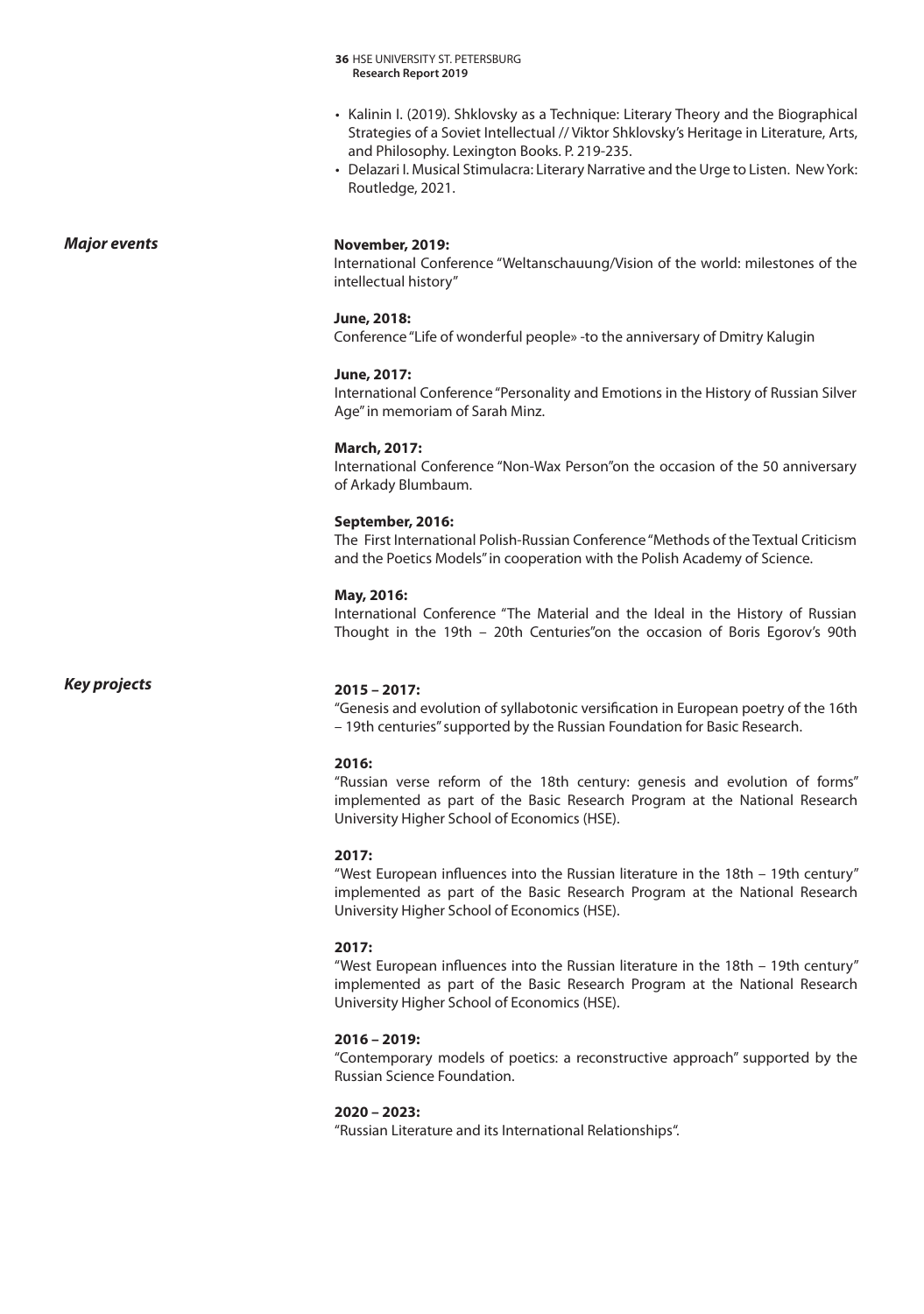- Kalinin I. (2019). Shklovsky as a Technique: Literary Theory and the Biographical Strategies of a Soviet Intellectual // Viktor Shklovsky's Heritage in Literature, Arts, and Philosophy. Lexington Books. P. 219-235.
- Delazari I. Musical Stimulacra: Literary Narrative and the Urge to Listen. New York: Routledge, 2021.

***Major events***

**November, 2019:**
International Conference "Weltanschauung/Vision of the world: milestones of the intellectual history"

**June, 2018:**
Conference "Life of wonderful people» -to the anniversary of Dmitry Kalugin

**June, 2017:**
International Conference "Personality and Emotions in the History of Russian Silver Age" in memoriam of Sarah Minz.

**March, 2017:**
International Conference "Non-Wax Person"on the occasion of the 50 anniversary of Arkady Blumbaum.

**September, 2016:**
The First International Polish-Russian Conference "Methods of the Textual Criticism and the Poetics Models" in cooperation with the Polish Academy of Science.

**May, 2016:**
International Conference "The Material and the Ideal in the History of Russian Thought in the 19th – 20th Centuries"on the occasion of Boris Egorov's 90th

***Key projects***

**2015 – 2017:**
"Genesis and evolution of syllabotonic versification in European poetry of the 16th – 19th centuries" supported by the Russian Foundation for Basic Research.

**2016:**
"Russian verse reform of the 18th century: genesis and evolution of forms" implemented as part of the Basic Research Program at the National Research University Higher School of Economics (HSE).

**2017:**
"West European influences into the Russian literature in the 18th – 19th century" implemented as part of the Basic Research Program at the National Research University Higher School of Economics (HSE).

**2017:**
"West European influences into the Russian literature in the 18th – 19th century" implemented as part of the Basic Research Program at the National Research University Higher School of Economics (HSE).

**2016 – 2019:**
"Contemporary models of poetics: a reconstructive approach" supported by the Russian Science Foundation.

**2020 – 2023:**
"Russian Literature and its International Relationships".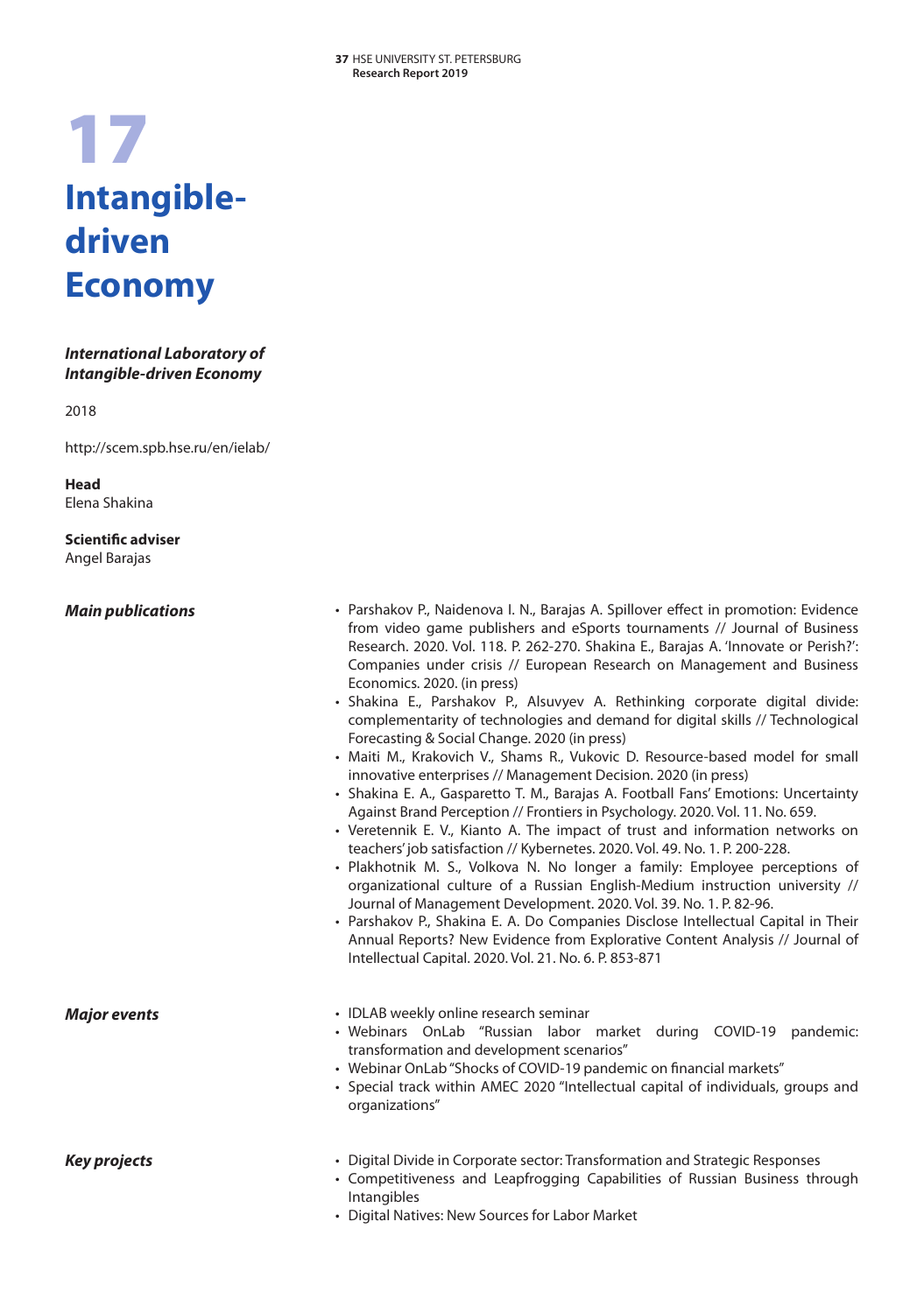# 17

# Intangible-driven Economy

***International Laboratory of Intangible-driven Economy***

2018

http://scem.spb.hse.ru/en/ielab/

**Head**
Elena Shakina

**Scientific adviser**
Angel Barajas

***Main publications***

- Parshakov P., Naidenova I. N., Barajas A. Spillover effect in promotion: Evidence from video game publishers and eSports tournaments // Journal of Business Research. 2020. Vol. 118. P. 262-270. Shakina E., Barajas A. 'Innovate or Perish?': Companies under crisis // European Research on Management and Business Economics. 2020. (in press)
- Shakina E., Parshakov P., Alsuvyev A. Rethinking corporate digital divide: complementarity of technologies and demand for digital skills // Technological Forecasting & Social Change. 2020 (in press)
- Maiti M., Krakovich V., Shams R., Vukovic D. Resource-based model for small innovative enterprises // Management Decision. 2020 (in press)
- Shakina E. A., Gasparetto T. M., Barajas A. Football Fans' Emotions: Uncertainty Against Brand Perception // Frontiers in Psychology. 2020. Vol. 11. No. 659.
- Veretennik E. V., Kianto A. The impact of trust and information networks on teachers' job satisfaction // Kybernetes. 2020. Vol. 49. No. 1. P. 200-228.
- Plakhotnik M. S., Volkova N. No longer a family: Employee perceptions of organizational culture of a Russian English-Medium instruction university // Journal of Management Development. 2020. Vol. 39. No. 1. P. 82-96.
- Parshakov P., Shakina E. A. Do Companies Disclose Intellectual Capital in Their Annual Reports? New Evidence from Explorative Content Analysis // Journal of Intellectual Capital. 2020. Vol. 21. No. 6. P. 853-871

***Major events***

- IDLAB weekly online research seminar
- Webinars OnLab "Russian labor market during COVID-19 pandemic: transformation and development scenarios"
- Webinar OnLab "Shocks of COVID-19 pandemic on financial markets"
- Special track within AMEC 2020 "Intellectual capital of individuals, groups and organizations"

***Key projects***

- Digital Divide in Corporate sector: Transformation and Strategic Responses
- Competitiveness and Leapfrogging Capabilities of Russian Business through Intangibles
- Digital Natives: New Sources for Labor Market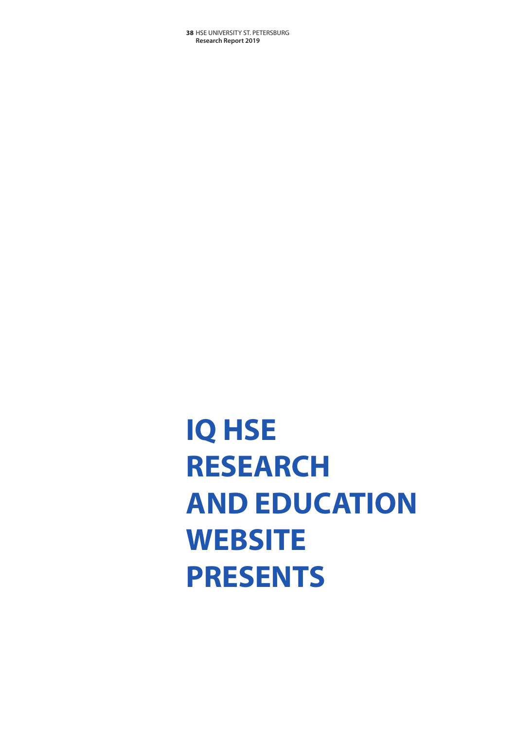# IQ HSE RESEARCH AND EDUCATION WEBSITE PRESENTS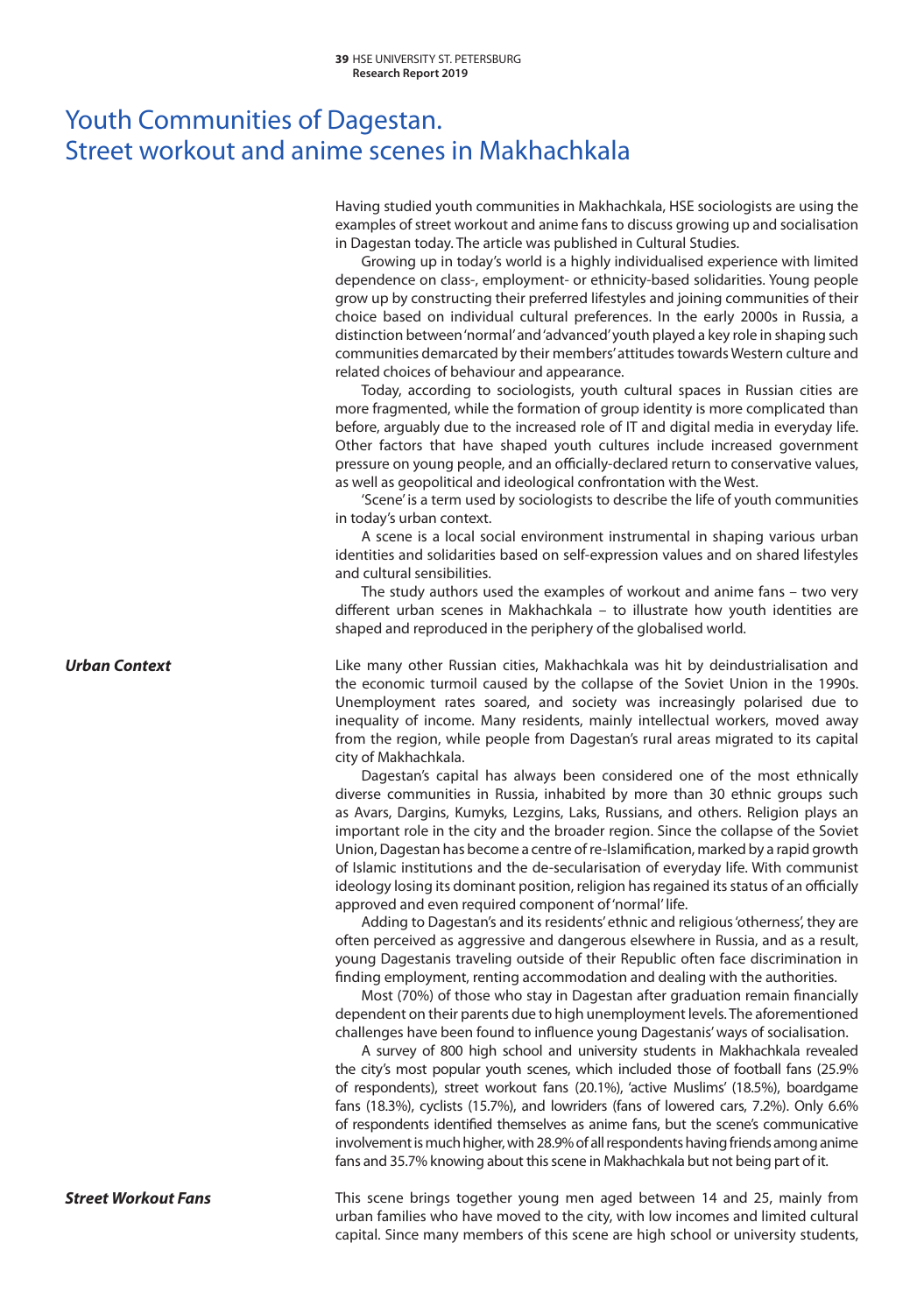# Youth Communities of Dagestan. Street workout and anime scenes in Makhachkala

Having studied youth communities in Makhachkala, HSE sociologists are using the examples of street workout and anime fans to discuss growing up and socialisation in Dagestan today. The article was published in Cultural Studies.

Growing up in today's world is a highly individualised experience with limited dependence on class-, employment- or ethnicity-based solidarities. Young people grow up by constructing their preferred lifestyles and joining communities of their choice based on individual cultural preferences. In the early 2000s in Russia, a distinction between 'normal' and 'advanced' youth played a key role in shaping such communities demarcated by their members' attitudes towards Western culture and related choices of behaviour and appearance.

Today, according to sociologists, youth cultural spaces in Russian cities are more fragmented, while the formation of group identity is more complicated than before, arguably due to the increased role of IT and digital media in everyday life. Other factors that have shaped youth cultures include increased government pressure on young people, and an officially-declared return to conservative values, as well as geopolitical and ideological confrontation with the West.

'Scene' is a term used by sociologists to describe the life of youth communities in today's urban context.

A scene is a local social environment instrumental in shaping various urban identities and solidarities based on self-expression values and on shared lifestyles and cultural sensibilities.

The study authors used the examples of workout and anime fans – two very different urban scenes in Makhachkala – to illustrate how youth identities are shaped and reproduced in the periphery of the globalised world.

### *Urban Context*

Like many other Russian cities, Makhachkala was hit by deindustrialisation and the economic turmoil caused by the collapse of the Soviet Union in the 1990s. Unemployment rates soared, and society was increasingly polarised due to inequality of income. Many residents, mainly intellectual workers, moved away from the region, while people from Dagestan's rural areas migrated to its capital city of Makhachkala.

Dagestan's capital has always been considered one of the most ethnically diverse communities in Russia, inhabited by more than 30 ethnic groups such as Avars, Dargins, Kumyks, Lezgins, Laks, Russians, and others. Religion plays an important role in the city and the broader region. Since the collapse of the Soviet Union, Dagestan has become a centre of re-Islamification, marked by a rapid growth of Islamic institutions and the de-secularisation of everyday life. With communist ideology losing its dominant position, religion has regained its status of an officially approved and even required component of 'normal' life.

Adding to Dagestan's and its residents' ethnic and religious 'otherness', they are often perceived as aggressive and dangerous elsewhere in Russia, and as a result, young Dagestanis traveling outside of their Republic often face discrimination in finding employment, renting accommodation and dealing with the authorities.

Most (70%) of those who stay in Dagestan after graduation remain financially dependent on their parents due to high unemployment levels. The aforementioned challenges have been found to influence young Dagestanis' ways of socialisation.

A survey of 800 high school and university students in Makhachkala revealed the city's most popular youth scenes, which included those of football fans (25.9% of respondents), street workout fans (20.1%), 'active Muslims' (18.5%), boardgame fans (18.3%), cyclists (15.7%), and lowriders (fans of lowered cars, 7.2%). Only 6.6% of respondents identified themselves as anime fans, but the scene's communicative involvement is much higher, with 28.9% of all respondents having friends among anime fans and 35.7% knowing about this scene in Makhachkala but not being part of it.

### *Street Workout Fans*

This scene brings together young men aged between 14 and 25, mainly from urban families who have moved to the city, with low incomes and limited cultural capital. Since many members of this scene are high school or university students,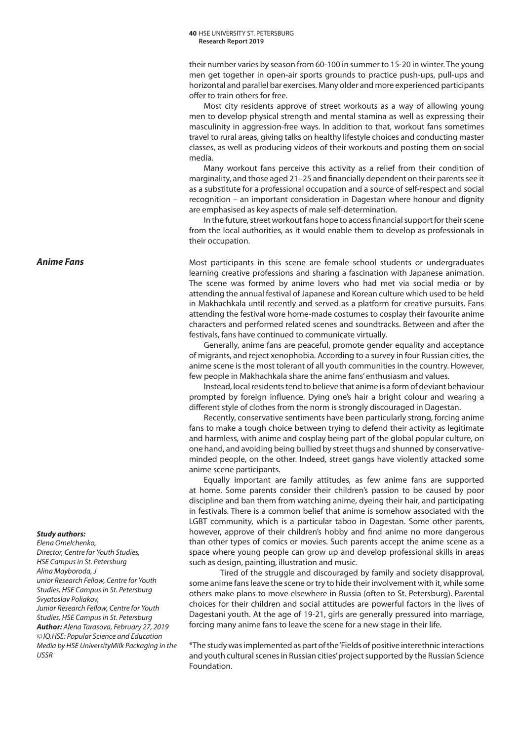their number varies by season from 60-100 in summer to 15-20 in winter. The young men get together in open-air sports grounds to practice push-ups, pull-ups and horizontal and parallel bar exercises. Many older and more experienced participants offer to train others for free.

Most city residents approve of street workouts as a way of allowing young men to develop physical strength and mental stamina as well as expressing their masculinity in aggression-free ways. In addition to that, workout fans sometimes travel to rural areas, giving talks on healthy lifestyle choices and conducting master classes, as well as producing videos of their workouts and posting them on social media.

Many workout fans perceive this activity as a relief from their condition of marginality, and those aged 21–25 and financially dependent on their parents see it as a substitute for a professional occupation and a source of self-respect and social recognition – an important consideration in Dagestan where honour and dignity are emphasised as key aspects of male self-determination.

In the future, street workout fans hope to access financial support for their scene from the local authorities, as it would enable them to develop as professionals in their occupation.

### *Anime Fans*

Most participants in this scene are female school students or undergraduates learning creative professions and sharing a fascination with Japanese animation. The scene was formed by anime lovers who had met via social media or by attending the annual festival of Japanese and Korean culture which used to be held in Makhachkala until recently and served as a platform for creative pursuits. Fans attending the festival wore home-made costumes to cosplay their favourite anime characters and performed related scenes and soundtracks. Between and after the festivals, fans have continued to communicate virtually.

Generally, anime fans are peaceful, promote gender equality and acceptance of migrants, and reject xenophobia. According to a survey in four Russian cities, the anime scene is the most tolerant of all youth communities in the country. However, few people in Makhachkala share the anime fans' enthusiasm and values.

Instead, local residents tend to believe that anime is a form of deviant behaviour prompted by foreign influence. Dying one's hair a bright colour and wearing a different style of clothes from the norm is strongly discouraged in Dagestan.

Recently, conservative sentiments have been particularly strong, forcing anime fans to make a tough choice between trying to defend their activity as legitimate and harmless, with anime and cosplay being part of the global popular culture, on one hand, and avoiding being bullied by street thugs and shunned by conservative-minded people, on the other. Indeed, street gangs have violently attacked some anime scene participants.

Equally important are family attitudes, as few anime fans are supported at home. Some parents consider their children's passion to be caused by poor discipline and ban them from watching anime, dyeing their hair, and participating in festivals. There is a common belief that anime is somehow associated with the LGBT community, which is a particular taboo in Dagestan. Some other parents, however, approve of their children's hobby and find anime no more dangerous than other types of comics or movies. Such parents accept the anime scene as a space where young people can grow up and develop professional skills in areas such as design, painting, illustration and music.

Tired of the struggle and discouraged by family and society disapproval, some anime fans leave the scene or try to hide their involvement with it, while some others make plans to move elsewhere in Russia (often to St. Petersburg). Parental choices for their children and social attitudes are powerful factors in the lives of Dagestani youth. At the age of 19-21, girls are generally pressured into marriage, forcing many anime fans to leave the scene for a new stage in their life.

*The study was implemented as part of the 'Fields of positive interethnic interactions and youth cultural scenes in Russian cities' project supported by the Russian Science Foundation.

***Study authors:***
*Elena Omelchenko,*
*Director, Centre for Youth Studies, HSE Campus in St. Petersburg*
*Alina Mayboroda, J*
*unior Research Fellow, Centre for Youth Studies, HSE Campus in St. Petersburg*
*Svyatoslav Poliakov,*
*Junior Research Fellow, Centre for Youth Studies, HSE Campus in St. Petersburg*
***Author:*** *Alena Tarasova, February 27, 2019*
*© IQ.HSE: Popular Science and Education Media by HSE UniversityMilk Packaging in the USSR*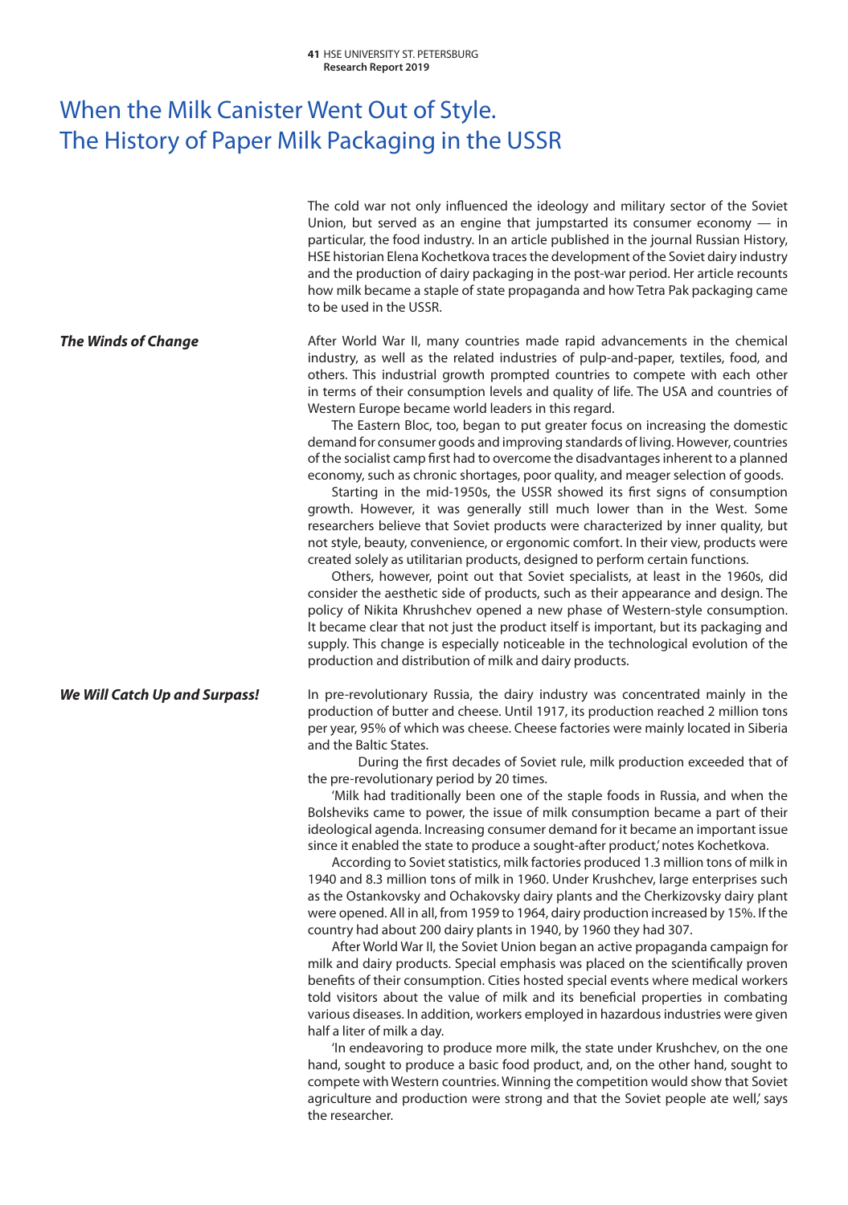# When the Milk Canister Went Out of Style. The History of Paper Milk Packaging in the USSR

The cold war not only influenced the ideology and military sector of the Soviet Union, but served as an engine that jumpstarted its consumer economy — in particular, the food industry. In an article published in the journal Russian History, HSE historian Elena Kochetkova traces the development of the Soviet dairy industry and the production of dairy packaging in the post-war period. Her article recounts how milk became a staple of state propaganda and how Tetra Pak packaging came to be used in the USSR.

## *The Winds of Change*

After World War II, many countries made rapid advancements in the chemical industry, as well as the related industries of pulp-and-paper, textiles, food, and others. This industrial growth prompted countries to compete with each other in terms of their consumption levels and quality of life. The USA and countries of Western Europe became world leaders in this regard.

The Eastern Bloc, too, began to put greater focus on increasing the domestic demand for consumer goods and improving standards of living. However, countries of the socialist camp first had to overcome the disadvantages inherent to a planned economy, such as chronic shortages, poor quality, and meager selection of goods.

Starting in the mid-1950s, the USSR showed its first signs of consumption growth. However, it was generally still much lower than in the West. Some researchers believe that Soviet products were characterized by inner quality, but not style, beauty, convenience, or ergonomic comfort. In their view, products were created solely as utilitarian products, designed to perform certain functions.

Others, however, point out that Soviet specialists, at least in the 1960s, did consider the aesthetic side of products, such as their appearance and design. The policy of Nikita Khrushchev opened a new phase of Western-style consumption. It became clear that not just the product itself is important, but its packaging and supply. This change is especially noticeable in the technological evolution of the production and distribution of milk and dairy products.

## *We Will Catch Up and Surpass!*

In pre-revolutionary Russia, the dairy industry was concentrated mainly in the production of butter and cheese. Until 1917, its production reached 2 million tons per year, 95% of which was cheese. Cheese factories were mainly located in Siberia and the Baltic States.

During the first decades of Soviet rule, milk production exceeded that of the pre-revolutionary period by 20 times.

'Milk had traditionally been one of the staple foods in Russia, and when the Bolsheviks came to power, the issue of milk consumption became a part of their ideological agenda. Increasing consumer demand for it became an important issue since it enabled the state to produce a sought-after product,' notes Kochetkova.

According to Soviet statistics, milk factories produced 1.3 million tons of milk in 1940 and 8.3 million tons of milk in 1960. Under Krushchev, large enterprises such as the Ostankovsky and Ochakovsky dairy plants and the Cherkizovsky dairy plant were opened. All in all, from 1959 to 1964, dairy production increased by 15%. If the country had about 200 dairy plants in 1940, by 1960 they had 307.

After World War II, the Soviet Union began an active propaganda campaign for milk and dairy products. Special emphasis was placed on the scientifically proven benefits of their consumption. Cities hosted special events where medical workers told visitors about the value of milk and its beneficial properties in combating various diseases. In addition, workers employed in hazardous industries were given half a liter of milk a day.

'In endeavoring to produce more milk, the state under Krushchev, on the one hand, sought to produce a basic food product, and, on the other hand, sought to compete with Western countries. Winning the competition would show that Soviet agriculture and production were strong and that the Soviet people ate well,' says the researcher.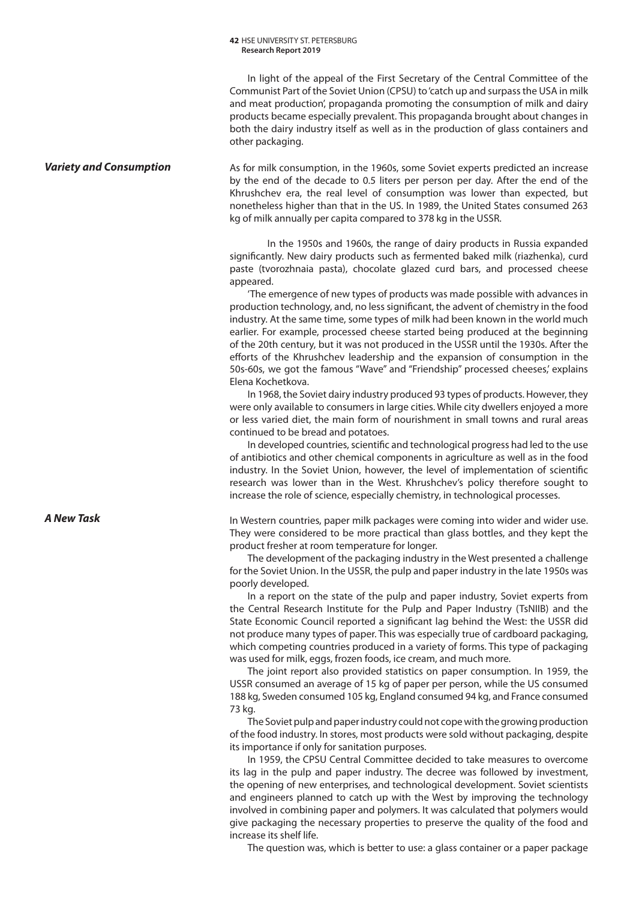In light of the appeal of the First Secretary of the Central Committee of the Communist Part of the Soviet Union (CPSU) to 'catch up and surpass the USA in milk and meat production', propaganda promoting the consumption of milk and dairy products became especially prevalent. This propaganda brought about changes in both the dairy industry itself as well as in the production of glass containers and other packaging.

### *Variety and Consumption*

As for milk consumption, in the 1960s, some Soviet experts predicted an increase by the end of the decade to 0.5 liters per person per day. After the end of the Khrushchev era, the real level of consumption was lower than expected, but nonetheless higher than that in the US. In 1989, the United States consumed 263 kg of milk annually per capita compared to 378 kg in the USSR.

In the 1950s and 1960s, the range of dairy products in Russia expanded significantly. New dairy products such as fermented baked milk (riazhenka), curd paste (tvorozhnaia pasta), chocolate glazed curd bars, and processed cheese appeared.

'The emergence of new types of products was made possible with advances in production technology, and, no less significant, the advent of chemistry in the food industry. At the same time, some types of milk had been known in the world much earlier. For example, processed cheese started being produced at the beginning of the 20th century, but it was not produced in the USSR until the 1930s. After the efforts of the Khrushchev leadership and the expansion of consumption in the 50s-60s, we got the famous "Wave" and "Friendship" processed cheeses,' explains Elena Kochetkova.

In 1968, the Soviet dairy industry produced 93 types of products. However, they were only available to consumers in large cities. While city dwellers enjoyed a more or less varied diet, the main form of nourishment in small towns and rural areas continued to be bread and potatoes.

In developed countries, scientific and technological progress had led to the use of antibiotics and other chemical components in agriculture as well as in the food industry. In the Soviet Union, however, the level of implementation of scientific research was lower than in the West. Khrushchev's policy therefore sought to increase the role of science, especially chemistry, in technological processes.

### *A New Task*

In Western countries, paper milk packages were coming into wider and wider use. They were considered to be more practical than glass bottles, and they kept the product fresher at room temperature for longer.

The development of the packaging industry in the West presented a challenge for the Soviet Union. In the USSR, the pulp and paper industry in the late 1950s was poorly developed.

In a report on the state of the pulp and paper industry, Soviet experts from the Central Research Institute for the Pulp and Paper Industry (TsNIIB) and the State Economic Council reported a significant lag behind the West: the USSR did not produce many types of paper. This was especially true of cardboard packaging, which competing countries produced in a variety of forms. This type of packaging was used for milk, eggs, frozen foods, ice cream, and much more.

The joint report also provided statistics on paper consumption. In 1959, the USSR consumed an average of 15 kg of paper per person, while the US consumed 188 kg, Sweden consumed 105 kg, England consumed 94 kg, and France consumed 73 kg.

The Soviet pulp and paper industry could not cope with the growing production of the food industry. In stores, most products were sold without packaging, despite its importance if only for sanitation purposes.

In 1959, the CPSU Central Committee decided to take measures to overcome its lag in the pulp and paper industry. The decree was followed by investment, the opening of new enterprises, and technological development. Soviet scientists and engineers planned to catch up with the West by improving the technology involved in combining paper and polymers. It was calculated that polymers would give packaging the necessary properties to preserve the quality of the food and increase its shelf life.

The question was, which is better to use: a glass container or a paper package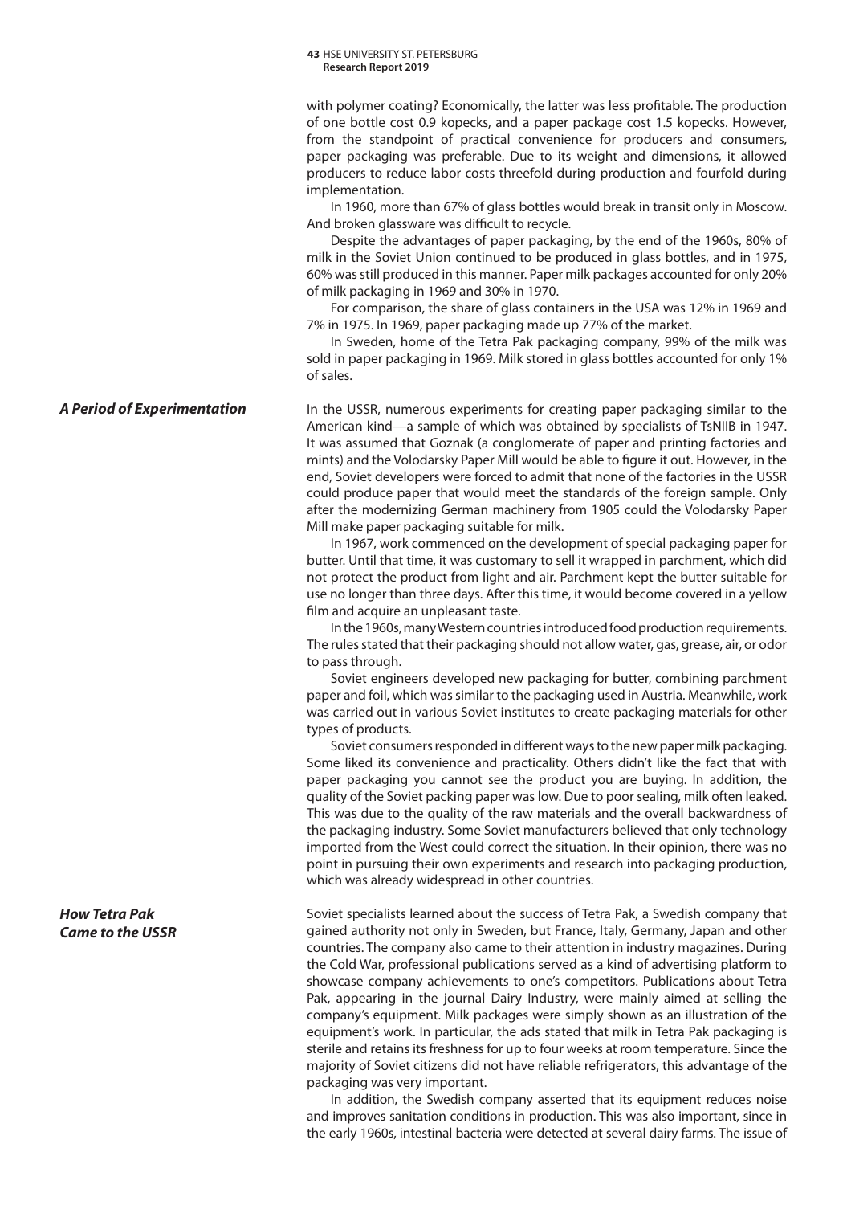with polymer coating? Economically, the latter was less profitable. The production of one bottle cost 0.9 kopecks, and a paper package cost 1.5 kopecks. However, from the standpoint of practical convenience for producers and consumers, paper packaging was preferable. Due to its weight and dimensions, it allowed producers to reduce labor costs threefold during production and fourfold during implementation.

In 1960, more than 67% of glass bottles would break in transit only in Moscow. And broken glassware was difficult to recycle.

Despite the advantages of paper packaging, by the end of the 1960s, 80% of milk in the Soviet Union continued to be produced in glass bottles, and in 1975, 60% was still produced in this manner. Paper milk packages accounted for only 20% of milk packaging in 1969 and 30% in 1970.

For comparison, the share of glass containers in the USA was 12% in 1969 and 7% in 1975. In 1969, paper packaging made up 77% of the market.

In Sweden, home of the Tetra Pak packaging company, 99% of the milk was sold in paper packaging in 1969. Milk stored in glass bottles accounted for only 1% of sales.

## A Period of Experimentation

In the USSR, numerous experiments for creating paper packaging similar to the American kind—a sample of which was obtained by specialists of TsNIIB in 1947. It was assumed that Goznak (a conglomerate of paper and printing factories and mints) and the Volodarsky Paper Mill would be able to figure it out. However, in the end, Soviet developers were forced to admit that none of the factories in the USSR could produce paper that would meet the standards of the foreign sample. Only after the modernizing German machinery from 1905 could the Volodarsky Paper Mill make paper packaging suitable for milk.

In 1967, work commenced on the development of special packaging paper for butter. Until that time, it was customary to sell it wrapped in parchment, which did not protect the product from light and air. Parchment kept the butter suitable for use no longer than three days. After this time, it would become covered in a yellow film and acquire an unpleasant taste.

In the 1960s, many Western countries introduced food production requirements. The rules stated that their packaging should not allow water, gas, grease, air, or odor to pass through.

Soviet engineers developed new packaging for butter, combining parchment paper and foil, which was similar to the packaging used in Austria. Meanwhile, work was carried out in various Soviet institutes to create packaging materials for other types of products.

Soviet consumers responded in different ways to the new paper milk packaging. Some liked its convenience and practicality. Others didn't like the fact that with paper packaging you cannot see the product you are buying. In addition, the quality of the Soviet packing paper was low. Due to poor sealing, milk often leaked. This was due to the quality of the raw materials and the overall backwardness of the packaging industry. Some Soviet manufacturers believed that only technology imported from the West could correct the situation. In their opinion, there was no point in pursuing their own experiments and research into packaging production, which was already widespread in other countries.

## How Tetra Pak Came to the USSR

Soviet specialists learned about the success of Tetra Pak, a Swedish company that gained authority not only in Sweden, but France, Italy, Germany, Japan and other countries. The company also came to their attention in industry magazines. During the Cold War, professional publications served as a kind of advertising platform to showcase company achievements to one's competitors. Publications about Tetra Pak, appearing in the journal Dairy Industry, were mainly aimed at selling the company's equipment. Milk packages were simply shown as an illustration of the equipment's work. In particular, the ads stated that milk in Tetra Pak packaging is sterile and retains its freshness for up to four weeks at room temperature. Since the majority of Soviet citizens did not have reliable refrigerators, this advantage of the packaging was very important.

In addition, the Swedish company asserted that its equipment reduces noise and improves sanitation conditions in production. This was also important, since in the early 1960s, intestinal bacteria were detected at several dairy farms. The issue of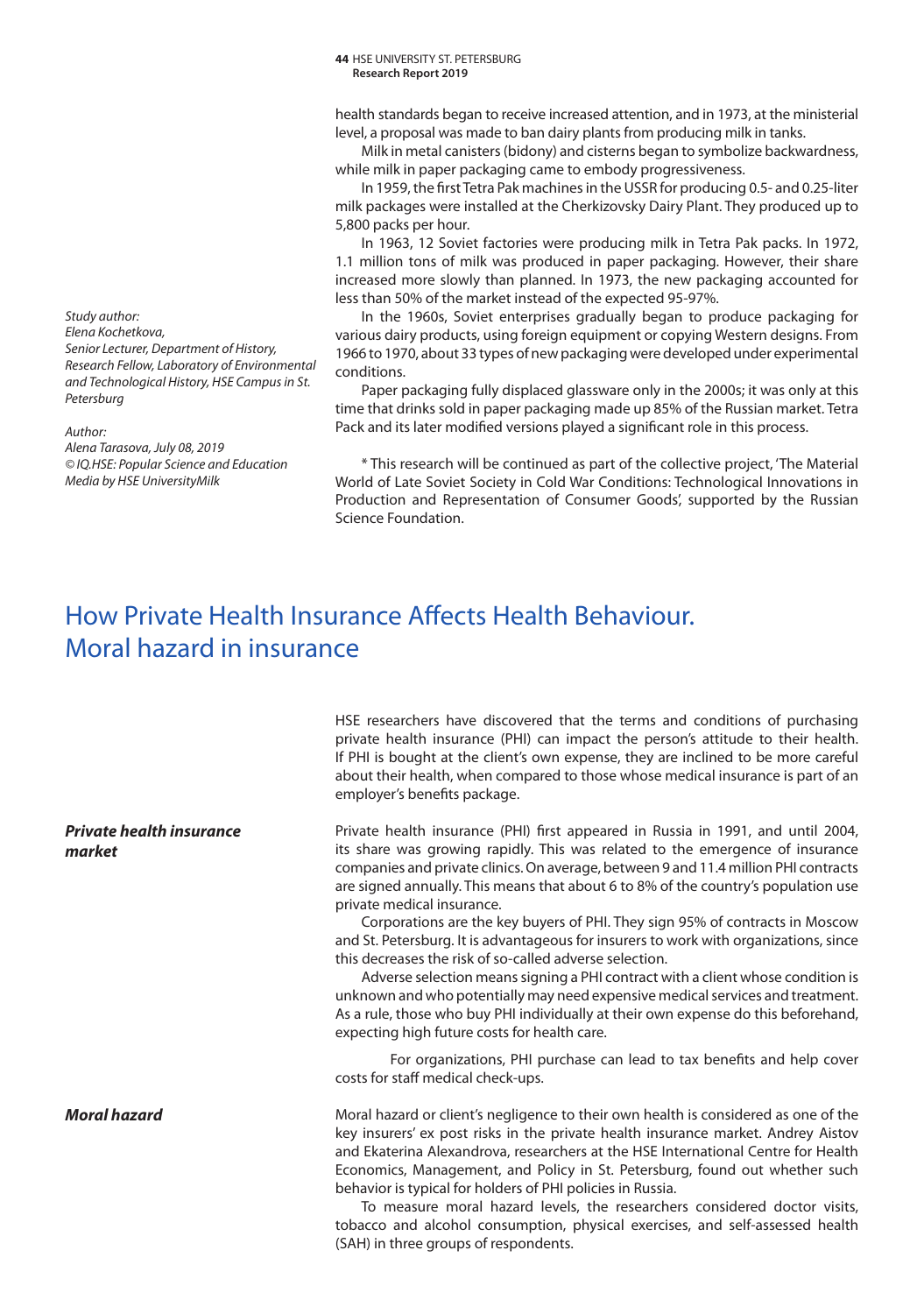health standards began to receive increased attention, and in 1973, at the ministerial level, a proposal was made to ban dairy plants from producing milk in tanks.

Milk in metal canisters (bidony) and cisterns began to symbolize backwardness, while milk in paper packaging came to embody progressiveness.

In 1959, the first Tetra Pak machines in the USSR for producing 0.5- and 0.25-liter milk packages were installed at the Cherkizovsky Dairy Plant. They produced up to 5,800 packs per hour.

In 1963, 12 Soviet factories were producing milk in Tetra Pak packs. In 1972, 1.1 million tons of milk was produced in paper packaging. However, their share increased more slowly than planned. In 1973, the new packaging accounted for less than 50% of the market instead of the expected 95-97%.

In the 1960s, Soviet enterprises gradually began to produce packaging for various dairy products, using foreign equipment or copying Western designs. From 1966 to 1970, about 33 types of new packaging were developed under experimental conditions.

Paper packaging fully displaced glassware only in the 2000s; it was only at this time that drinks sold in paper packaging made up 85% of the Russian market. Tetra Pack and its later modified versions played a significant role in this process.

\* This research will be continued as part of the collective project, 'The Material World of Late Soviet Society in Cold War Conditions: Technological Innovations in Production and Representation of Consumer Goods', supported by the Russian Science Foundation.

*Study author:*
*Elena Kochetkova,*
*Senior Lecturer, Department of History, Research Fellow, Laboratory of Environmental and Technological History, HSE Campus in St. Petersburg*

*Author:*
*Alena Tarasova, July 08, 2019*
*© IQ.HSE: Popular Science and Education Media by HSE UniversityMilk*

# How Private Health Insurance Affects Health Behaviour. Moral hazard in insurance

HSE researchers have discovered that the terms and conditions of purchasing private health insurance (PHI) can impact the person's attitude to their health. If PHI is bought at the client's own expense, they are inclined to be more careful about their health, when compared to those whose medical insurance is part of an employer's benefits package.

***Private health insurance market***

Private health insurance (PHI) first appeared in Russia in 1991, and until 2004, its share was growing rapidly. This was related to the emergence of insurance companies and private clinics. On average, between 9 and 11.4 million PHI contracts are signed annually. This means that about 6 to 8% of the country's population use private medical insurance.

Corporations are the key buyers of PHI. They sign 95% of contracts in Moscow and St. Petersburg. It is advantageous for insurers to work with organizations, since this decreases the risk of so-called adverse selection.

Adverse selection means signing a PHI contract with a client whose condition is unknown and who potentially may need expensive medical services and treatment. As a rule, those who buy PHI individually at their own expense do this beforehand, expecting high future costs for health care.

For organizations, PHI purchase can lead to tax benefits and help cover costs for staff medical check-ups.

***Moral hazard***

Moral hazard or client's negligence to their own health is considered as one of the key insurers' ex post risks in the private health insurance market. Andrey Aistov and Ekaterina Alexandrova, researchers at the HSE International Centre for Health Economics, Management, and Policy in St. Petersburg, found out whether such behavior is typical for holders of PHI policies in Russia.

To measure moral hazard levels, the researchers considered doctor visits, tobacco and alcohol consumption, physical exercises, and self-assessed health (SAH) in three groups of respondents.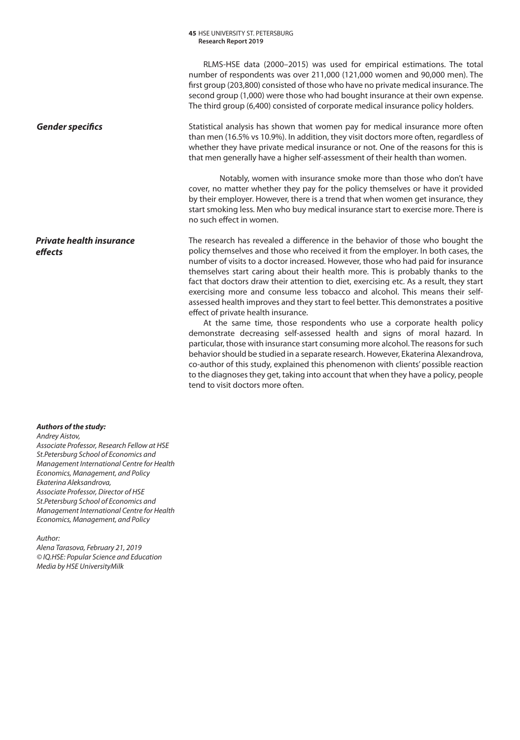RLMS-HSE data (2000–2015) was used for empirical estimations. The total number of respondents was over 211,000 (121,000 women and 90,000 men). The first group (203,800) consisted of those who have no private medical insurance. The second group (1,000) were those who had bought insurance at their own expense. The third group (6,400) consisted of corporate medical insurance policy holders.

### *Gender specifics*

Statistical analysis has shown that women pay for medical insurance more often than men (16.5% vs 10.9%). In addition, they visit doctors more often, regardless of whether they have private medical insurance or not. One of the reasons for this is that men generally have a higher self-assessment of their health than women.

Notably, women with insurance smoke more than those who don't have cover, no matter whether they pay for the policy themselves or have it provided by their employer. However, there is a trend that when women get insurance, they start smoking less. Men who buy medical insurance start to exercise more. There is no such effect in women.

### *Private health insurance effects*

The research has revealed a difference in the behavior of those who bought the policy themselves and those who received it from the employer. In both cases, the number of visits to a doctor increased. However, those who had paid for insurance themselves start caring about their health more. This is probably thanks to the fact that doctors draw their attention to diet, exercising etc. As a result, they start exercising more and consume less tobacco and alcohol. This means their self-assessed health improves and they start to feel better. This demonstrates a positive effect of private health insurance.

At the same time, those respondents who use a corporate health policy demonstrate decreasing self-assessed health and signs of moral hazard. In particular, those with insurance start consuming more alcohol. The reasons for such behavior should be studied in a separate research. However, Ekaterina Alexandrova, co-author of this study, explained this phenomenon with clients' possible reaction to the diagnoses they get, taking into account that when they have a policy, people tend to visit doctors more often.

***Authors of the study:***
*Andrey Aistov,*
*Associate Professor, Research Fellow at HSE St.Petersburg School of Economics and Management International Centre for Health Economics, Management, and Policy*
*Ekaterina Aleksandrova,*
*Associate Professor, Director of HSE St.Petersburg School of Economics and Management International Centre for Health Economics, Management, and Policy*

*Author:*
*Alena Tarasova, February 21, 2019*
*© IQ.HSE: Popular Science and Education Media by HSE UniversityMilk*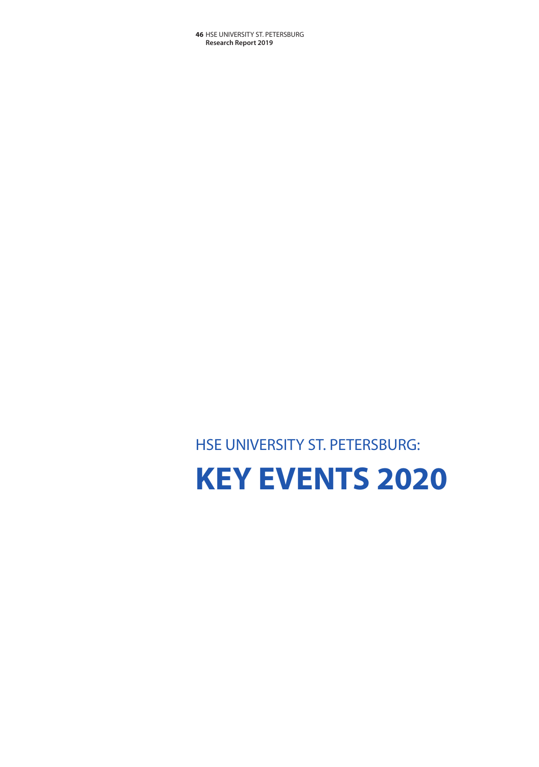HSE UNIVERSITY ST. PETERSBURG:

# KEY EVENTS 2020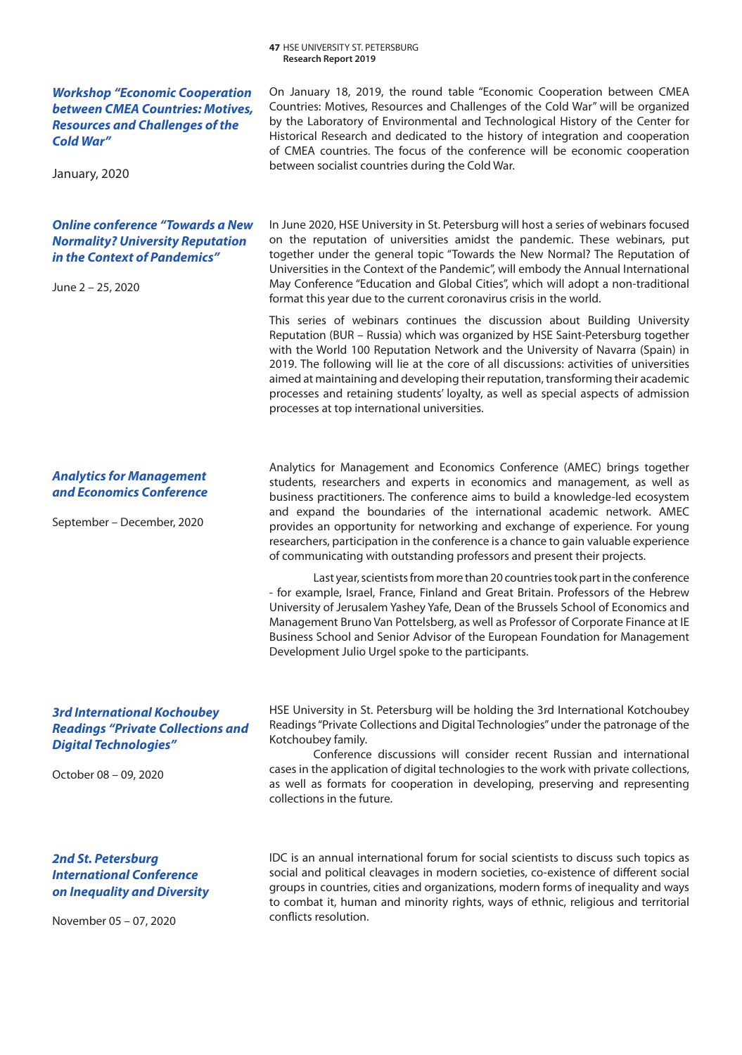### *Workshop "Economic Cooperation between CMEA Countries: Motives, Resources and Challenges of the Cold War"*

January, 2020

On January 18, 2019, the round table "Economic Cooperation between CMEA Countries: Motives, Resources and Challenges of the Cold War" will be organized by the Laboratory of Environmental and Technological History of the Center for Historical Research and dedicated to the history of integration and cooperation of CMEA countries. The focus of the conference will be economic cooperation between socialist countries during the Cold War.

### *Online conference "Towards a New Normality? University Reputation in the Context of Pandemics"*

June 2 – 25, 2020

In June 2020, HSE University in St. Petersburg will host a series of webinars focused on the reputation of universities amidst the pandemic. These webinars, put together under the general topic "Towards the New Normal? The Reputation of Universities in the Context of the Pandemic", will embody the Annual International May Conference "Education and Global Cities", which will adopt a non-traditional format this year due to the current coronavirus crisis in the world.

This series of webinars continues the discussion about Building University Reputation (BUR – Russia) which was organized by HSE Saint-Petersburg together with the World 100 Reputation Network and the University of Navarra (Spain) in 2019. The following will lie at the core of all discussions: activities of universities aimed at maintaining and developing their reputation, transforming their academic processes and retaining students' loyalty, as well as special aspects of admission processes at top international universities.

### *Analytics for Management and Economics Conference*

September – December, 2020

Analytics for Management and Economics Conference (AMEC) brings together students, researchers and experts in economics and management, as well as business practitioners. The conference aims to build a knowledge-led ecosystem and expand the boundaries of the international academic network. AMEC provides an opportunity for networking and exchange of experience. For young researchers, participation in the conference is a chance to gain valuable experience of communicating with outstanding professors and present their projects.

Last year, scientists from more than 20 countries took part in the conference - for example, Israel, France, Finland and Great Britain. Professors of the Hebrew University of Jerusalem Yashey Yafe, Dean of the Brussels School of Economics and Management Bruno Van Pottelsberg, as well as Professor of Corporate Finance at IE Business School and Senior Advisor of the European Foundation for Management Development Julio Urgel spoke to the participants.

### *3rd International Kochoubey Readings "Private Collections and Digital Technologies"*

October 08 – 09, 2020

HSE University in St. Petersburg will be holding the 3rd International Kotchoubey Readings "Private Collections and Digital Technologies" under the patronage of the Kotchoubey family.

Conference discussions will consider recent Russian and international cases in the application of digital technologies to the work with private collections, as well as formats for cooperation in developing, preserving and representing collections in the future.

### *2nd St. Petersburg International Conference on Inequality and Diversity*

November 05 – 07, 2020

IDC is an annual international forum for social scientists to discuss such topics as social and political cleavages in modern societies, co-existence of different social groups in countries, cities and organizations, modern forms of inequality and ways to combat it, human and minority rights, ways of ethnic, religious and territorial conflicts resolution.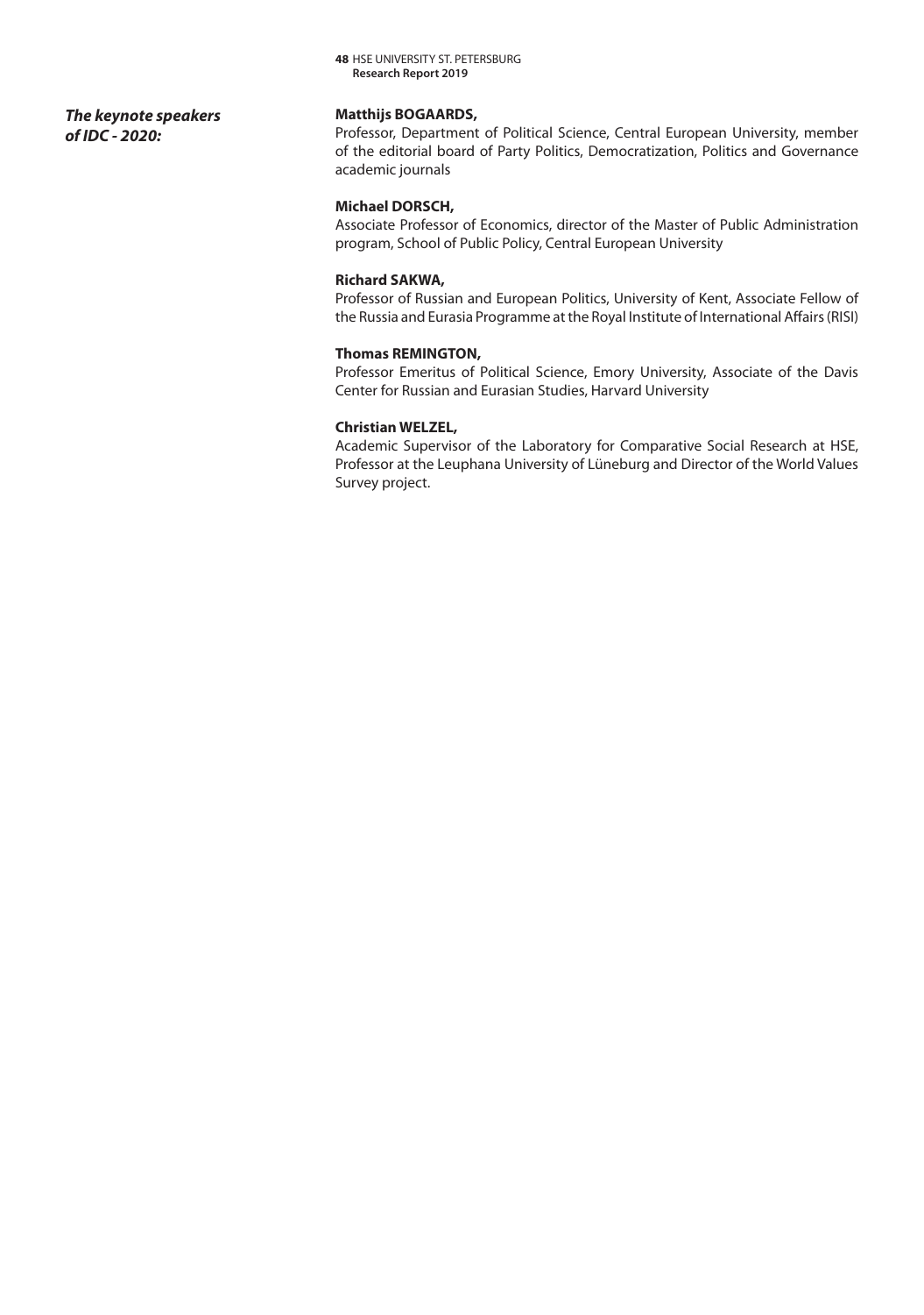***The keynote speakers of IDC - 2020:***

**Matthijs BOGAARDS,**
Professor, Department of Political Science, Central European University, member of the editorial board of Party Politics, Democratization, Politics and Governance academic journals

**Michael DORSCH,**
Associate Professor of Economics, director of the Master of Public Administration program, School of Public Policy, Central European University

**Richard SAKWA,**
Professor of Russian and European Politics, University of Kent, Associate Fellow of the Russia and Eurasia Programme at the Royal Institute of International Affairs (RISI)

**Thomas REMINGTON,**
Professor Emeritus of Political Science, Emory University, Associate of the Davis Center for Russian and Eurasian Studies, Harvard University

**Christian WELZEL,**
Academic Supervisor of the Laboratory for Comparative Social Research at HSE, Professor at the Leuphana University of Lüneburg and Director of the World Values Survey project.